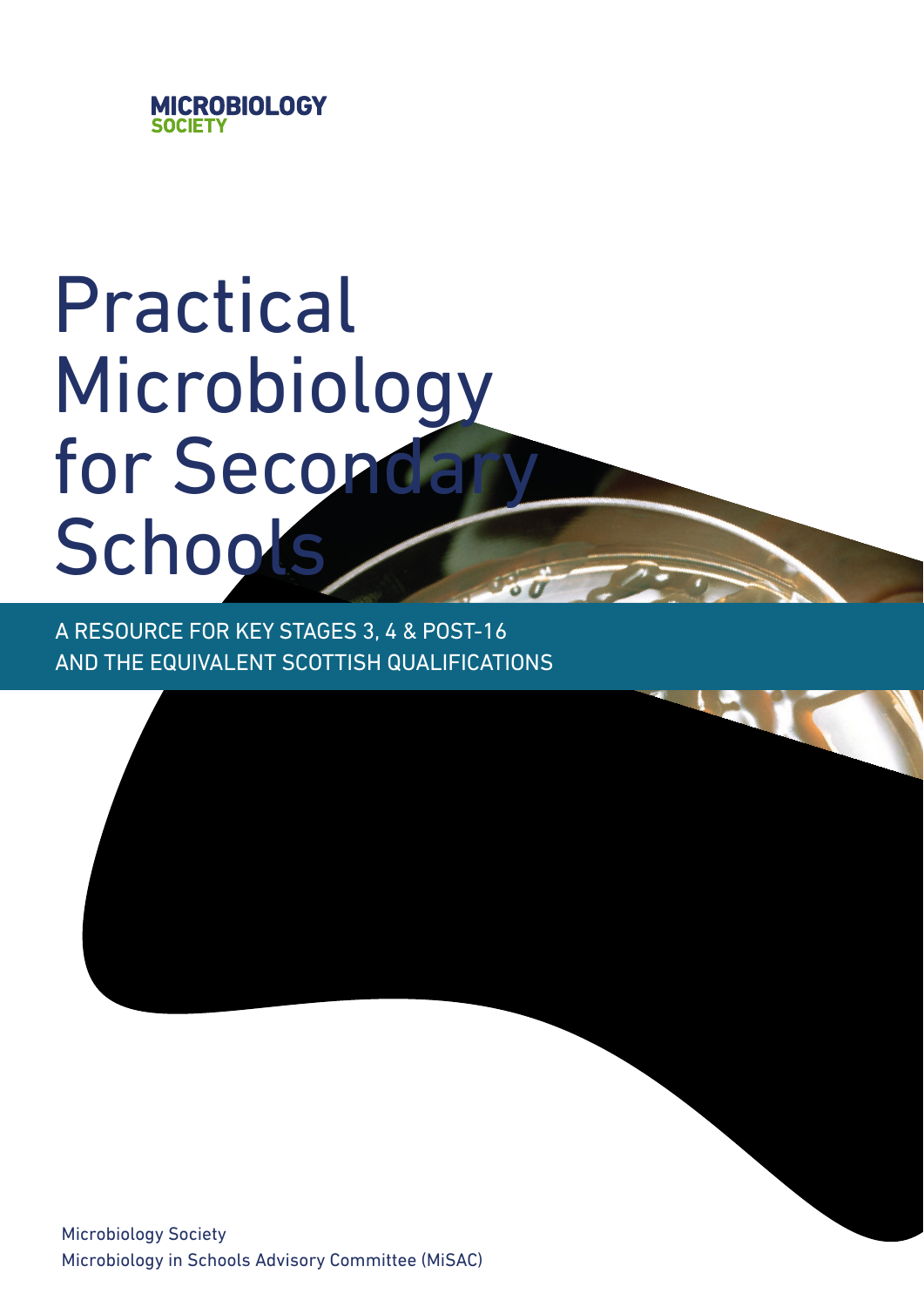MICROBIOLOGY SOCIETY

# Practical Microbiology for Secondary Schools

A RESOURCE FOR KEY STAGES 3, 4 & POST-16 AND THE EQUIVALENT SCOTTISH QUALIFICATIONS

Microbiology Society
Microbiology in Schools Advisory Committee (MiSAC)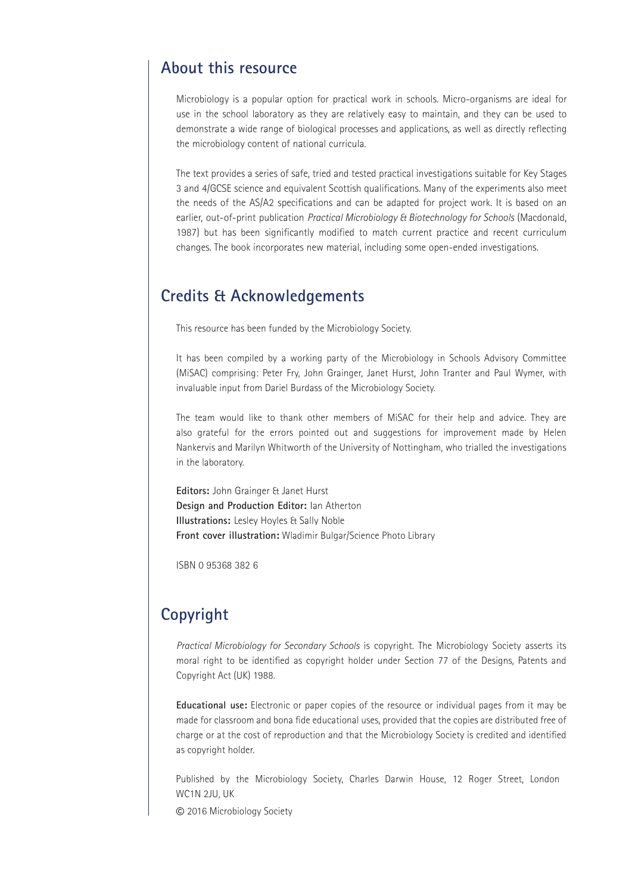## About this resource

Microbiology is a popular option for practical work in schools. Micro-organisms are ideal for use in the school laboratory as they are relatively easy to maintain, and they can be used to demonstrate a wide range of biological processes and applications, as well as directly reflecting the microbiology content of national curricula.

The text provides a series of safe, tried and tested practical investigations suitable for Key Stages 3 and 4/GCSE science and equivalent Scottish qualifications. Many of the experiments also meet the needs of the AS/A2 specifications and can be adapted for project work. It is based on an earlier, out-of-print publication *Practical Microbiology & Biotechnology for Schools* (Macdonald, 1987) but has been significantly modified to match current practice and recent curriculum changes. The book incorporates new material, including some open-ended investigations.

## Credits & Acknowledgements

This resource has been funded by the Microbiology Society.

It has been compiled by a working party of the Microbiology in Schools Advisory Committee (MiSAC) comprising: Peter Fry, John Grainger, Janet Hurst, John Tranter and Paul Wymer, with invaluable input from Dariel Burdass of the Microbiology Society.

The team would like to thank other members of MiSAC for their help and advice. They are also grateful for the errors pointed out and suggestions for improvement made by Helen Nankervis and Marilyn Whitworth of the University of Nottingham, who trialled the investigations in the laboratory.

**Editors:** John Grainger & Janet Hurst
**Design and Production Editor:** Ian Atherton
**Illustrations:** Lesley Hoyles & Sally Noble
**Front cover illustration:** Wladimir Bulgar/Science Photo Library

ISBN 0 95368 382 6

## Copyright

*Practical Microbiology for Secondary Schools* is copyright. The Microbiology Society asserts its moral right to be identified as copyright holder under Section 77 of the Designs, Patents and Copyright Act (UK) 1988.

**Educational use:** Electronic or paper copies of the resource or individual pages from it may be made for classroom and bona fide educational uses, provided that the copies are distributed free of charge or at the cost of reproduction and that the Microbiology Society is credited and identified as copyright holder.

Published by the Microbiology Society, Charles Darwin House, 12 Roger Street, London WC1N 2JU, UK

© 2016 Microbiology Society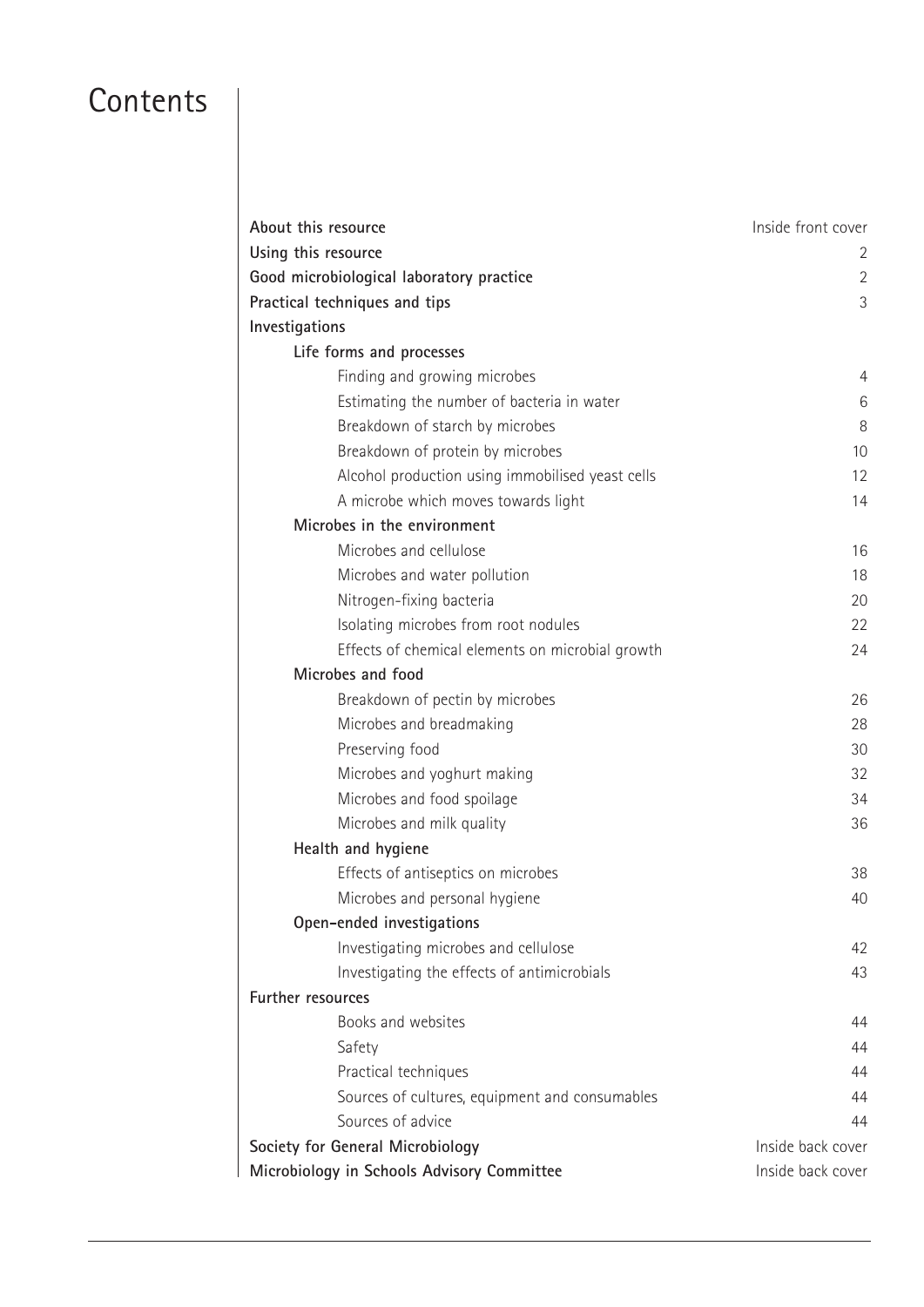# Contents

| | |
|---|---|
| **About this resource** | Inside front cover |
| **Using this resource** | 2 |
| **Good microbiological laboratory practice** | 2 |
| **Practical techniques and tips** | 3 |
| **Investigations** | |
| **Life forms and processes** | |
| Finding and growing microbes | 4 |
| Estimating the number of bacteria in water | 6 |
| Breakdown of starch by microbes | 8 |
| Breakdown of protein by microbes | 10 |
| Alcohol production using immobilised yeast cells | 12 |
| A microbe which moves towards light | 14 |
| **Microbes in the environment** | |
| Microbes and cellulose | 16 |
| Microbes and water pollution | 18 |
| Nitrogen-fixing bacteria | 20 |
| Isolating microbes from root nodules | 22 |
| Effects of chemical elements on microbial growth | 24 |
| **Microbes and food** | |
| Breakdown of pectin by microbes | 26 |
| Microbes and breadmaking | 28 |
| Preserving food | 30 |
| Microbes and yoghurt making | 32 |
| Microbes and food spoilage | 34 |
| Microbes and milk quality | 36 |
| **Health and hygiene** | |
| Effects of antiseptics on microbes | 38 |
| Microbes and personal hygiene | 40 |
| **Open-ended investigations** | |
| Investigating microbes and cellulose | 42 |
| Investigating the effects of antimicrobials | 43 |
| **Further resources** | |
| Books and websites | 44 |
| Safety | 44 |
| Practical techniques | 44 |
| Sources of cultures, equipment and consumables | 44 |
| Sources of advice | 44 |
| **Society for General Microbiology** | Inside back cover |
| **Microbiology in Schools Advisory Committee** | Inside back cover |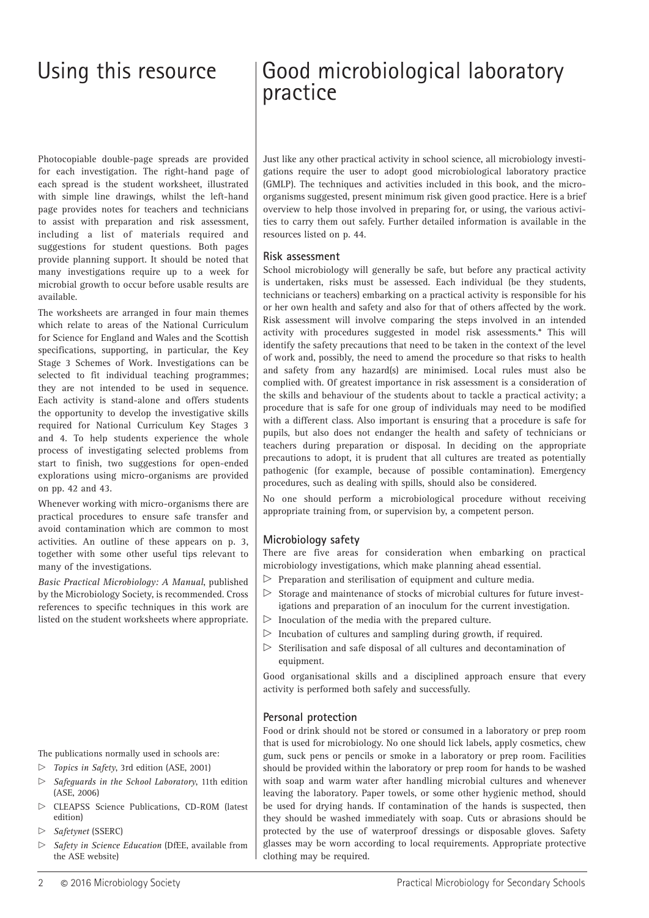# Using this resource

Photocopiable double-page spreads are provided for each investigation. The right-hand page of each spread is the student worksheet, illustrated with simple line drawings, whilst the left-hand page provides notes for teachers and technicians to assist with preparation and risk assessment, including a list of materials required and suggestions for student questions. Both pages provide planning support. It should be noted that many investigations require up to a week for microbial growth to occur before usable results are available.

The worksheets are arranged in four main themes which relate to areas of the National Curriculum for Science for England and Wales and the Scottish specifications, supporting, in particular, the Key Stage 3 Schemes of Work. Investigations can be selected to fit individual teaching programmes; they are not intended to be used in sequence. Each activity is stand-alone and offers students the opportunity to develop the investigative skills required for National Curriculum Key Stages 3 and 4. To help students experience the whole process of investigating selected problems from start to finish, two suggestions for open-ended explorations using micro-organisms are provided on pp. 42 and 43.

Whenever working with micro-organisms there are practical procedures to ensure safe transfer and avoid contamination which are common to most activities. An outline of these appears on p. 3, together with some other useful tips relevant to many of the investigations.

*Basic Practical Microbiology: A Manual*, published by the Microbiology Society, is recommended. Cross references to specific techniques in this work are listed on the student worksheets where appropriate.

# Good microbiological laboratory practice

Just like any other practical activity in school science, all microbiology investigations require the user to adopt good microbiological laboratory practice (GMLP). The techniques and activities included in this book, and the micro-organisms suggested, present minimum risk given good practice. Here is a brief overview to help those involved in preparing for, or using, the various activities to carry them out safely. Further detailed information is available in the resources listed on p. 44.

## Risk assessment

School microbiology will generally be safe, but before any practical activity is undertaken, risks must be assessed. Each individual (be they students, technicians or teachers) embarking on a practical activity is responsible for his or her own health and safety and also for that of others affected by the work. Risk assessment will involve comparing the steps involved in an intended activity with procedures suggested in model risk assessments.* This will identify the safety precautions that need to be taken in the context of the level of work and, possibly, the need to amend the procedure so that risks to health and safety from any hazard(s) are minimised. Local rules must also be complied with. Of greatest importance in risk assessment is a consideration of the skills and behaviour of the students about to tackle a practical activity; a procedure that is safe for one group of individuals may need to be modified with a different class. Also important is ensuring that a procedure is safe for pupils, but also does not endanger the health and safety of technicians or teachers during preparation or disposal. In deciding on the appropriate precautions to adopt, it is prudent that all cultures are treated as potentially pathogenic (for example, because of possible contamination). Emergency procedures, such as dealing with spills, should also be considered.

No one should perform a microbiological procedure without receiving appropriate training from, or supervision by, a competent person.

## Microbiology safety

There are five areas for consideration when embarking on practical microbiology investigations, which make planning ahead essential.

- Preparation and sterilisation of equipment and culture media.
- Storage and maintenance of stocks of microbial cultures for future investigations and preparation of an inoculum for the current investigation.
- Inoculation of the media with the prepared culture.
- Incubation of cultures and sampling during growth, if required.
- Sterilisation and safe disposal of all cultures and decontamination of equipment.

Good organisational skills and a disciplined approach ensure that every activity is performed both safely and successfully.

## Personal protection

Food or drink should not be stored or consumed in a laboratory or prep room that is used for microbiology. No one should lick labels, apply cosmetics, chew gum, suck pens or pencils or smoke in a laboratory or prep room. Facilities should be provided within the laboratory or prep room for hands to be washed with soap and warm water after handling microbial cultures and whenever leaving the laboratory. Paper towels, or some other hygienic method, should be used for drying hands. If contamination of the hands is suspected, then they should be washed immediately with soap. Cuts or abrasions should be protected by the use of waterproof dressings or disposable gloves. Safety glasses may be worn according to local requirements. Appropriate protective clothing may be required.

---

The publications normally used in schools are:

- *Topics in Safety*, 3rd edition (ASE, 2001)
- *Safeguards in the School Laboratory*, 11th edition (ASE, 2006)
- CLEAPSS Science Publications, CD-ROM (latest edition)
- *Safetynet* (SSERC)
- *Safety in Science Education* (DfEE, available from the ASE website)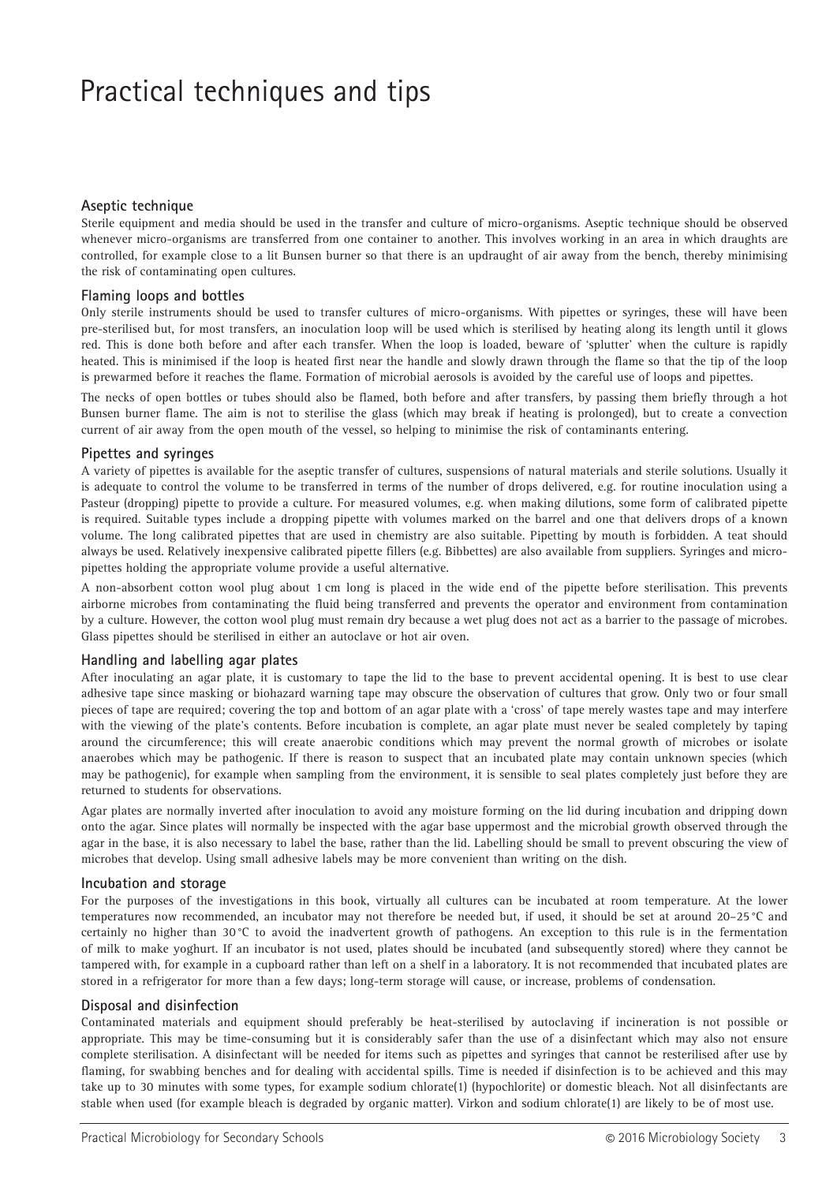# Practical techniques and tips

### Aseptic technique

Sterile equipment and media should be used in the transfer and culture of micro-organisms. Aseptic technique should be observed whenever micro-organisms are transferred from one container to another. This involves working in an area in which draughts are controlled, for example close to a lit Bunsen burner so that there is an updraught of air away from the bench, thereby minimising the risk of contaminating open cultures.

### Flaming loops and bottles

Only sterile instruments should be used to transfer cultures of micro-organisms. With pipettes or syringes, these will have been pre-sterilised but, for most transfers, an inoculation loop will be used which is sterilised by heating along its length until it glows red. This is done both before and after each transfer. When the loop is loaded, beware of 'splutter' when the culture is rapidly heated. This is minimised if the loop is heated first near the handle and slowly drawn through the flame so that the tip of the loop is prewarmed before it reaches the flame. Formation of microbial aerosols is avoided by the careful use of loops and pipettes.

The necks of open bottles or tubes should also be flamed, both before and after transfers, by passing them briefly through a hot Bunsen burner flame. The aim is not to sterilise the glass (which may break if heating is prolonged), but to create a convection current of air away from the open mouth of the vessel, so helping to minimise the risk of contaminants entering.

### Pipettes and syringes

A variety of pipettes is available for the aseptic transfer of cultures, suspensions of natural materials and sterile solutions. Usually it is adequate to control the volume to be transferred in terms of the number of drops delivered, e.g. for routine inoculation using a Pasteur (dropping) pipette to provide a culture. For measured volumes, e.g. when making dilutions, some form of calibrated pipette is required. Suitable types include a dropping pipette with volumes marked on the barrel and one that delivers drops of a known volume. The long calibrated pipettes that are used in chemistry are also suitable. Pipetting by mouth is forbidden. A teat should always be used. Relatively inexpensive calibrated pipette fillers (e.g. Bibbettes) are also available from suppliers. Syringes and micro-pipettes holding the appropriate volume provide a useful alternative.

A non-absorbent cotton wool plug about 1 cm long is placed in the wide end of the pipette before sterilisation. This prevents airborne microbes from contaminating the fluid being transferred and prevents the operator and environment from contamination by a culture. However, the cotton wool plug must remain dry because a wet plug does not act as a barrier to the passage of microbes. Glass pipettes should be sterilised in either an autoclave or hot air oven.

### Handling and labelling agar plates

After inoculating an agar plate, it is customary to tape the lid to the base to prevent accidental opening. It is best to use clear adhesive tape since masking or biohazard warning tape may obscure the observation of cultures that grow. Only two or four small pieces of tape are required; covering the top and bottom of an agar plate with a 'cross' of tape merely wastes tape and may interfere with the viewing of the plate's contents. Before incubation is complete, an agar plate must never be sealed completely by taping around the circumference; this will create anaerobic conditions which may prevent the normal growth of microbes or isolate anaerobes which may be pathogenic. If there is reason to suspect that an incubated plate may contain unknown species (which may be pathogenic), for example when sampling from the environment, it is sensible to seal plates completely just before they are returned to students for observations.

Agar plates are normally inverted after inoculation to avoid any moisture forming on the lid during incubation and dripping down onto the agar. Since plates will normally be inspected with the agar base uppermost and the microbial growth observed through the agar in the base, it is also necessary to label the base, rather than the lid. Labelling should be small to prevent obscuring the view of microbes that develop. Using small adhesive labels may be more convenient than writing on the dish.

### Incubation and storage

For the purposes of the investigations in this book, virtually all cultures can be incubated at room temperature. At the lower temperatures now recommended, an incubator may not therefore be needed but, if used, it should be set at around 20–25 °C and certainly no higher than 30 °C to avoid the inadvertent growth of pathogens. An exception to this rule is in the fermentation of milk to make yoghurt. If an incubator is not used, plates should be incubated (and subsequently stored) where they cannot be tampered with, for example in a cupboard rather than left on a shelf in a laboratory. It is not recommended that incubated plates are stored in a refrigerator for more than a few days; long-term storage will cause, or increase, problems of condensation.

### Disposal and disinfection

Contaminated materials and equipment should preferably be heat-sterilised by autoclaving if incineration is not possible or appropriate. This may be time-consuming but it is considerably safer than the use of a disinfectant which may also not ensure complete sterilisation. A disinfectant will be needed for items such as pipettes and syringes that cannot be resterilised after use by flaming, for swabbing benches and for dealing with accidental spills. Time is needed if disinfection is to be achieved and this may take up to 30 minutes with some types, for example sodium chlorate(1) (hypochlorite) or domestic bleach. Not all disinfectants are stable when used (for example bleach is degraded by organic matter). Virkon and sodium chlorate(1) are likely to be of most use.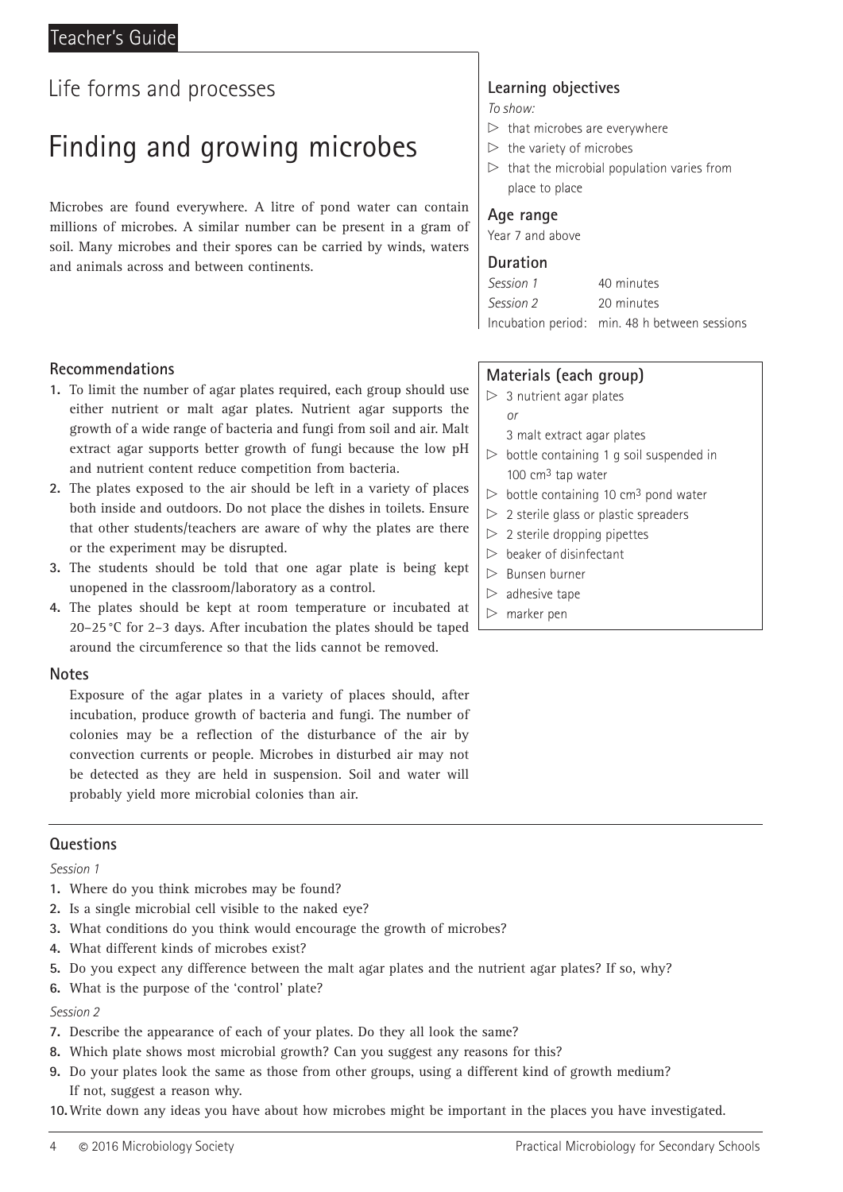Teacher's Guide

Life forms and processes

# Finding and growing microbes

Microbes are found everywhere. A litre of pond water can contain millions of microbes. A similar number can be present in a gram of soil. Many microbes and their spores can be carried by winds, waters and animals across and between continents.

### Learning objectives

*To show:*

- that microbes are everywhere
- the variety of microbes
- that the microbial population varies from place to place

### Age range

Year 7 and above

### Duration

| | |
|---|---|
| *Session 1* | 40 minutes |
| *Session 2* | 20 minutes |
| Incubation period: | min. 48 h between sessions |

### Recommendations

1. To limit the number of agar plates required, each group should use either nutrient or malt agar plates. Nutrient agar supports the growth of a wide range of bacteria and fungi from soil and air. Malt extract agar supports better growth of fungi because the low pH and nutrient content reduce competition from bacteria.
2. The plates exposed to the air should be left in a variety of places both inside and outdoors. Do not place the dishes in toilets. Ensure that other students/teachers are aware of why the plates are there or the experiment may be disrupted.
3. The students should be told that one agar plate is being kept unopened in the classroom/laboratory as a control.
4. The plates should be kept at room temperature or incubated at 20–25 °C for 2–3 days. After incubation the plates should be taped around the circumference so that the lids cannot be removed.

### Materials (each group)

- 3 nutrient agar plates
  *or*
  3 malt extract agar plates
- bottle containing 1 g soil suspended in 100 $cm^3$ tap water
- bottle containing 10 $cm^3$ pond water
- 2 sterile glass or plastic spreaders
- 2 sterile dropping pipettes
- beaker of disinfectant
- Bunsen burner
- adhesive tape
- marker pen

### Notes

Exposure of the agar plates in a variety of places should, after incubation, produce growth of bacteria and fungi. The number of colonies may be a reflection of the disturbance of the air by convection currents or people. Microbes in disturbed air may not be detected as they are held in suspension. Soil and water will probably yield more microbial colonies than air.

### Questions

*Session 1*

1. Where do you think microbes may be found?
2. Is a single microbial cell visible to the naked eye?
3. What conditions do you think would encourage the growth of microbes?
4. What different kinds of microbes exist?
5. Do you expect any difference between the malt agar plates and the nutrient agar plates? If so, why?
6. What is the purpose of the 'control' plate?

*Session 2*

7. Describe the appearance of each of your plates. Do they all look the same?
8. Which plate shows most microbial growth? Can you suggest any reasons for this?
9. Do your plates look the same as those from other groups, using a different kind of growth medium? If not, suggest a reason why.
10. Write down any ideas you have about how microbes might be important in the places you have investigated.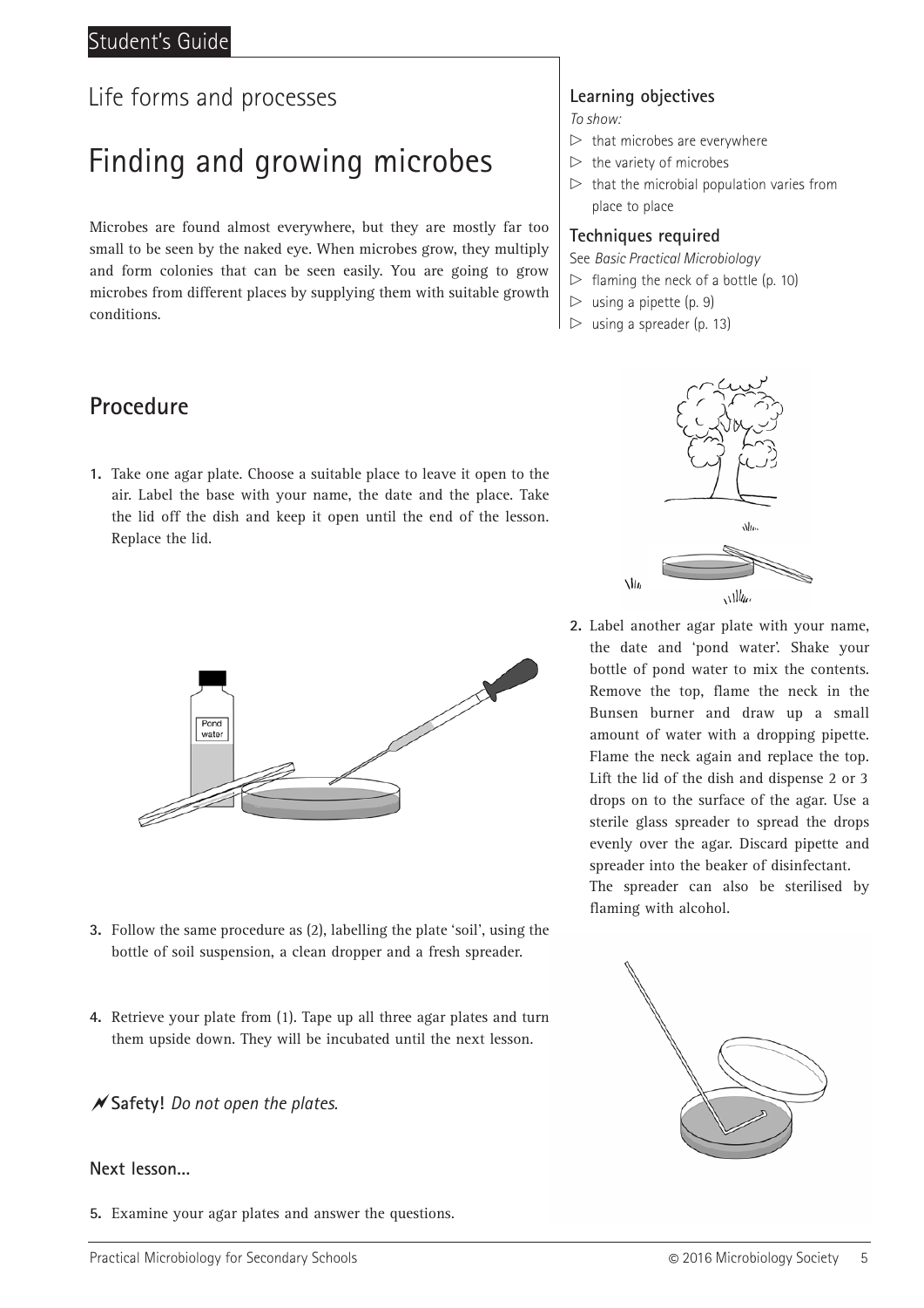## Life forms and processes

# Finding and growing microbes

Microbes are found almost everywhere, but they are mostly far too small to be seen by the naked eye. When microbes grow, they multiply and form colonies that can be seen easily. You are going to grow microbes from different places by supplying them with suitable growth conditions.

### Learning objectives

*To show:*

- that microbes are everywhere
- the variety of microbes
- that the microbial population varies from place to place

### Techniques required

See *Basic Practical Microbiology*

- flaming the neck of a bottle (p. 10)
- using a pipette (p. 9)
- using a spreader (p. 13)

## Procedure

1. Take one agar plate. Choose a suitable place to leave it open to the air. Label the base with your name, the date and the place. Take the lid off the dish and keep it open until the end of the lesson. Replace the lid.

2. Label another agar plate with your name, the date and 'pond water'. Shake your bottle of pond water to mix the contents. Remove the top, flame the neck in the Bunsen burner and draw up a small amount of water with a dropping pipette. Flame the neck again and replace the top. Lift the lid of the dish and dispense 2 or 3 drops on to the surface of the agar. Use a sterile glass spreader to spread the drops evenly over the agar. Discard pipette and spreader into the beaker of disinfectant.
   The spreader can also be sterilised by flaming with alcohol.

3. Follow the same procedure as (2), labelling the plate 'soil', using the bottle of soil suspension, a clean dropper and a fresh spreader.

4. Retrieve your plate from (1). Tape up all three agar plates and turn them upside down. They will be incubated until the next lesson.

**Safety!** *Do not open the plates.*

### Next lesson...

5. Examine your agar plates and answer the questions.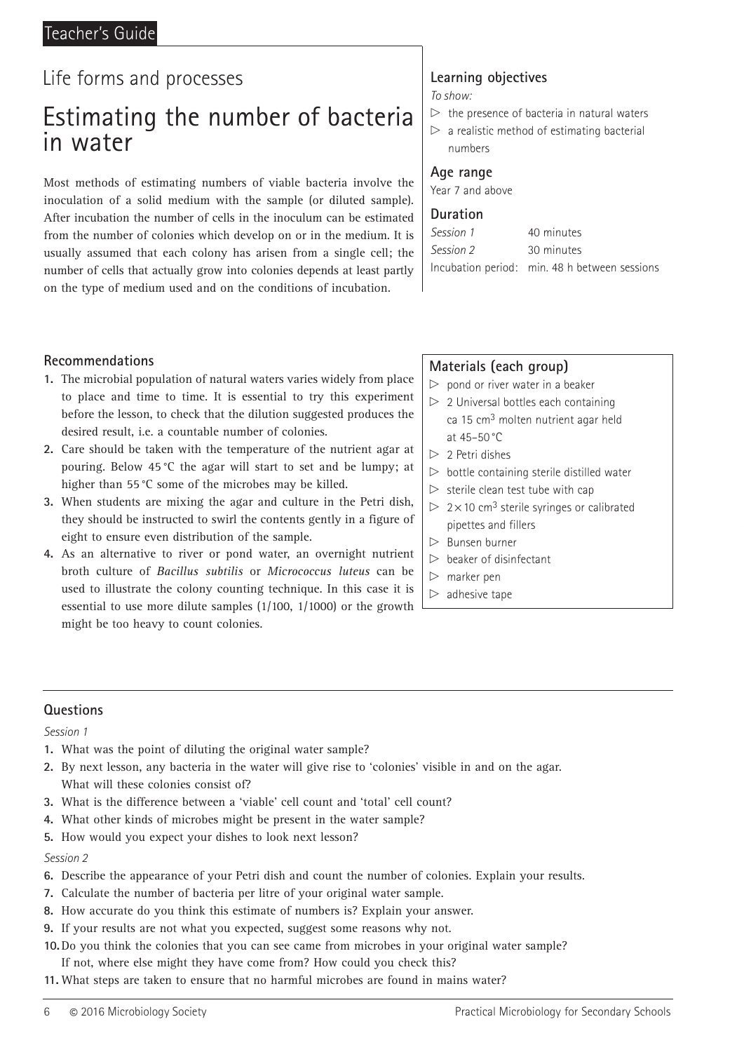Teacher's Guide

Life forms and processes

# Estimating the number of bacteria in water

Most methods of estimating numbers of viable bacteria involve the inoculation of a solid medium with the sample (or diluted sample). After incubation the number of cells in the inoculum can be estimated from the number of colonies which develop on or in the medium. It is usually assumed that each colony has arisen from a single cell; the number of cells that actually grow into colonies depends at least partly on the type of medium used and on the conditions of incubation.

### Learning objectives

*To show:*

- ▷ the presence of bacteria in natural waters
- ▷ a realistic method of estimating bacterial numbers

### Age range

Year 7 and above

### Duration

| | |
|---|---|
| *Session 1* | 40 minutes |
| *Session 2* | 30 minutes |
| Incubation period: | min. 48 h between sessions |

### Recommendations

1. The microbial population of natural waters varies widely from place to place and time to time. It is essential to try this experiment before the lesson, to check that the dilution suggested produces the desired result, i.e. a countable number of colonies.
2. Care should be taken with the temperature of the nutrient agar at pouring. Below 45 °C the agar will start to set and be lumpy; at higher than 55 °C some of the microbes may be killed.
3. When students are mixing the agar and culture in the Petri dish, they should be instructed to swirl the contents gently in a figure of eight to ensure even distribution of the sample.
4. As an alternative to river or pond water, an overnight nutrient broth culture of *Bacillus subtilis* or *Micrococcus luteus* can be used to illustrate the colony counting technique. In this case it is essential to use more dilute samples (1/100, 1/1000) or the growth might be too heavy to count colonies.

### Materials (each group)

- ▷ pond or river water in a beaker
- ▷ 2 Universal bottles each containing ca 15 $cm^3$ molten nutrient agar held at 45–50 °C
- ▷ 2 Petri dishes
- ▷ bottle containing sterile distilled water
- ▷ sterile clean test tube with cap
- ▷ $2 \times 10$ $cm^3$ sterile syringes or calibrated pipettes and fillers
- ▷ Bunsen burner
- ▷ beaker of disinfectant
- ▷ marker pen
- ▷ adhesive tape

### Questions

*Session 1*

1. What was the point of diluting the original water sample?
2. By next lesson, any bacteria in the water will give rise to 'colonies' visible in and on the agar. What will these colonies consist of?
3. What is the difference between a 'viable' cell count and 'total' cell count?
4. What other kinds of microbes might be present in the water sample?
5. How would you expect your dishes to look next lesson?

*Session 2*

6. Describe the appearance of your Petri dish and count the number of colonies. Explain your results.
7. Calculate the number of bacteria per litre of your original water sample.
8. How accurate do you think this estimate of numbers is? Explain your answer.
9. If your results are not what you expected, suggest some reasons why not.
10. Do you think the colonies that you can see came from microbes in your original water sample? If not, where else might they have come from? How could you check this?
11. What steps are taken to ensure that no harmful microbes are found in mains water?

© 2016 Microbiology Society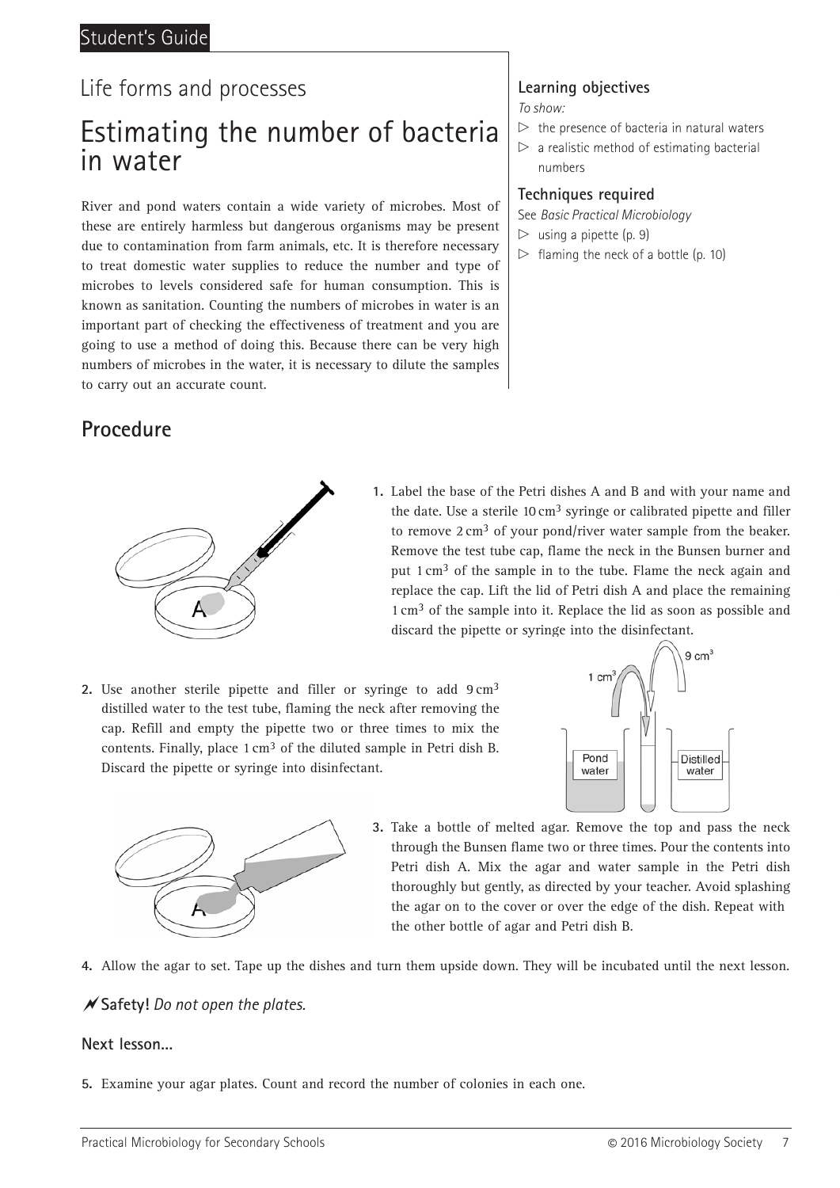Life forms and processes

# Estimating the number of bacteria in water

River and pond waters contain a wide variety of microbes. Most of these are entirely harmless but dangerous organisms may be present due to contamination from farm animals, etc. It is therefore necessary to treat domestic water supplies to reduce the number and type of microbes to levels considered safe for human consumption. This is known as sanitation. Counting the numbers of microbes in water is an important part of checking the effectiveness of treatment and you are going to use a method of doing this. Because there can be very high numbers of microbes in the water, it is necessary to dilute the samples to carry out an accurate count.

### Learning objectives

*To show:*

- the presence of bacteria in natural waters
- a realistic method of estimating bacterial numbers

### Techniques required

See *Basic Practical Microbiology*

- using a pipette (p. 9)
- flaming the neck of a bottle (p. 10)

## Procedure

1. Label the base of the Petri dishes A and B and with your name and the date. Use a sterile 10 $cm^3$ syringe or calibrated pipette and filler to remove 2 $cm^3$ of your pond/river water sample from the beaker. Remove the test tube cap, flame the neck in the Bunsen burner and put 1 $cm^3$ of the sample in to the tube. Flame the neck again and replace the cap. Lift the lid of Petri dish A and place the remaining 1 $cm^3$ of the sample into it. Replace the lid as soon as possible and discard the pipette or syringe into the disinfectant.

2. Use another sterile pipette and filler or syringe to add 9 $cm^3$ distilled water to the test tube, flaming the neck after removing the cap. Refill and empty the pipette two or three times to mix the contents. Finally, place 1 $cm^3$ of the diluted sample in Petri dish B. Discard the pipette or syringe into disinfectant.

3. Take a bottle of melted agar. Remove the top and pass the neck through the Bunsen flame two or three times. Pour the contents into Petri dish A. Mix the agar and water sample in the Petri dish thoroughly but gently, as directed by your teacher. Avoid splashing the agar on to the cover or over the edge of the dish. Repeat with the other bottle of agar and Petri dish B.

4. Allow the agar to set. Tape up the dishes and turn them upside down. They will be incubated until the next lesson.

**Safety!** *Do not open the plates.*

### Next lesson...

5. Examine your agar plates. Count and record the number of colonies in each one.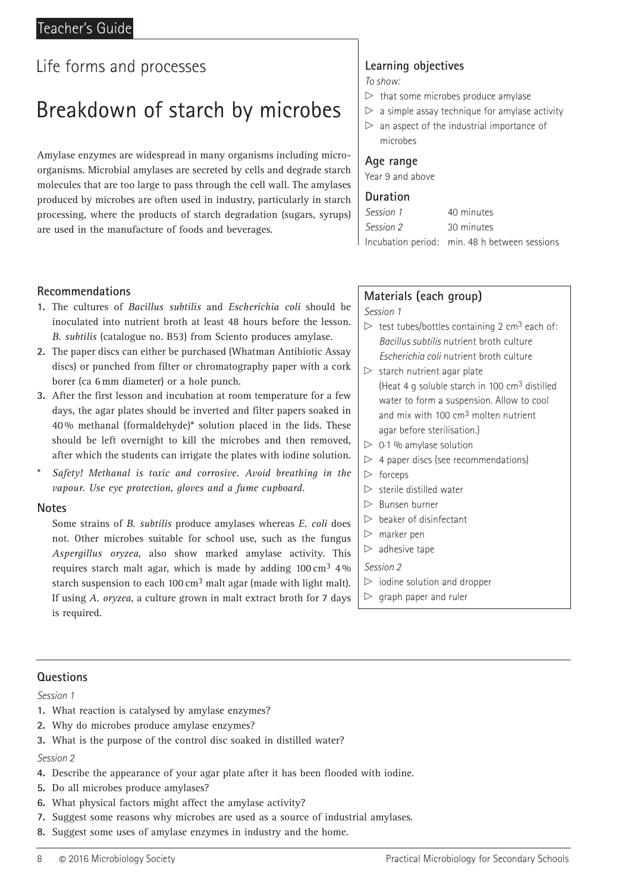Teacher's Guide

## Life forms and processes

# Breakdown of starch by microbes

Amylase enzymes are widespread in many organisms including micro-organisms. Microbial amylases are secreted by cells and degrade starch molecules that are too large to pass through the cell wall. The amylases produced by microbes are often used in industry, particularly in starch processing, where the products of starch degradation (sugars, syrups) are used in the manufacture of foods and beverages.

### Learning objectives

*To show:*

- that some microbes produce amylase
- a simple assay technique for amylase activity
- an aspect of the industrial importance of microbes

### Age range

Year 9 and above

### Duration

*Session 1* 40 minutes
*Session 2* 30 minutes
Incubation period: min. 48 h between sessions

### Recommendations

1. The cultures of *Bacillus subtilis* and *Escherichia coli* should be inoculated into nutrient broth at least 48 hours before the lesson. *B. subtilis* (catalogue no. B53) from Sciento produces amylase.
2. The paper discs can either be purchased (Whatman Antibiotic Assay discs) or punched from filter or chromatography paper with a cork borer (ca 6 mm diameter) or a hole punch.
3. After the first lesson and incubation at room temperature for a few days, the agar plates should be inverted and filter papers soaked in 40 % methanal (formaldehyde)* solution placed in the lids. These should be left overnight to kill the microbes and then removed, after which the students can irrigate the plates with iodine solution.

\* *Safety! Methanal is toxic and corrosive. Avoid breathing in the vapour. Use eye protection, gloves and a fume cupboard.*

### Notes

Some strains of *B. subtilis* produce amylases whereas *E. coli* does not. Other microbes suitable for school use, such as the fungus *Aspergillus oryzea*, also show marked amylase activity. This requires starch malt agar, which is made by adding 100 cm$^3$ 4 % starch suspension to each 100 cm$^3$ malt agar (made with light malt). If using *A. oryzea*, a culture grown in malt extract broth for 7 days is required.

### Materials (each group)

*Session 1*

- test tubes/bottles containing 2 cm$^3$ each of: *Bacillus subtilis* nutrient broth culture *Escherichia coli* nutrient broth culture
- starch nutrient agar plate (Heat 4 g soluble starch in 100 cm$^3$ distilled water to form a suspension. Allow to cool and mix with 100 cm$^3$ molten nutrient agar before sterilisation.)
- 0·1 % amylase solution
- 4 paper discs (see recommendations)
- forceps
- sterile distilled water
- Bunsen burner
- beaker of disinfectant
- marker pen
- adhesive tape

*Session 2*

- iodine solution and dropper
- graph paper and ruler

### Questions

*Session 1*

1. What reaction is catalysed by amylase enzymes?
2. Why do microbes produce amylase enzymes?
3. What is the purpose of the control disc soaked in distilled water?

*Session 2*

4. Describe the appearance of your agar plate after it has been flooded with iodine.
5. Do all microbes produce amylases?
6. What physical factors might affect the amylase activity?
7. Suggest some reasons why microbes are used as a source of industrial amylases.
8. Suggest some uses of amylase enzymes in industry and the home.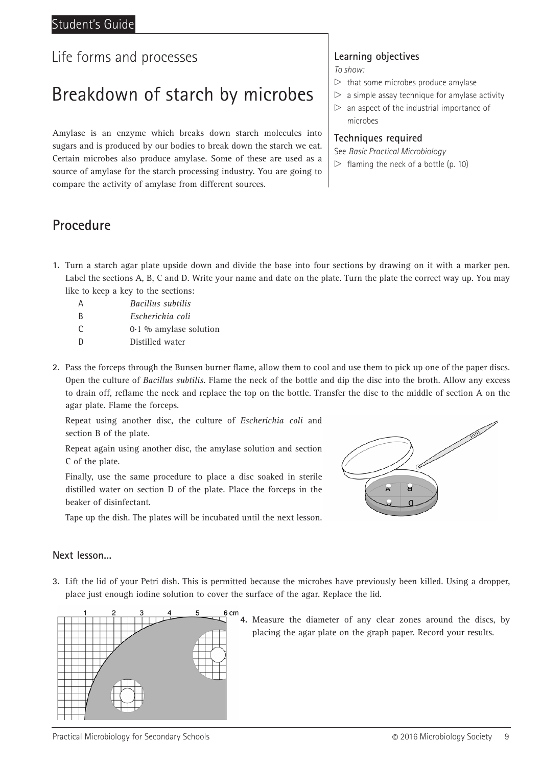Student's Guide

Life forms and processes

# Breakdown of starch by microbes

Amylase is an enzyme which breaks down starch molecules into sugars and is produced by our bodies to break down the starch we eat. Certain microbes also produce amylase. Some of these are used as a source of amylase for the starch processing industry. You are going to compare the activity of amylase from different sources.

### Learning objectives

*To show:*

- that some microbes produce amylase
- a simple assay technique for amylase activity
- an aspect of the industrial importance of microbes

### Techniques required

See *Basic Practical Microbiology*

- flaming the neck of a bottle (p. 10)

## Procedure

1. Turn a starch agar plate upside down and divide the base into four sections by drawing on it with a marker pen. Label the sections A, B, C and D. Write your name and date on the plate. Turn the plate the correct way up. You may like to keep a key to the sections:

| | |
|---|---|
| A | *Bacillus subtilis* |
| B | *Escherichia coli* |
| C | 0·1 % amylase solution |
| D | Distilled water |

2. Pass the forceps through the Bunsen burner flame, allow them to cool and use them to pick up one of the paper discs. Open the culture of *Bacillus subtilis*. Flame the neck of the bottle and dip the disc into the broth. Allow any excess to drain off, reflame the neck and replace the top on the bottle. Transfer the disc to the middle of section A on the agar plate. Flame the forceps.

   Repeat using another disc, the culture of *Escherichia coli* and section B of the plate.

   Repeat again using another disc, the amylase solution and section C of the plate.

   Finally, use the same procedure to place a disc soaked in sterile distilled water on section D of the plate. Place the forceps in the beaker of disinfectant.

   Tape up the dish. The plates will be incubated until the next lesson.

### Next lesson...

3. Lift the lid of your Petri dish. This is permitted because the microbes have previously been killed. Using a dropper, place just enough iodine solution to cover the surface of the agar. Replace the lid.

4. Measure the diameter of any clear zones around the discs, by placing the agar plate on the graph paper. Record your results.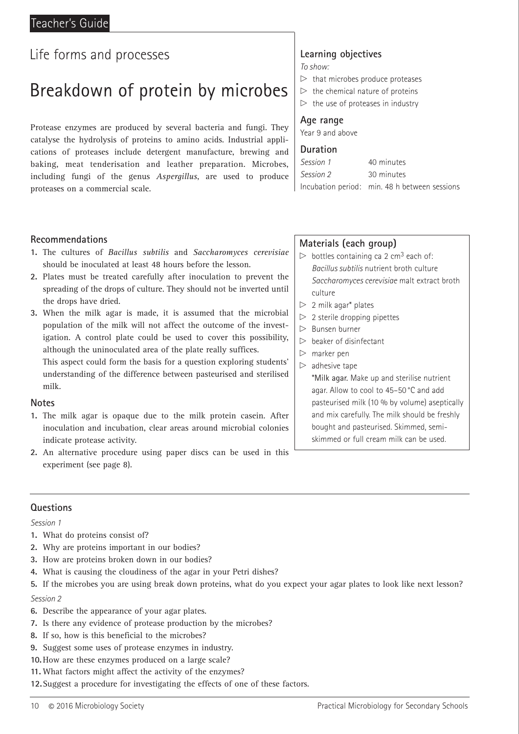Teacher's Guide

## Life forms and processes

# Breakdown of protein by microbes

Protease enzymes are produced by several bacteria and fungi. They catalyse the hydrolysis of proteins to amino acids. Industrial applications of proteases include detergent manufacture, brewing and baking, meat tenderisation and leather preparation. Microbes, including fungi of the genus *Aspergillus*, are used to produce proteases on a commercial scale.

### Learning objectives

*To show:*

- that microbes produce proteases
- the chemical nature of proteins
- the use of proteases in industry

### Age range

Year 9 and above

### Duration

| | |
|---|---|
| *Session 1* | 40 minutes |
| *Session 2* | 30 minutes |
| Incubation period: | min. 48 h between sessions |

### Recommendations

1. The cultures of *Bacillus subtilis* and *Saccharomyces cerevisiae* should be inoculated at least 48 hours before the lesson.
2. Plates must be treated carefully after inoculation to prevent the spreading of the drops of culture. They should not be inverted until the drops have dried.
3. When the milk agar is made, it is assumed that the microbial population of the milk will not affect the outcome of the investigation. A control plate could be used to cover this possibility, although the uninoculated area of the plate really suffices.
   This aspect could form the basis for a question exploring students' understanding of the difference between pasteurised and sterilised milk.

### Notes

1. The milk agar is opaque due to the milk protein casein. After inoculation and incubation, clear areas around microbial colonies indicate protease activity.
2. An alternative procedure using paper discs can be used in this experiment (see page 8).

### Materials (each group)

- bottles containing ca 2 $cm^3$ each of:
  *Bacillus subtilis* nutrient broth culture
  *Saccharomyces cerevisiae* malt extract broth culture
- 2 milk agar* plates
- 2 sterile dropping pipettes
- Bunsen burner
- beaker of disinfectant
- marker pen
- adhesive tape

*Milk agar. Make up and sterilise nutrient agar. Allow to cool to 45–50 °C and add pasteurised milk (10 % by volume) aseptically and mix carefully. The milk should be freshly bought and pasteurised. Skimmed, semi-skimmed or full cream milk can be used.

### Questions

*Session 1*

1. What do proteins consist of?
2. Why are proteins important in our bodies?
3. How are proteins broken down in our bodies?
4. What is causing the cloudiness of the agar in your Petri dishes?
5. If the microbes you are using break down proteins, what do you expect your agar plates to look like next lesson?

*Session 2*

6. Describe the appearance of your agar plates.
7. Is there any evidence of protease production by the microbes?
8. If so, how is this beneficial to the microbes?
9. Suggest some uses of protease enzymes in industry.
10. How are these enzymes produced on a large scale?
11. What factors might affect the activity of the enzymes?
12. Suggest a procedure for investigating the effects of one of these factors.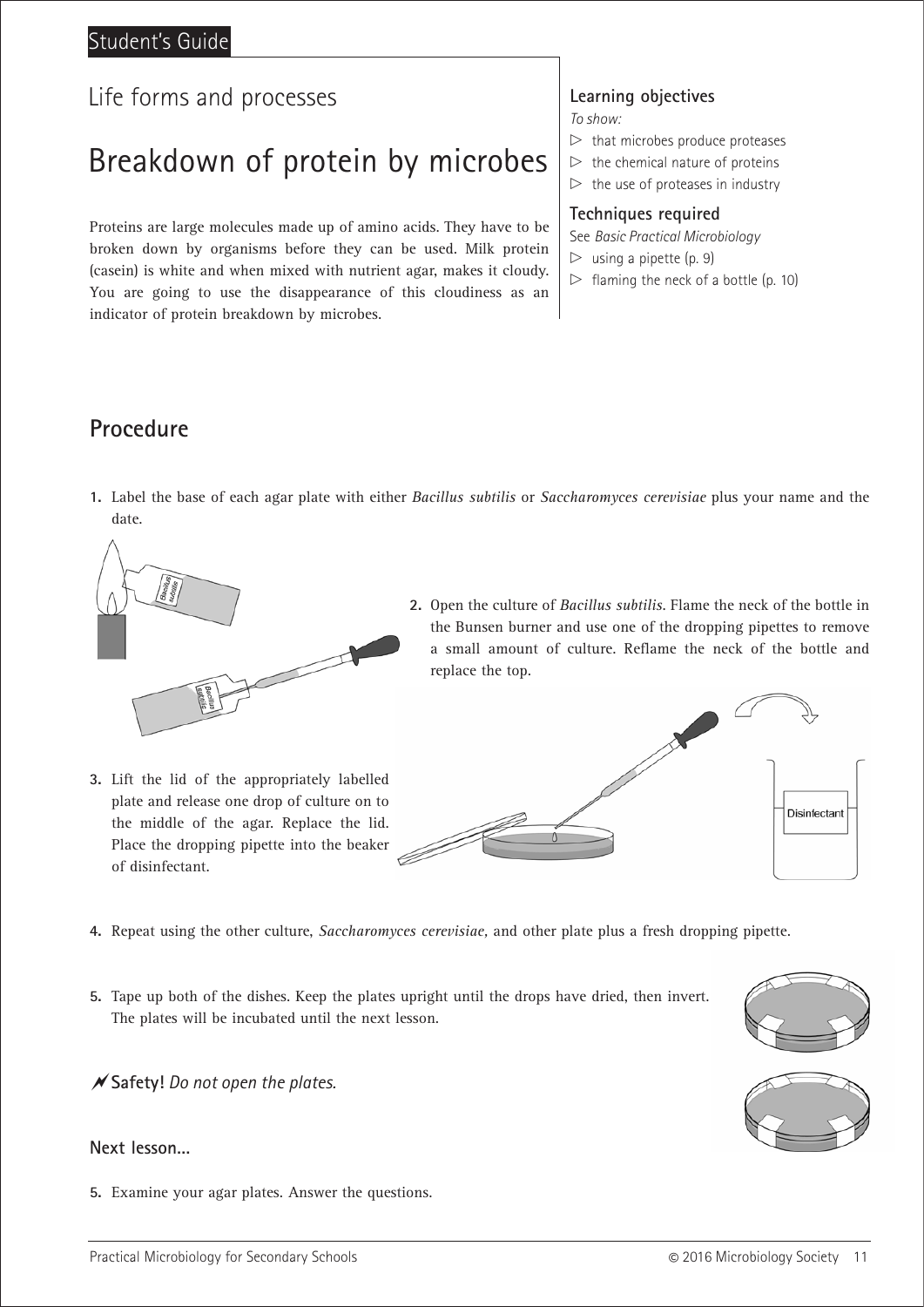Life forms and processes

# Breakdown of protein by microbes

Proteins are large molecules made up of amino acids. They have to be broken down by organisms before they can be used. Milk protein (casein) is white and when mixed with nutrient agar, makes it cloudy. You are going to use the disappearance of this cloudiness as an indicator of protein breakdown by microbes.

### Learning objectives

*To show:*

- that microbes produce proteases
- the chemical nature of proteins
- the use of proteases in industry

### Techniques required

See *Basic Practical Microbiology*

- using a pipette (p. 9)
- flaming the neck of a bottle (p. 10)

## Procedure

1. Label the base of each agar plate with either *Bacillus subtilis* or *Saccharomyces cerevisiae* plus your name and the date.
2. Open the culture of *Bacillus subtilis*. Flame the neck of the bottle in the Bunsen burner and use one of the dropping pipettes to remove a small amount of culture. Reflame the neck of the bottle and replace the top.
3. Lift the lid of the appropriately labelled plate and release one drop of culture on to the middle of the agar. Replace the lid. Place the dropping pipette into the beaker of disinfectant.
4. Repeat using the other culture, *Saccharomyces cerevisiae,* and other plate plus a fresh dropping pipette.
5. Tape up both of the dishes. Keep the plates upright until the drops have dried, then invert. The plates will be incubated until the next lesson.

**Safety!** *Do not open the plates.*

### Next lesson...

5. Examine your agar plates. Answer the questions.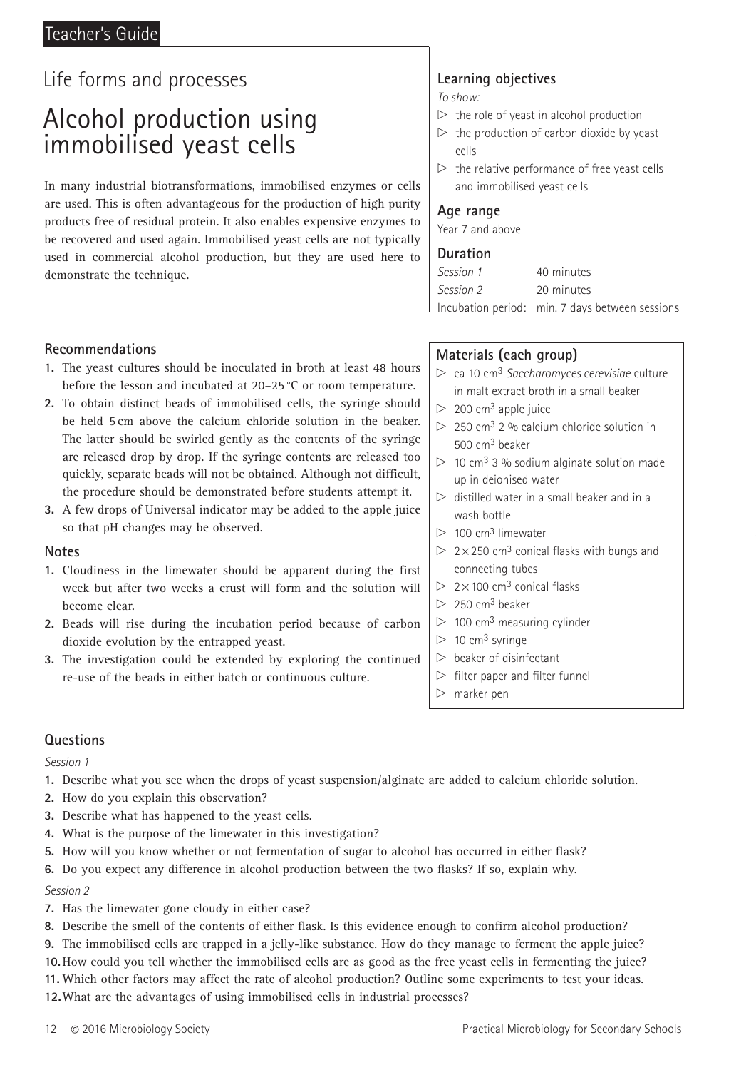## Life forms and processes

# Alcohol production using immobilised yeast cells

In many industrial biotransformations, immobilised enzymes or cells are used. This is often advantageous for the production of high purity products free of residual protein. It also enables expensive enzymes to be recovered and used again. Immobilised yeast cells are not typically used in commercial alcohol production, but they are used here to demonstrate the technique.

### Learning objectives

*To show:*

- the role of yeast in alcohol production
- the production of carbon dioxide by yeast cells
- the relative performance of free yeast cells and immobilised yeast cells

### Age range

Year 7 and above

### Duration

| | |
|---|---|
| *Session 1* | 40 minutes |
| *Session 2* | 20 minutes |
| Incubation period: | min. 7 days between sessions |

### Recommendations

1. The yeast cultures should be inoculated in broth at least 48 hours before the lesson and incubated at 20–25 °C or room temperature.
2. To obtain distinct beads of immobilised cells, the syringe should be held 5 cm above the calcium chloride solution in the beaker. The latter should be swirled gently as the contents of the syringe are released drop by drop. If the syringe contents are released too quickly, separate beads will not be obtained. Although not difficult, the procedure should be demonstrated before students attempt it.
3. A few drops of Universal indicator may be added to the apple juice so that pH changes may be observed.

### Notes

1. Cloudiness in the limewater should be apparent during the first week but after two weeks a crust will form and the solution will become clear.
2. Beads will rise during the incubation period because of carbon dioxide evolution by the entrapped yeast.
3. The investigation could be extended by exploring the continued re-use of the beads in either batch or continuous culture.

### Materials (each group)

- ca 10 cm$^3$ *Saccharomyces cerevisiae* culture in malt extract broth in a small beaker
- 200 cm$^3$ apple juice
- 250 cm$^3$ 2 % calcium chloride solution in 500 cm$^3$ beaker
- 10 cm$^3$ 3 % sodium alginate solution made up in deionised water
- distilled water in a small beaker and in a wash bottle
- 100 cm$^3$ limewater
- 2 × 250 cm$^3$ conical flasks with bungs and connecting tubes
- 2 × 100 cm$^3$ conical flasks
- 250 cm$^3$ beaker
- 100 cm$^3$ measuring cylinder
- 10 cm$^3$ syringe
- beaker of disinfectant
- filter paper and filter funnel
- marker pen

### Questions

*Session 1*

1. Describe what you see when the drops of yeast suspension/alginate are added to calcium chloride solution.
2. How do you explain this observation?
3. Describe what has happened to the yeast cells.
4. What is the purpose of the limewater in this investigation?
5. How will you know whether or not fermentation of sugar to alcohol has occurred in either flask?
6. Do you expect any difference in alcohol production between the two flasks? If so, explain why.

*Session 2*

7. Has the limewater gone cloudy in either case?
8. Describe the smell of the contents of either flask. Is this evidence enough to confirm alcohol production?
9. The immobilised cells are trapped in a jelly-like substance. How do they manage to ferment the apple juice?
10. How could you tell whether the immobilised cells are as good as the free yeast cells in fermenting the juice?
11. Which other factors may affect the rate of alcohol production? Outline some experiments to test your ideas.
12. What are the advantages of using immobilised cells in industrial processes?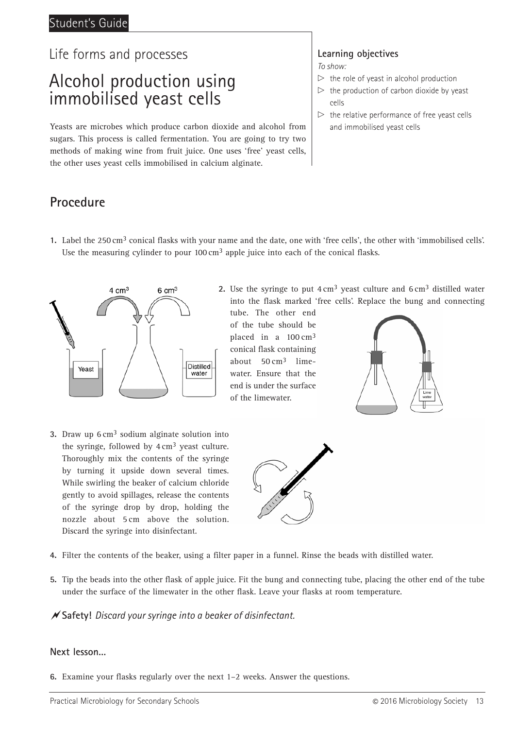Student's Guide

Life forms and processes

# Alcohol production using immobilised yeast cells

Yeasts are microbes which produce carbon dioxide and alcohol from sugars. This process is called fermentation. You are going to try two methods of making wine from fruit juice. One uses 'free' yeast cells, the other uses yeast cells immobilised in calcium alginate.

### Learning objectives

*To show:*

- the role of yeast in alcohol production
- the production of carbon dioxide by yeast cells
- the relative performance of free yeast cells and immobilised yeast cells

## Procedure

1. Label the 250 $cm^3$ conical flasks with your name and the date, one with 'free cells', the other with 'immobilised cells'. Use the measuring cylinder to pour 100 $cm^3$ apple juice into each of the conical flasks.

2. Use the syringe to put 4 $cm^3$ yeast culture and 6 $cm^3$ distilled water into the flask marked 'free cells'. Replace the bung and connecting tube. The other end of the tube should be placed in a 100 $cm^3$ conical flask containing about 50 $cm^3$ limewater. Ensure that the end is under the surface of the limewater.

3. Draw up 6 $cm^3$ sodium alginate solution into the syringe, followed by 4 $cm^3$ yeast culture. Thoroughly mix the contents of the syringe by turning it upside down several times. While swirling the beaker of calcium chloride gently to avoid spillages, release the contents of the syringe drop by drop, holding the nozzle about 5 cm above the solution. Discard the syringe into disinfectant.

4. Filter the contents of the beaker, using a filter paper in a funnel. Rinse the beads with distilled water.

5. Tip the beads into the other flask of apple juice. Fit the bung and connecting tube, placing the other end of the tube under the surface of the limewater in the other flask. Leave your flasks at room temperature.

**Safety!** *Discard your syringe into a beaker of disinfectant.*

### Next lesson...

6. Examine your flasks regularly over the next 1–2 weeks. Answer the questions.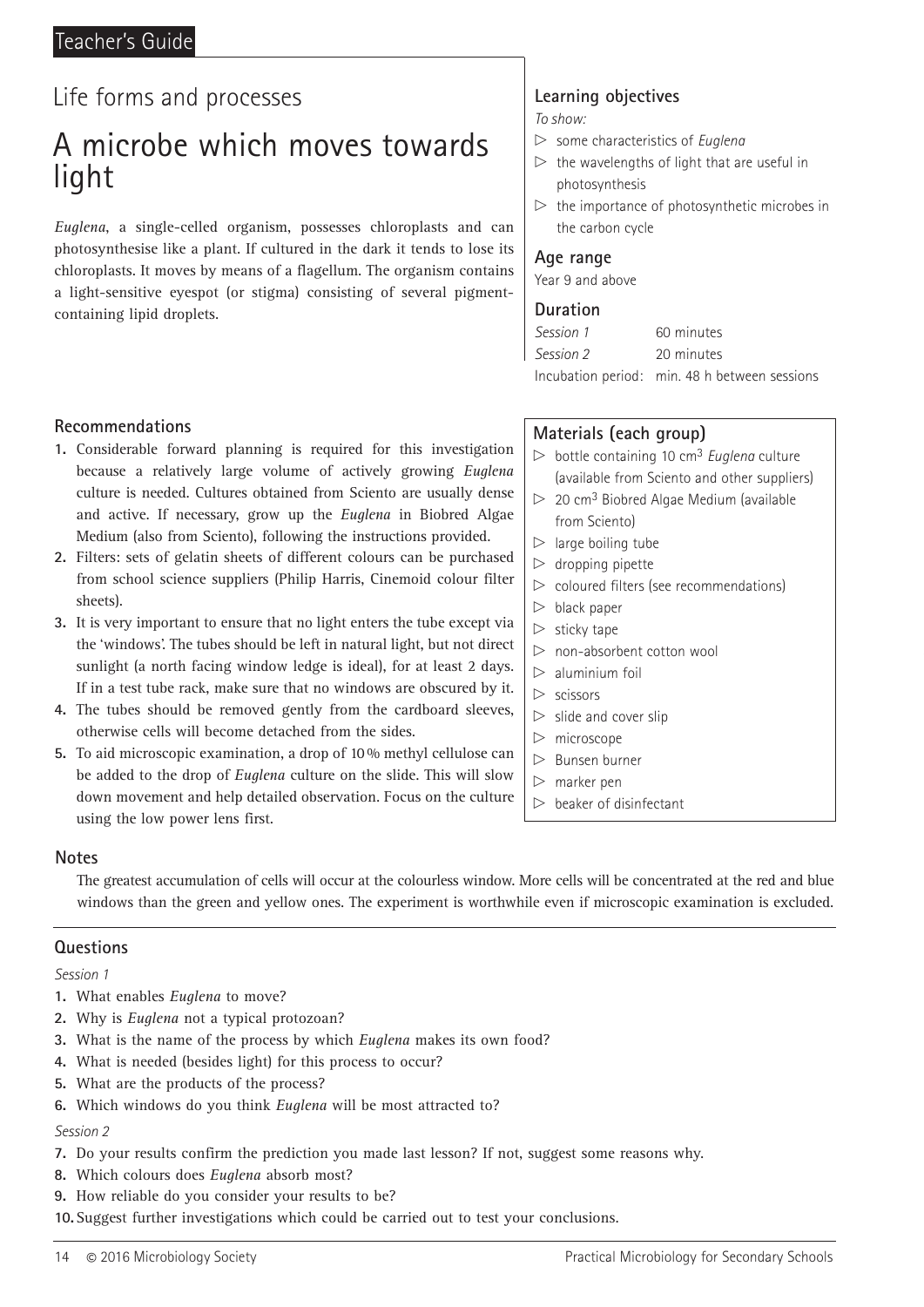Teacher's Guide

## Life forms and processes

# A microbe which moves towards light

*Euglena*, a single-celled organism, possesses chloroplasts and can photosynthesise like a plant. If cultured in the dark it tends to lose its chloroplasts. It moves by means of a flagellum. The organism contains a light-sensitive eyespot (or stigma) consisting of several pigment-containing lipid droplets.

### Learning objectives

*To show:*

- some characteristics of *Euglena*
- the wavelengths of light that are useful in photosynthesis
- the importance of photosynthetic microbes in the carbon cycle

### Age range

Year 9 and above

### Duration

| | |
|---|---|
| *Session 1* | 60 minutes |
| *Session 2* | 20 minutes |
| Incubation period: | min. 48 h between sessions |

### Recommendations

1. Considerable forward planning is required for this investigation because a relatively large volume of actively growing *Euglena* culture is needed. Cultures obtained from Sciento are usually dense and active. If necessary, grow up the *Euglena* in Biobred Algae Medium (also from Sciento), following the instructions provided.
2. Filters: sets of gelatin sheets of different colours can be purchased from school science suppliers (Philip Harris, Cinemoid colour filter sheets).
3. It is very important to ensure that no light enters the tube except via the 'windows'. The tubes should be left in natural light, but not direct sunlight (a north facing window ledge is ideal), for at least 2 days. If in a test tube rack, make sure that no windows are obscured by it.
4. The tubes should be removed gently from the cardboard sleeves, otherwise cells will become detached from the sides.
5. To aid microscopic examination, a drop of 10% methyl cellulose can be added to the drop of *Euglena* culture on the slide. This will slow down movement and help detailed observation. Focus on the culture using the low power lens first.

### Materials (each group)

- bottle containing 10 $cm^3$ *Euglena* culture (available from Sciento and other suppliers)
- 20 $cm^3$ Biobred Algae Medium (available from Sciento)
- large boiling tube
- dropping pipette
- coloured filters (see recommendations)
- black paper
- sticky tape
- non-absorbent cotton wool
- aluminium foil
- scissors
- slide and cover slip
- microscope
- Bunsen burner
- marker pen
- beaker of disinfectant

### Notes

The greatest accumulation of cells will occur at the colourless window. More cells will be concentrated at the red and blue windows than the green and yellow ones. The experiment is worthwhile even if microscopic examination is excluded.

### Questions

*Session 1*

1. What enables *Euglena* to move?
2. Why is *Euglena* not a typical protozoan?
3. What is the name of the process by which *Euglena* makes its own food?
4. What is needed (besides light) for this process to occur?
5. What are the products of the process?
6. Which windows do you think *Euglena* will be most attracted to?

*Session 2*

7. Do your results confirm the prediction you made last lesson? If not, suggest some reasons why.
8. Which colours does *Euglena* absorb most?
9. How reliable do you consider your results to be?
10. Suggest further investigations which could be carried out to test your conclusions.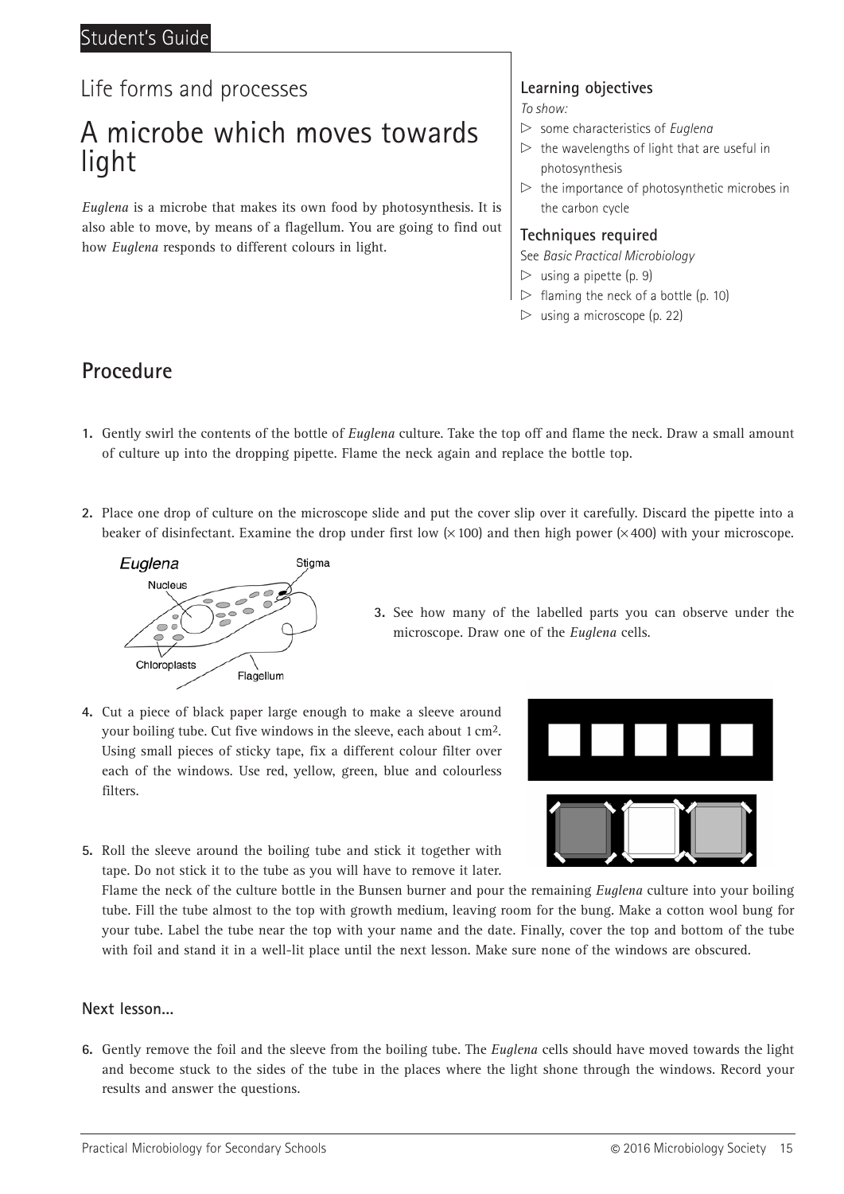Student's Guide

Life forms and processes

# A microbe which moves towards light

*Euglena* is a microbe that makes its own food by photosynthesis. It is also able to move, by means of a flagellum. You are going to find out how *Euglena* responds to different colours in light.

### Learning objectives

*To show:*

- some characteristics of *Euglena*
- the wavelengths of light that are useful in photosynthesis
- the importance of photosynthetic microbes in the carbon cycle

### Techniques required

See *Basic Practical Microbiology*

- using a pipette (p. 9)
- flaming the neck of a bottle (p. 10)
- using a microscope (p. 22)

## Procedure

1. Gently swirl the contents of the bottle of *Euglena* culture. Take the top off and flame the neck. Draw a small amount of culture up into the dropping pipette. Flame the neck again and replace the bottle top.

2. Place one drop of culture on the microscope slide and put the cover slip over it carefully. Discard the pipette into a beaker of disinfectant. Examine the drop under first low (×100) and then high power (×400) with your microscope.

*Euglena* — Nucleus, Stigma, Chloroplasts, Flagellum

3. See how many of the labelled parts you can observe under the microscope. Draw one of the *Euglena* cells.

4. Cut a piece of black paper large enough to make a sleeve around your boiling tube. Cut five windows in the sleeve, each about 1 cm$^2$. Using small pieces of sticky tape, fix a different colour filter over each of the windows. Use red, yellow, green, blue and colourless filters.

5. Roll the sleeve around the boiling tube and stick it together with tape. Do not stick it to the tube as you will have to remove it later. Flame the neck of the culture bottle in the Bunsen burner and pour the remaining *Euglena* culture into your boiling tube. Fill the tube almost to the top with growth medium, leaving room for the bung. Make a cotton wool bung for your tube. Label the tube near the top with your name and the date. Finally, cover the top and bottom of the tube with foil and stand it in a well-lit place until the next lesson. Make sure none of the windows are obscured.

### Next lesson...

6. Gently remove the foil and the sleeve from the boiling tube. The *Euglena* cells should have moved towards the light and become stuck to the sides of the tube in the places where the light shone through the windows. Record your results and answer the questions.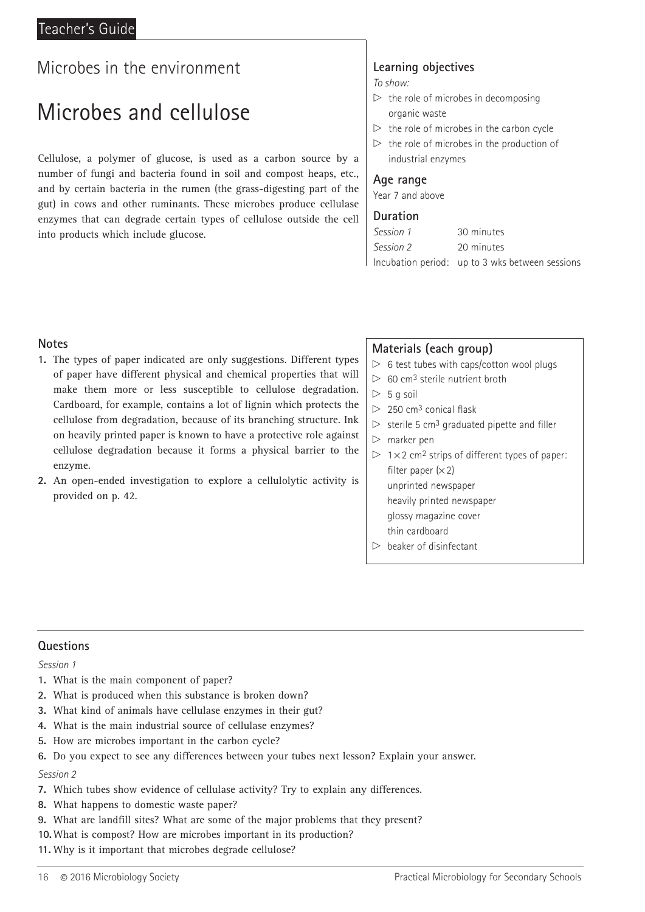## Microbes in the environment

# Microbes and cellulose

Cellulose, a polymer of glucose, is used as a carbon source by a number of fungi and bacteria found in soil and compost heaps, etc., and by certain bacteria in the rumen (the grass-digesting part of the gut) in cows and other ruminants. These microbes produce cellulase enzymes that can degrade certain types of cellulose outside the cell into products which include glucose.

### Learning objectives

*To show:*

- the role of microbes in decomposing organic waste
- the role of microbes in the carbon cycle
- the role of microbes in the production of industrial enzymes

### Age range

Year 7 and above

### Duration

| | |
|---|---|
| *Session 1* | 30 minutes |
| *Session 2* | 20 minutes |
| Incubation period: | up to 3 wks between sessions |

### Notes

1. The types of paper indicated are only suggestions. Different types of paper have different physical and chemical properties that will make them more or less susceptible to cellulose degradation. Cardboard, for example, contains a lot of lignin which protects the cellulose from degradation, because of its branching structure. Ink on heavily printed paper is known to have a protective role against cellulose degradation because it forms a physical barrier to the enzyme.
2. An open-ended investigation to explore a cellulolytic activity is provided on p. 42.

### Materials (each group)

- 6 test tubes with caps/cotton wool plugs
- 60 $cm^3$ sterile nutrient broth
- 5 g soil
- 250 $cm^3$ conical flask
- sterile 5 $cm^3$ graduated pipette and filler
- marker pen
- $1 \times 2$ $cm^2$ strips of different types of paper:
  - filter paper ($\times 2$)
  - unprinted newspaper
  - heavily printed newspaper
  - glossy magazine cover
  - thin cardboard
- beaker of disinfectant

### Questions

*Session 1*

1. What is the main component of paper?
2. What is produced when this substance is broken down?
3. What kind of animals have cellulase enzymes in their gut?
4. What is the main industrial source of cellulase enzymes?
5. How are microbes important in the carbon cycle?
6. Do you expect to see any differences between your tubes next lesson? Explain your answer.

*Session 2*

7. Which tubes show evidence of cellulase activity? Try to explain any differences.
8. What happens to domestic waste paper?
9. What are landfill sites? What are some of the major problems that they present?
10. What is compost? How are microbes important in its production?
11. Why is it important that microbes degrade cellulose?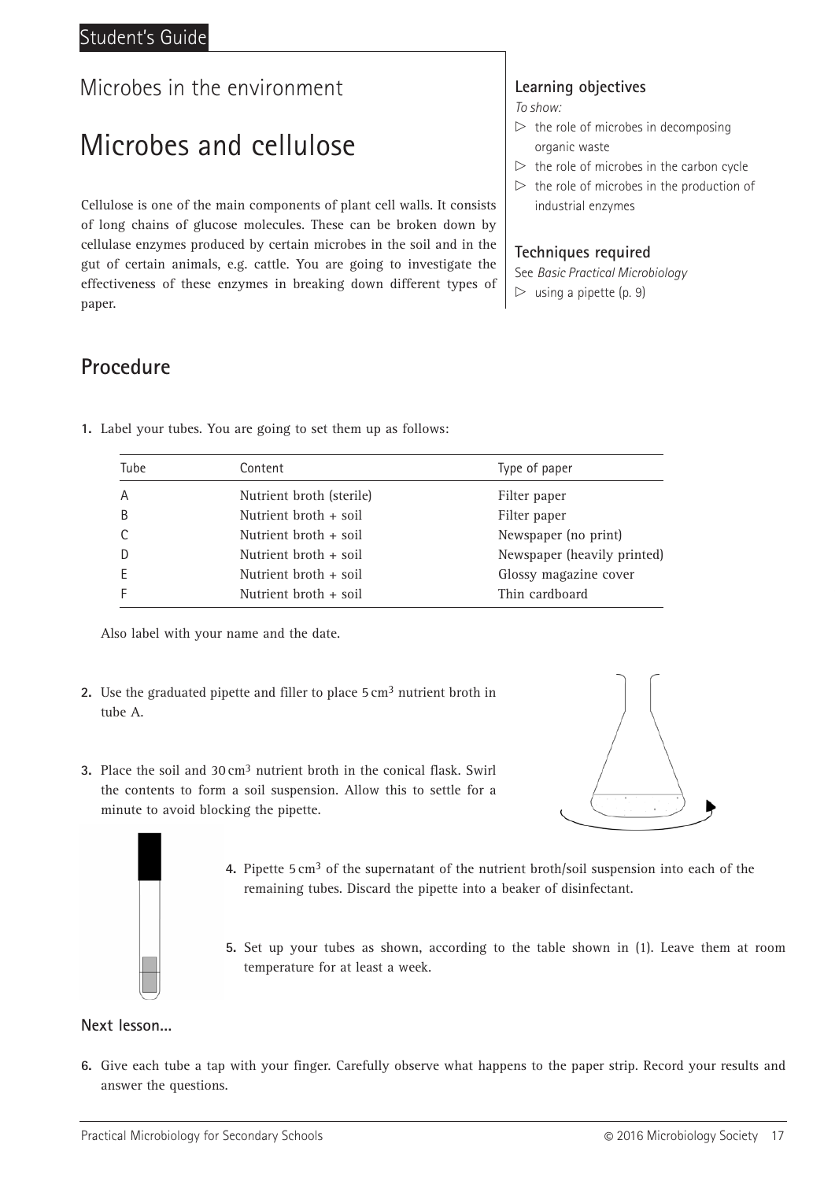Student's Guide

Microbes in the environment

# Microbes and cellulose

Cellulose is one of the main components of plant cell walls. It consists of long chains of glucose molecules. These can be broken down by cellulase enzymes produced by certain microbes in the soil and in the gut of certain animals, e.g. cattle. You are going to investigate the effectiveness of these enzymes in breaking down different types of paper.

### Learning objectives

*To show:*

- the role of microbes in decomposing organic waste
- the role of microbes in the carbon cycle
- the role of microbes in the production of industrial enzymes

### Techniques required

See *Basic Practical Microbiology*

- using a pipette (p. 9)

## Procedure

1. Label your tubes. You are going to set them up as follows:

| Tube | Content | Type of paper |
|---|---|---|
| A | Nutrient broth (sterile) | Filter paper |
| B | Nutrient broth + soil | Filter paper |
| C | Nutrient broth + soil | Newspaper (no print) |
| D | Nutrient broth + soil | Newspaper (heavily printed) |
| E | Nutrient broth + soil | Glossy magazine cover |
| F | Nutrient broth + soil | Thin cardboard |

   Also label with your name and the date.

2. Use the graduated pipette and filler to place 5 $cm^3$ nutrient broth in tube A.

3. Place the soil and 30 $cm^3$ nutrient broth in the conical flask. Swirl the contents to form a soil suspension. Allow this to settle for a minute to avoid blocking the pipette.

4. Pipette 5 $cm^3$ of the supernatant of the nutrient broth/soil suspension into each of the remaining tubes. Discard the pipette into a beaker of disinfectant.

5. Set up your tubes as shown, according to the table shown in (1). Leave them at room temperature for at least a week.

### Next lesson...

6. Give each tube a tap with your finger. Carefully observe what happens to the paper strip. Record your results and answer the questions.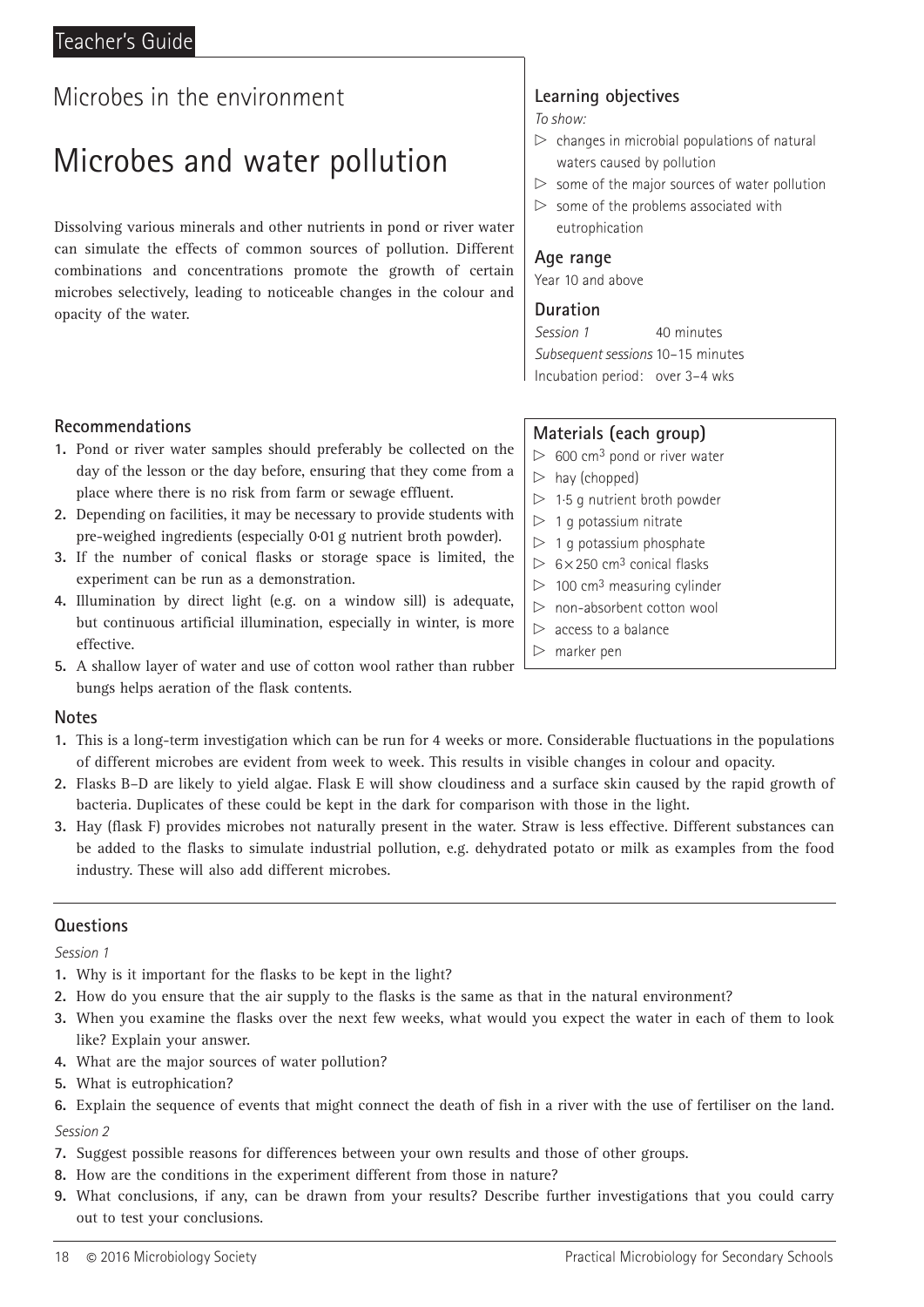Teacher's Guide

## Microbes in the environment

# Microbes and water pollution

Dissolving various minerals and other nutrients in pond or river water can simulate the effects of common sources of pollution. Different combinations and concentrations promote the growth of certain microbes selectively, leading to noticeable changes in the colour and opacity of the water.

### Learning objectives

*To show:*

- changes in microbial populations of natural waters caused by pollution
- some of the major sources of water pollution
- some of the problems associated with eutrophication

### Age range

Year 10 and above

### Duration

*Session 1* 40 minutes
*Subsequent sessions* 10–15 minutes
Incubation period: over 3–4 wks

### Recommendations

1. Pond or river water samples should preferably be collected on the day of the lesson or the day before, ensuring that they come from a place where there is no risk from farm or sewage effluent.
2. Depending on facilities, it may be necessary to provide students with pre-weighed ingredients (especially 0·01 g nutrient broth powder).
3. If the number of conical flasks or storage space is limited, the experiment can be run as a demonstration.
4. Illumination by direct light (e.g. on a window sill) is adequate, but continuous artificial illumination, especially in winter, is more effective.
5. A shallow layer of water and use of cotton wool rather than rubber bungs helps aeration of the flask contents.

### Materials (each group)

- 600 $cm^3$ pond or river water
- hay (chopped)
- 1·5 g nutrient broth powder
- 1 g potassium nitrate
- 1 g potassium phosphate
- $6 \times 250$ $cm^3$ conical flasks
- 100 $cm^3$ measuring cylinder
- non-absorbent cotton wool
- access to a balance
- marker pen

### Notes

1. This is a long-term investigation which can be run for 4 weeks or more. Considerable fluctuations in the populations of different microbes are evident from week to week. This results in visible changes in colour and opacity.
2. Flasks B–D are likely to yield algae. Flask E will show cloudiness and a surface skin caused by the rapid growth of bacteria. Duplicates of these could be kept in the dark for comparison with those in the light.
3. Hay (flask F) provides microbes not naturally present in the water. Straw is less effective. Different substances can be added to the flasks to simulate industrial pollution, e.g. dehydrated potato or milk as examples from the food industry. These will also add different microbes.

### Questions

*Session 1*

1. Why is it important for the flasks to be kept in the light?
2. How do you ensure that the air supply to the flasks is the same as that in the natural environment?
3. When you examine the flasks over the next few weeks, what would you expect the water in each of them to look like? Explain your answer.
4. What are the major sources of water pollution?
5. What is eutrophication?
6. Explain the sequence of events that might connect the death of fish in a river with the use of fertiliser on the land.

*Session 2*

7. Suggest possible reasons for differences between your own results and those of other groups.
8. How are the conditions in the experiment different from those in nature?
9. What conclusions, if any, can be drawn from your results? Describe further investigations that you could carry out to test your conclusions.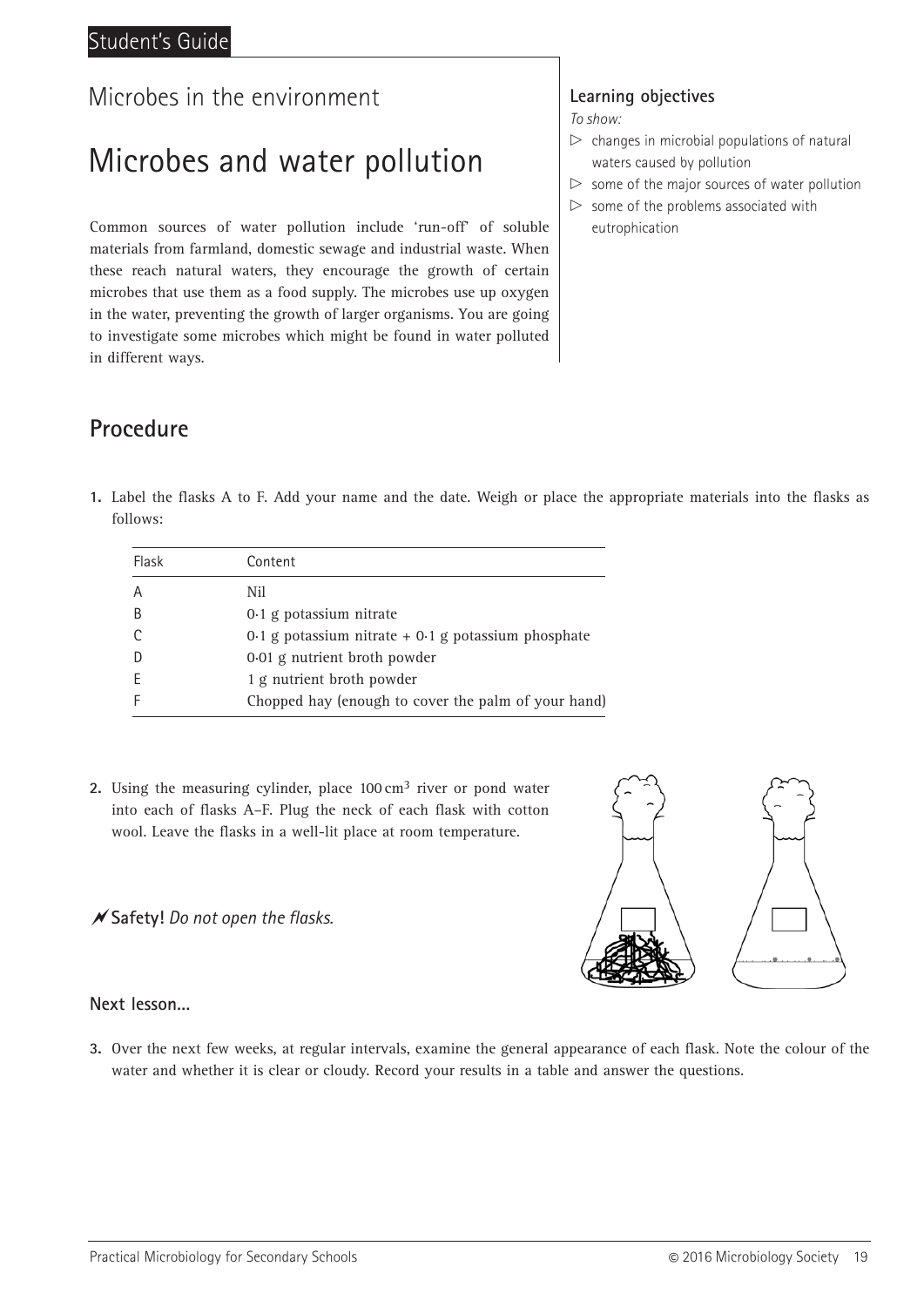Student's Guide

Microbes in the environment

# Microbes and water pollution

Common sources of water pollution include 'run-off' of soluble materials from farmland, domestic sewage and industrial waste. When these reach natural waters, they encourage the growth of certain microbes that use them as a food supply. The microbes use up oxygen in the water, preventing the growth of larger organisms. You are going to investigate some microbes which might be found in water polluted in different ways.

### Learning objectives

*To show:*

- changes in microbial populations of natural waters caused by pollution
- some of the major sources of water pollution
- some of the problems associated with eutrophication

## Procedure

1. Label the flasks A to F. Add your name and the date. Weigh or place the appropriate materials into the flasks as follows:

| Flask | Content |
|---|---|
| A | Nil |
| B | 0·1 g potassium nitrate |
| C | 0·1 g potassium nitrate + 0·1 g potassium phosphate |
| D | 0·01 g nutrient broth powder |
| E | 1 g nutrient broth powder |
| F | Chopped hay (enough to cover the palm of your hand) |

2. Using the measuring cylinder, place 100 $cm^3$ river or pond water into each of flasks A–F. Plug the neck of each flask with cotton wool. Leave the flasks in a well-lit place at room temperature.

**Safety!** *Do not open the flasks.*

### Next lesson...

3. Over the next few weeks, at regular intervals, examine the general appearance of each flask. Note the colour of the water and whether it is clear or cloudy. Record your results in a table and answer the questions.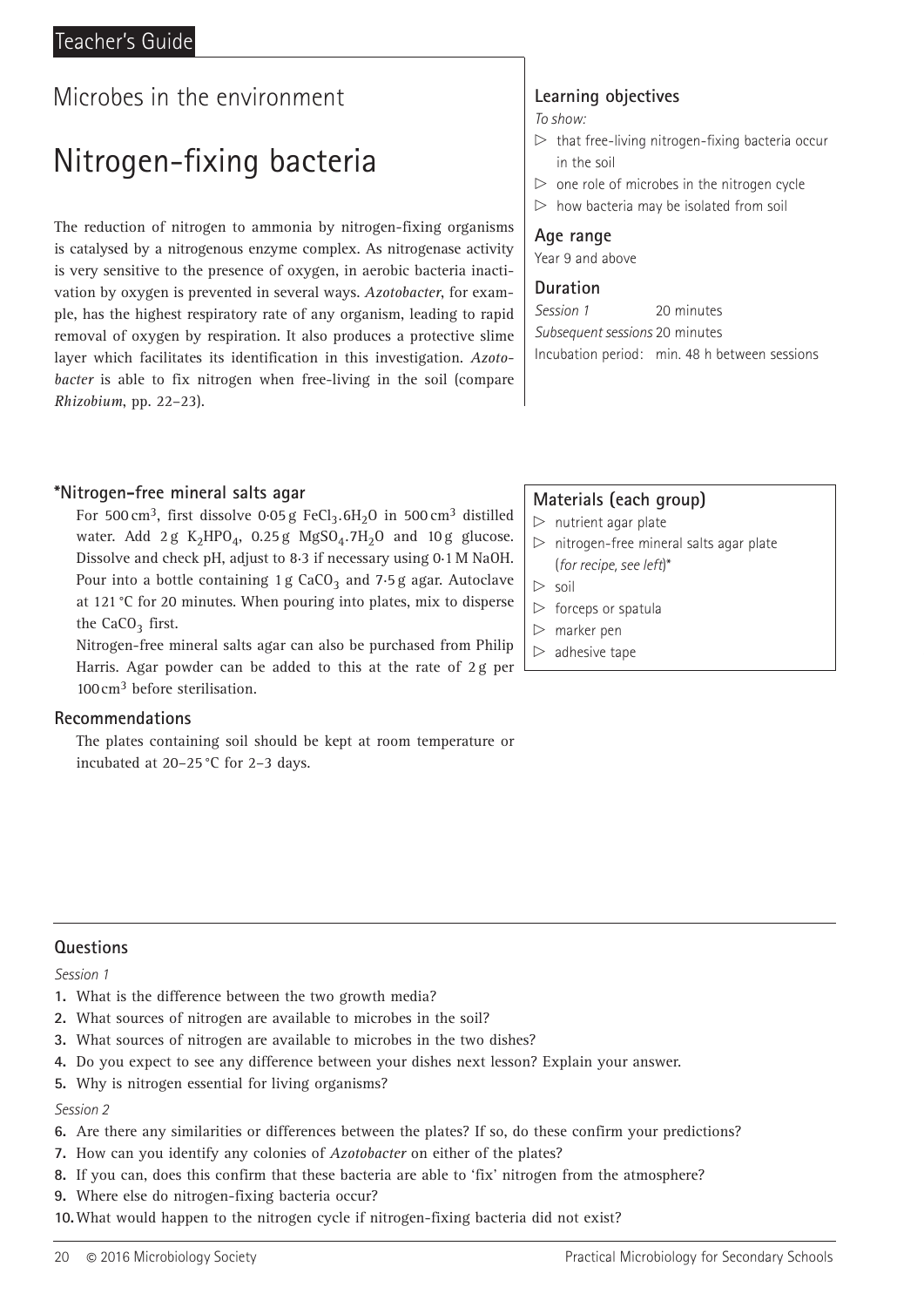Teacher's Guide

## Microbes in the environment

# Nitrogen-fixing bacteria

The reduction of nitrogen to ammonia by nitrogen-fixing organisms is catalysed by a nitrogenous enzyme complex. As nitrogenase activity is very sensitive to the presence of oxygen, in aerobic bacteria inactivation by oxygen is prevented in several ways. *Azotobacter*, for example, has the highest respiratory rate of any organism, leading to rapid removal of oxygen by respiration. It also produces a protective slime layer which facilitates its identification in this investigation. *Azotobacter* is able to fix nitrogen when free-living in the soil (compare *Rhizobium*, pp. 22–23).

### Learning objectives

*To show:*

- that free-living nitrogen-fixing bacteria occur in the soil
- one role of microbes in the nitrogen cycle
- how bacteria may be isolated from soil

### Age range

Year 9 and above

### Duration

*Session 1* 20 minutes
*Subsequent sessions* 20 minutes
Incubation period: min. 48 h between sessions

### *Nitrogen-free mineral salts agar

For 500 $cm^3$, first dissolve 0·05 g $FeCl_3.6H_2O$ in 500 $cm^3$ distilled water. Add 2 g $K_2HPO_4$, 0.25 g $MgSO_4.7H_2O$ and 10 g glucose. Dissolve and check pH, adjust to 8·3 if necessary using 0·1 M NaOH. Pour into a bottle containing 1 g $CaCO_3$ and 7·5 g agar. Autoclave at 121 °C for 20 minutes. When pouring into plates, mix to disperse the $CaCO_3$ first.

Nitrogen-free mineral salts agar can also be purchased from Philip Harris. Agar powder can be added to this at the rate of 2 g per 100 $cm^3$ before sterilisation.

### Recommendations

The plates containing soil should be kept at room temperature or incubated at 20–25 °C for 2–3 days.

### Materials (each group)

- nutrient agar plate
- nitrogen-free mineral salts agar plate (*for recipe, see left*)*
- soil
- forceps or spatula
- marker pen
- adhesive tape

### Questions

*Session 1*

1. What is the difference between the two growth media?
2. What sources of nitrogen are available to microbes in the soil?
3. What sources of nitrogen are available to microbes in the two dishes?
4. Do you expect to see any difference between your dishes next lesson? Explain your answer.
5. Why is nitrogen essential for living organisms?

*Session 2*

6. Are there any similarities or differences between the plates? If so, do these confirm your predictions?
7. How can you identify any colonies of *Azotobacter* on either of the plates?
8. If you can, does this confirm that these bacteria are able to 'fix' nitrogen from the atmosphere?
9. Where else do nitrogen-fixing bacteria occur?
10. What would happen to the nitrogen cycle if nitrogen-fixing bacteria did not exist?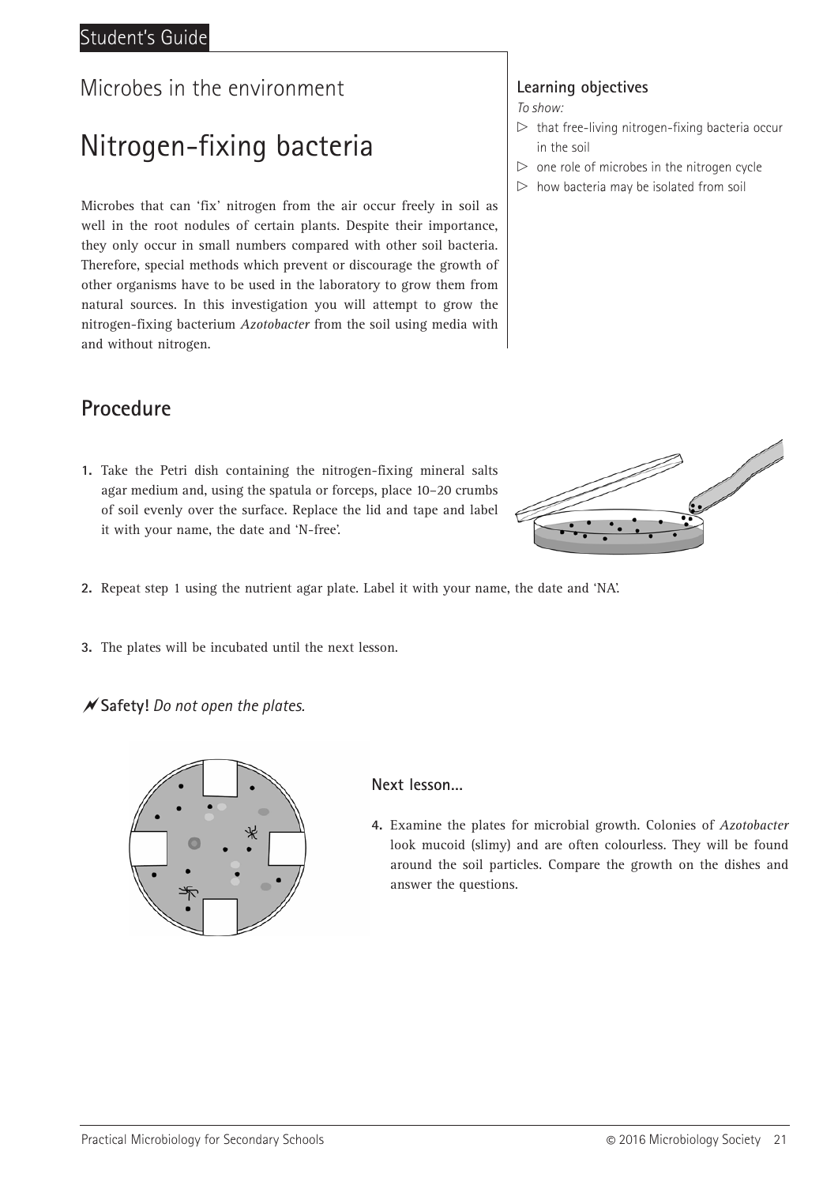Student's Guide

Microbes in the environment

# Nitrogen-fixing bacteria

Microbes that can 'fix' nitrogen from the air occur freely in soil as well in the root nodules of certain plants. Despite their importance, they only occur in small numbers compared with other soil bacteria. Therefore, special methods which prevent or discourage the growth of other organisms have to be used in the laboratory to grow them from natural sources. In this investigation you will attempt to grow the nitrogen-fixing bacterium *Azotobacter* from the soil using media with and without nitrogen.

**Learning objectives**

*To show:*

- that free-living nitrogen-fixing bacteria occur in the soil
- one role of microbes in the nitrogen cycle
- how bacteria may be isolated from soil

## Procedure

1. Take the Petri dish containing the nitrogen-fixing mineral salts agar medium and, using the spatula or forceps, place 10–20 crumbs of soil evenly over the surface. Replace the lid and tape and label it with your name, the date and 'N-free'.

2. Repeat step 1 using the nutrient agar plate. Label it with your name, the date and 'NA'.

3. The plates will be incubated until the next lesson.

**Safety!** *Do not open the plates.*

**Next lesson...**

4. Examine the plates for microbial growth. Colonies of *Azotobacter* look mucoid (slimy) and are often colourless. They will be found around the soil particles. Compare the growth on the dishes and answer the questions.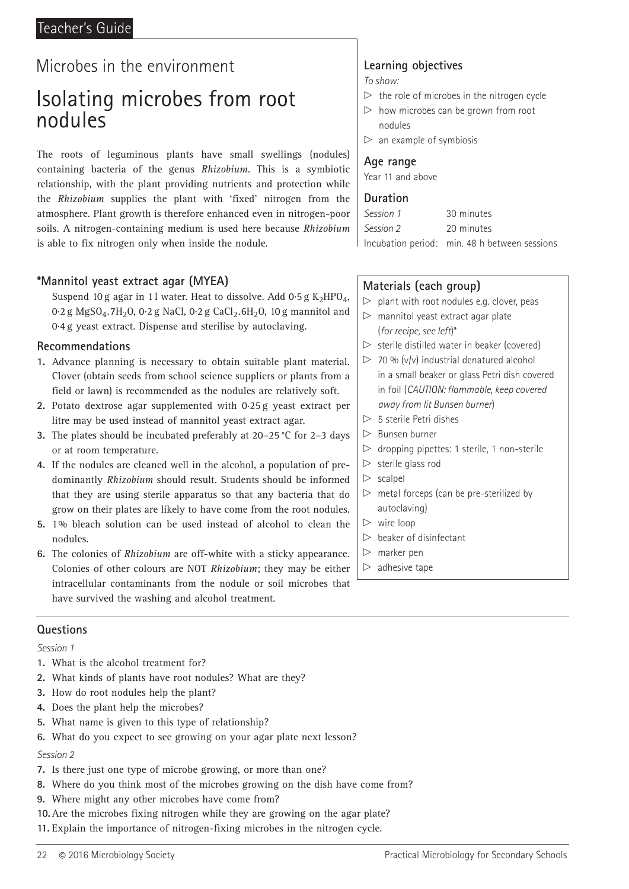Teacher's Guide

Microbes in the environment

# Isolating microbes from root nodules

The roots of leguminous plants have small swellings (nodules) containing bacteria of the genus *Rhizobium*. This is a symbiotic relationship, with the plant providing nutrients and protection while the *Rhizobium* supplies the plant with 'fixed' nitrogen from the atmosphere. Plant growth is therefore enhanced even in nitrogen-poor soils. A nitrogen-containing medium is used here because *Rhizobium* is able to fix nitrogen only when inside the nodule.

### Learning objectives

*To show:*

- the role of microbes in the nitrogen cycle
- how microbes can be grown from root nodules
- an example of symbiosis

### Age range

Year 11 and above

### Duration

| | |
|---|---|
| *Session 1* | 30 minutes |
| *Session 2* | 20 minutes |
| Incubation period: | min. 48 h between sessions |

### *Mannitol yeast extract agar (MYEA)

Suspend 10 g agar in 1 l water. Heat to dissolve. Add 0·5 g $K_2HPO_4$, 0·2 g $MgSO_4.7H_2O$, 0·2 g NaCl, 0·2 g $CaCl_2.6H_2O$, 10 g mannitol and 0·4 g yeast extract. Dispense and sterilise by autoclaving.

### Recommendations

1. Advance planning is necessary to obtain suitable plant material. Clover (obtain seeds from school science suppliers or plants from a field or lawn) is recommended as the nodules are relatively soft.
2. Potato dextrose agar supplemented with 0·25 g yeast extract per litre may be used instead of mannitol yeast extract agar.
3. The plates should be incubated preferably at 20–25 °C for 2–3 days or at room temperature.
4. If the nodules are cleaned well in the alcohol, a population of predominantly *Rhizobium* should result. Students should be informed that they are using sterile apparatus so that any bacteria that do grow on their plates are likely to have come from the root nodules.
5. 1% bleach solution can be used instead of alcohol to clean the nodules.
6. The colonies of *Rhizobium* are off-white with a sticky appearance. Colonies of other colours are NOT *Rhizobium*; they may be either intracellular contaminants from the nodule or soil microbes that have survived the washing and alcohol treatment.

### Materials (each group)

- plant with root nodules e.g. clover, peas
- mannitol yeast extract agar plate (*for recipe, see left*)*
- sterile distilled water in beaker (covered)
- 70 % (v/v) industrial denatured alcohol in a small beaker or glass Petri dish covered in foil (*CAUTION: flammable, keep covered away from lit Bunsen burner*)
- 5 sterile Petri dishes
- Bunsen burner
- dropping pipettes: 1 sterile, 1 non-sterile
- sterile glass rod
- scalpel
- metal forceps (can be pre-sterilized by autoclaving)
- wire loop
- beaker of disinfectant
- marker pen
- adhesive tape

## Questions

*Session 1*

1. What is the alcohol treatment for?
2. What kinds of plants have root nodules? What are they?
3. How do root nodules help the plant?
4. Does the plant help the microbes?
5. What name is given to this type of relationship?
6. What do you expect to see growing on your agar plate next lesson?

*Session 2*

7. Is there just one type of microbe growing, or more than one?
8. Where do you think most of the microbes growing on the dish have come from?
9. Where might any other microbes have come from?
10. Are the microbes fixing nitrogen while they are growing on the agar plate?
11. Explain the importance of nitrogen-fixing microbes in the nitrogen cycle.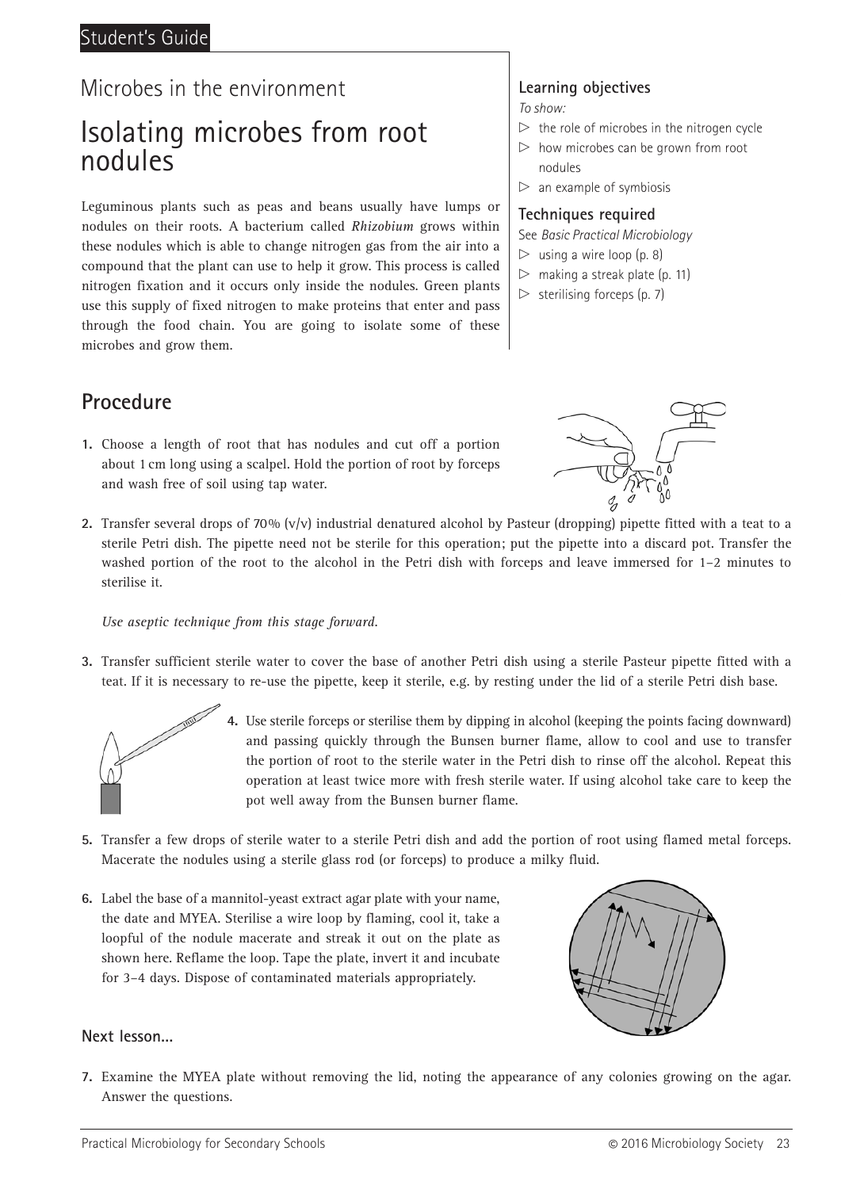## Microbes in the environment

# Isolating microbes from root nodules

Leguminous plants such as peas and beans usually have lumps or nodules on their roots. A bacterium called ***Rhizobium*** grows within these nodules which is able to change nitrogen gas from the air into a compound that the plant can use to help it grow. This process is called nitrogen fixation and it occurs only inside the nodules. Green plants use this supply of fixed nitrogen to make proteins that enter and pass through the food chain. You are going to isolate some of these microbes and grow them.

### Learning objectives

*To show:*

- the role of microbes in the nitrogen cycle
- how microbes can be grown from root nodules
- an example of symbiosis

### Techniques required

See *Basic Practical Microbiology*

- using a wire loop (p. 8)
- making a streak plate (p. 11)
- sterilising forceps (p. 7)

## Procedure

1. Choose a length of root that has nodules and cut off a portion about 1 cm long using a scalpel. Hold the portion of root by forceps and wash free of soil using tap water.
2. Transfer several drops of 70% (v/v) industrial denatured alcohol by Pasteur (dropping) pipette fitted with a teat to a sterile Petri dish. The pipette need not be sterile for this operation; put the pipette into a discard pot. Transfer the washed portion of the root to the alcohol in the Petri dish with forceps and leave immersed for 1–2 minutes to sterilise it.

   *Use aseptic technique from this stage forward.*

3. Transfer sufficient sterile water to cover the base of another Petri dish using a sterile Pasteur pipette fitted with a teat. If it is necessary to re-use the pipette, keep it sterile, e.g. by resting under the lid of a sterile Petri dish base.
4. Use sterile forceps or sterilise them by dipping in alcohol (keeping the points facing downward) and passing quickly through the Bunsen burner flame, allow to cool and use to transfer the portion of root to the sterile water in the Petri dish to rinse off the alcohol. Repeat this operation at least twice more with fresh sterile water. If using alcohol take care to keep the pot well away from the Bunsen burner flame.
5. Transfer a few drops of sterile water to a sterile Petri dish and add the portion of root using flamed metal forceps. Macerate the nodules using a sterile glass rod (or forceps) to produce a milky fluid.
6. Label the base of a mannitol-yeast extract agar plate with your name, the date and MYEA. Sterilise a wire loop by flaming, cool it, take a loopful of the nodule macerate and streak it out on the plate as shown here. Reflame the loop. Tape the plate, invert it and incubate for 3–4 days. Dispose of contaminated materials appropriately.

### Next lesson...

7. Examine the MYEA plate without removing the lid, noting the appearance of any colonies growing on the agar. Answer the questions.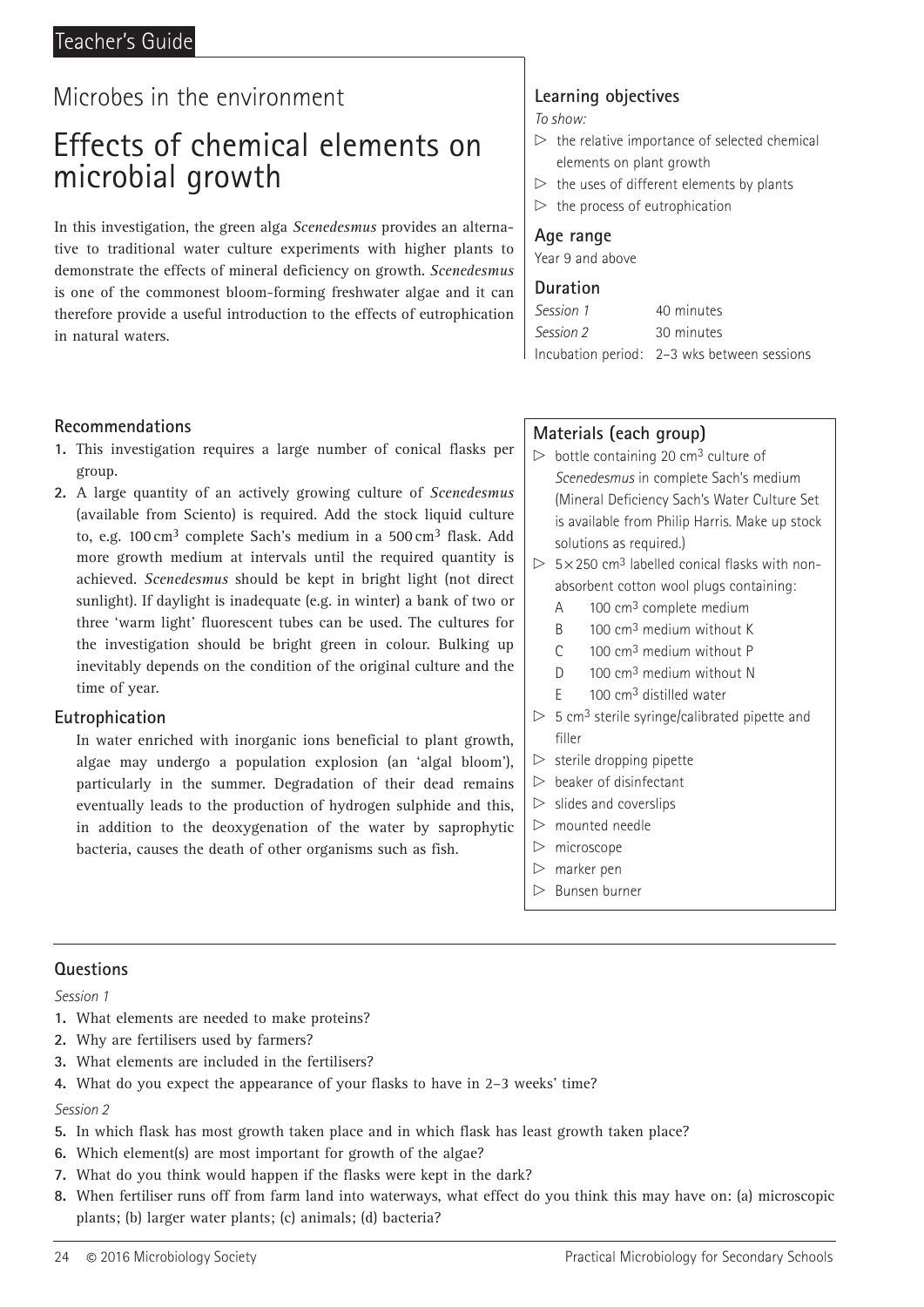Teacher's Guide

Microbes in the environment

# Effects of chemical elements on microbial growth

In this investigation, the green alga *Scenedesmus* provides an alternative to traditional water culture experiments with higher plants to demonstrate the effects of mineral deficiency on growth. *Scenedesmus* is one of the commonest bloom-forming freshwater algae and it can therefore provide a useful introduction to the effects of eutrophication in natural waters.

## Learning objectives

*To show:*

- the relative importance of selected chemical elements on plant growth
- the uses of different elements by plants
- the process of eutrophication

## Age range

Year 9 and above

## Duration

*Session 1* 40 minutes
*Session 2* 30 minutes
Incubation period: 2–3 wks between sessions

## Recommendations

1. This investigation requires a large number of conical flasks per group.
2. A large quantity of an actively growing culture of *Scenedesmus* (available from Sciento) is required. Add the stock liquid culture to, e.g. 100 $cm^3$ complete Sach's medium in a 500 $cm^3$ flask. Add more growth medium at intervals until the required quantity is achieved. *Scenedesmus* should be kept in bright light (not direct sunlight). If daylight is inadequate (e.g. in winter) a bank of two or three 'warm light' fluorescent tubes can be used. The cultures for the investigation should be bright green in colour. Bulking up inevitably depends on the condition of the original culture and the time of year.

### Eutrophication

In water enriched with inorganic ions beneficial to plant growth, algae may undergo a population explosion (an 'algal bloom'), particularly in the summer. Degradation of their dead remains eventually leads to the production of hydrogen sulphide and this, in addition to the deoxygenation of the water by saprophytic bacteria, causes the death of other organisms such as fish.

## Materials (each group)

- bottle containing 20 $cm^3$ culture of *Scenedesmus* in complete Sach's medium (Mineral Deficiency Sach's Water Culture Set is available from Philip Harris. Make up stock solutions as required.)
- 5 × 250 $cm^3$ labelled conical flasks with non-absorbent cotton wool plugs containing:
  - A 100 $cm^3$ complete medium
  - B 100 $cm^3$ medium without K
  - C 100 $cm^3$ medium without P
  - D 100 $cm^3$ medium without N
  - E 100 $cm^3$ distilled water
- 5 $cm^3$ sterile syringe/calibrated pipette and filler
- sterile dropping pipette
- beaker of disinfectant
- slides and coverslips
- mounted needle
- microscope
- marker pen
- Bunsen burner

## Questions

*Session 1*

1. What elements are needed to make proteins?
2. Why are fertilisers used by farmers?
3. What elements are included in the fertilisers?
4. What do you expect the appearance of your flasks to have in 2–3 weeks' time?

*Session 2*

5. In which flask has most growth taken place and in which flask has least growth taken place?
6. Which element(s) are most important for growth of the algae?
7. What do you think would happen if the flasks were kept in the dark?
8. When fertiliser runs off from farm land into waterways, what effect do you think this may have on: (a) microscopic plants; (b) larger water plants; (c) animals; (d) bacteria?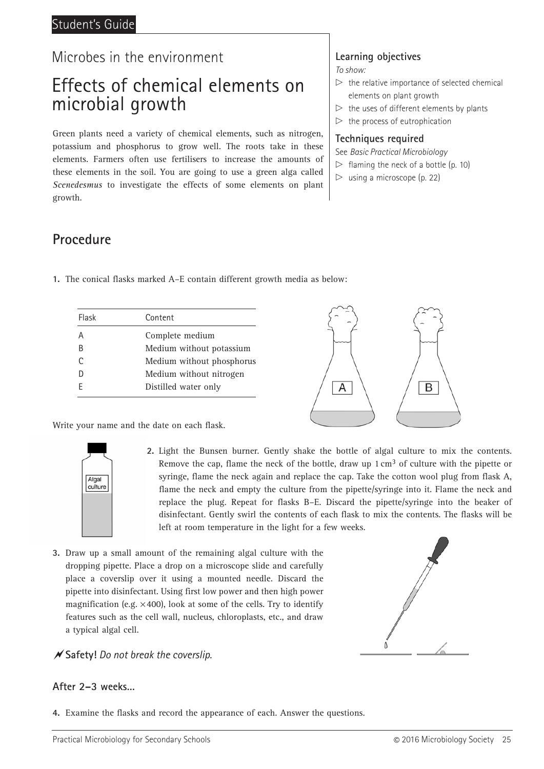Student's Guide

Microbes in the environment

# Effects of chemical elements on microbial growth

Green plants need a variety of chemical elements, such as nitrogen, potassium and phosphorus to grow well. The roots take in these elements. Farmers often use fertilisers to increase the amounts of these elements in the soil. You are going to use a green alga called *Scenedesmus* to investigate the effects of some elements on plant growth.

### Learning objectives

*To show:*

- the relative importance of selected chemical elements on plant growth
- the uses of different elements by plants
- the process of eutrophication

### Techniques required

See *Basic Practical Microbiology*

- flaming the neck of a bottle (p. 10)
- using a microscope (p. 22)

## Procedure

1. The conical flasks marked A–E contain different growth media as below:

| Flask | Content |
| --- | --- |
| A | Complete medium |
| B | Medium without potassium |
| C | Medium without phosphorus |
| D | Medium without nitrogen |
| E | Distilled water only |

Write your name and the date on each flask.

2. Light the Bunsen burner. Gently shake the bottle of algal culture to mix the contents. Remove the cap, flame the neck of the bottle, draw up 1 $cm^3$ of culture with the pipette or syringe, flame the neck again and replace the cap. Take the cotton wool plug from flask A, flame the neck and empty the culture from the pipette/syringe into it. Flame the neck and replace the plug. Repeat for flasks B–E. Discard the pipette/syringe into the beaker of disinfectant. Gently swirl the contents of each flask to mix the contents. The flasks will be left at room temperature in the light for a few weeks.

3. Draw up a small amount of the remaining algal culture with the dropping pipette. Place a drop on a microscope slide and carefully place a coverslip over it using a mounted needle. Discard the pipette into disinfectant. Using first low power and then high power magnification (e.g. ×400), look at some of the cells. Try to identify features such as the cell wall, nucleus, chloroplasts, etc., and draw a typical algal cell.

**Safety!** *Do not break the coverslip.*

### After 2–3 weeks...

4. Examine the flasks and record the appearance of each. Answer the questions.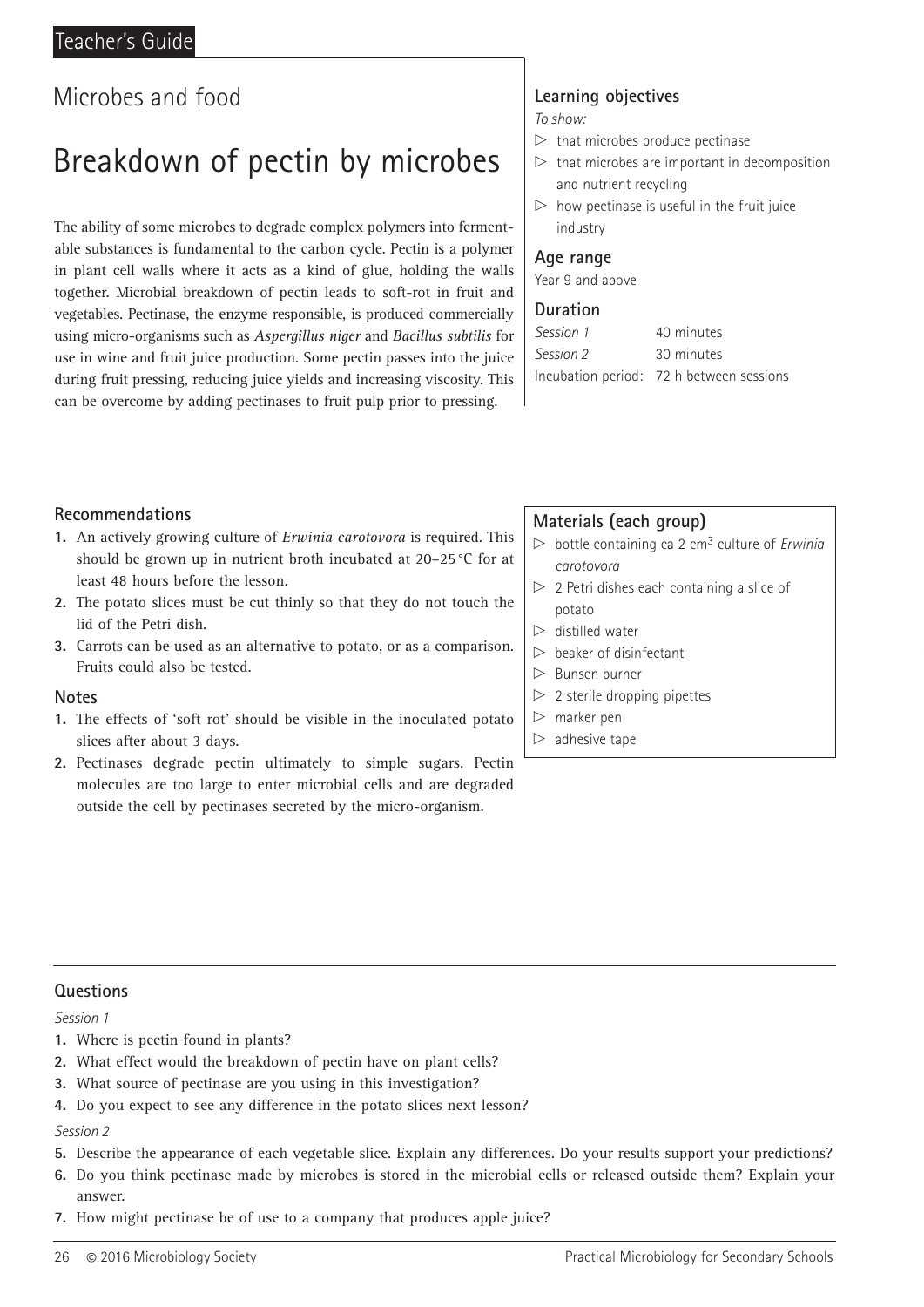Teacher's Guide

## Microbes and food

# Breakdown of pectin by microbes

The ability of some microbes to degrade complex polymers into fermentable substances is fundamental to the carbon cycle. Pectin is a polymer in plant cell walls where it acts as a kind of glue, holding the walls together. Microbial breakdown of pectin leads to soft-rot in fruit and vegetables. Pectinase, the enzyme responsible, is produced commercially using micro-organisms such as *Aspergillus niger* and *Bacillus subtilis* for use in wine and fruit juice production. Some pectin passes into the juice during fruit pressing, reducing juice yields and increasing viscosity. This can be overcome by adding pectinases to fruit pulp prior to pressing.

### Learning objectives

*To show:*

- that microbes produce pectinase
- that microbes are important in decomposition and nutrient recycling
- how pectinase is useful in the fruit juice industry

### Age range

Year 9 and above

### Duration

| | |
|---|---|
| *Session 1* | 40 minutes |
| *Session 2* | 30 minutes |
| Incubation period: | 72 h between sessions |

### Recommendations

1. An actively growing culture of *Erwinia carotovora* is required. This should be grown up in nutrient broth incubated at 20–25 °C for at least 48 hours before the lesson.
2. The potato slices must be cut thinly so that they do not touch the lid of the Petri dish.
3. Carrots can be used as an alternative to potato, or as a comparison. Fruits could also be tested.

### Notes

1. The effects of 'soft rot' should be visible in the inoculated potato slices after about 3 days.
2. Pectinases degrade pectin ultimately to simple sugars. Pectin molecules are too large to enter microbial cells and are degraded outside the cell by pectinases secreted by the micro-organism.

### Materials (each group)

- bottle containing ca 2 $cm^3$ culture of *Erwinia carotovora*
- 2 Petri dishes each containing a slice of potato
- distilled water
- beaker of disinfectant
- Bunsen burner
- 2 sterile dropping pipettes
- marker pen
- adhesive tape

### Questions

*Session 1*

1. Where is pectin found in plants?
2. What effect would the breakdown of pectin have on plant cells?
3. What source of pectinase are you using in this investigation?
4. Do you expect to see any difference in the potato slices next lesson?

*Session 2*

5. Describe the appearance of each vegetable slice. Explain any differences. Do your results support your predictions?
6. Do you think pectinase made by microbes is stored in the microbial cells or released outside them? Explain your answer.
7. How might pectinase be of use to a company that produces apple juice?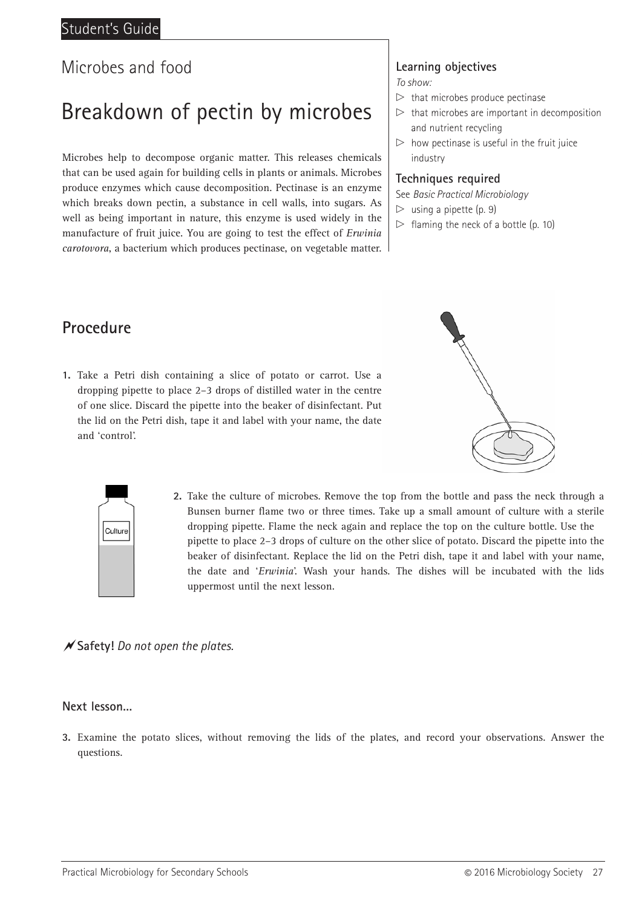Student's Guide

## Microbes and food

# Breakdown of pectin by microbes

Microbes help to decompose organic matter. This releases chemicals that can be used again for building cells in plants or animals. Microbes produce enzymes which cause decomposition. Pectinase is an enzyme which breaks down pectin, a substance in cell walls, into sugars. As well as being important in nature, this enzyme is used widely in the manufacture of fruit juice. You are going to test the effect of *Erwinia carotovora*, a bacterium which produces pectinase, on vegetable matter.

### Learning objectives

*To show:*

- ▷ that microbes produce pectinase
- ▷ that microbes are important in decomposition and nutrient recycling
- ▷ how pectinase is useful in the fruit juice industry

### Techniques required

See *Basic Practical Microbiology*

- ▷ using a pipette (p. 9)
- ▷ flaming the neck of a bottle (p. 10)

## Procedure

1. Take a Petri dish containing a slice of potato or carrot. Use a dropping pipette to place 2–3 drops of distilled water in the centre of one slice. Discard the pipette into the beaker of disinfectant. Put the lid on the Petri dish, tape it and label with your name, the date and 'control'.

2. Take the culture of microbes. Remove the top from the bottle and pass the neck through a Bunsen burner flame two or three times. Take up a small amount of culture with a sterile dropping pipette. Flame the neck again and replace the top on the culture bottle. Use the pipette to place 2–3 drops of culture on the other slice of potato. Discard the pipette into the beaker of disinfectant. Replace the lid on the Petri dish, tape it and label with your name, the date and '*Erwinia*'. Wash your hands. The dishes will be incubated with the lids uppermost until the next lesson.

**Safety!** *Do not open the plates.*

### Next lesson...

3. Examine the potato slices, without removing the lids of the plates, and record your observations. Answer the questions.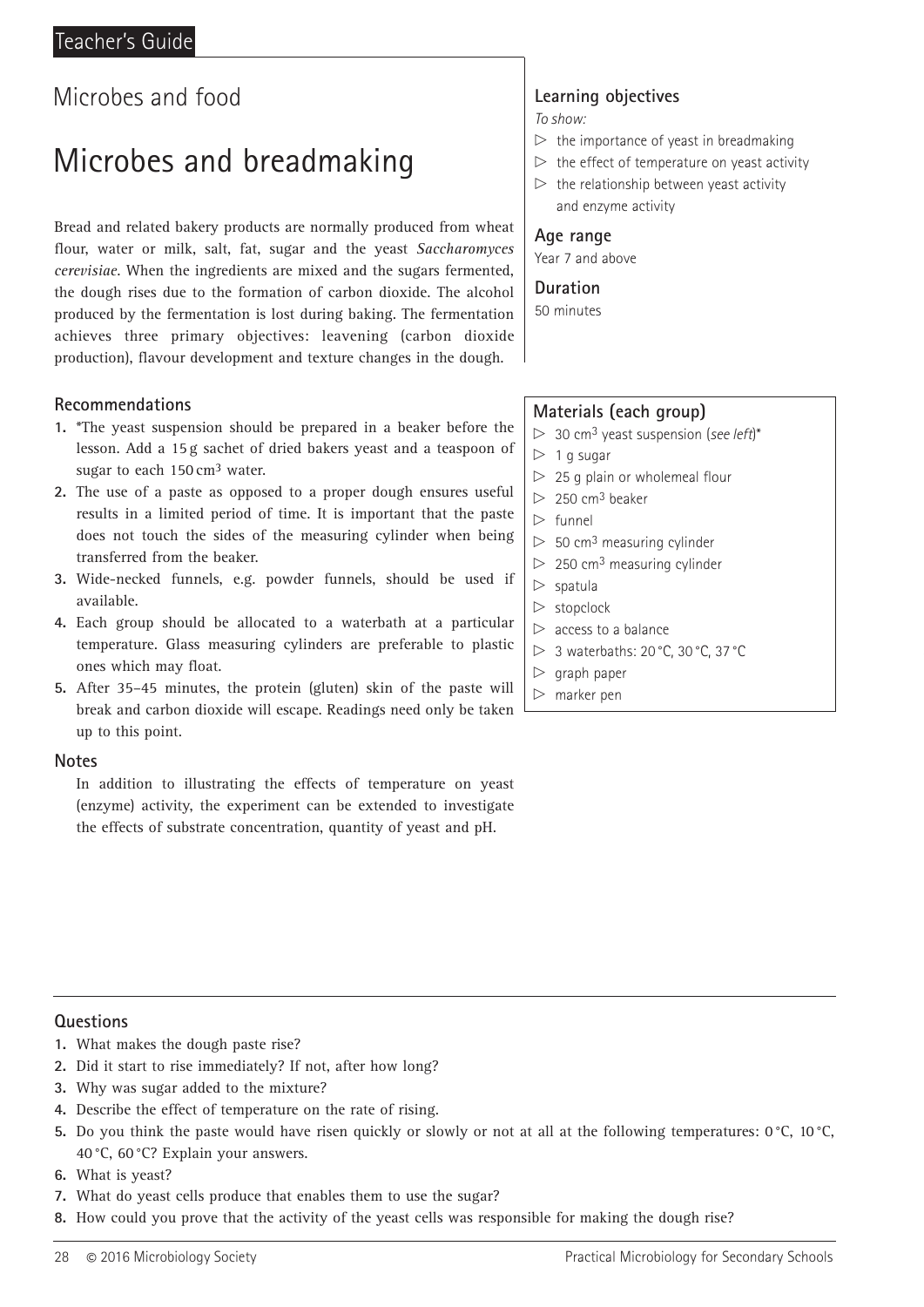Teacher's Guide

## Microbes and food

# Microbes and breadmaking

Bread and related bakery products are normally produced from wheat flour, water or milk, salt, fat, sugar and the yeast *Saccharomyces cerevisiae*. When the ingredients are mixed and the sugars fermented, the dough rises due to the formation of carbon dioxide. The alcohol produced by the fermentation is lost during baking. The fermentation achieves three primary objectives: leavening (carbon dioxide production), flavour development and texture changes in the dough.

### Learning objectives

*To show:*

- the importance of yeast in breadmaking
- the effect of temperature on yeast activity
- the relationship between yeast activity and enzyme activity

### Age range

Year 7 and above

### Duration

50 minutes

### Recommendations

1. *The yeast suspension should be prepared in a beaker before the lesson. Add a 15 g sachet of dried bakers yeast and a teaspoon of sugar to each 150 cm$^3$ water.
2. The use of a paste as opposed to a proper dough ensures useful results in a limited period of time. It is important that the paste does not touch the sides of the measuring cylinder when being transferred from the beaker.
3. Wide-necked funnels, e.g. powder funnels, should be used if available.
4. Each group should be allocated to a waterbath at a particular temperature. Glass measuring cylinders are preferable to plastic ones which may float.
5. After 35–45 minutes, the protein (gluten) skin of the paste will break and carbon dioxide will escape. Readings need only be taken up to this point.

### Materials (each group)

- 30 cm$^3$ yeast suspension (*see left*)*
- 1 g sugar
- 25 g plain or wholemeal flour
- 250 cm$^3$ beaker
- funnel
- 50 cm$^3$ measuring cylinder
- 250 cm$^3$ measuring cylinder
- spatula
- stopclock
- access to a balance
- 3 waterbaths: 20 °C, 30 °C, 37 °C
- graph paper
- marker pen

### Notes

In addition to illustrating the effects of temperature on yeast (enzyme) activity, the experiment can be extended to investigate the effects of substrate concentration, quantity of yeast and pH.

### Questions

1. What makes the dough paste rise?
2. Did it start to rise immediately? If not, after how long?
3. Why was sugar added to the mixture?
4. Describe the effect of temperature on the rate of rising.
5. Do you think the paste would have risen quickly or slowly or not at all at the following temperatures: 0 °C, 10 °C, 40 °C, 60 °C? Explain your answers.
6. What is yeast?
7. What do yeast cells produce that enables them to use the sugar?
8. How could you prove that the activity of the yeast cells was responsible for making the dough rise?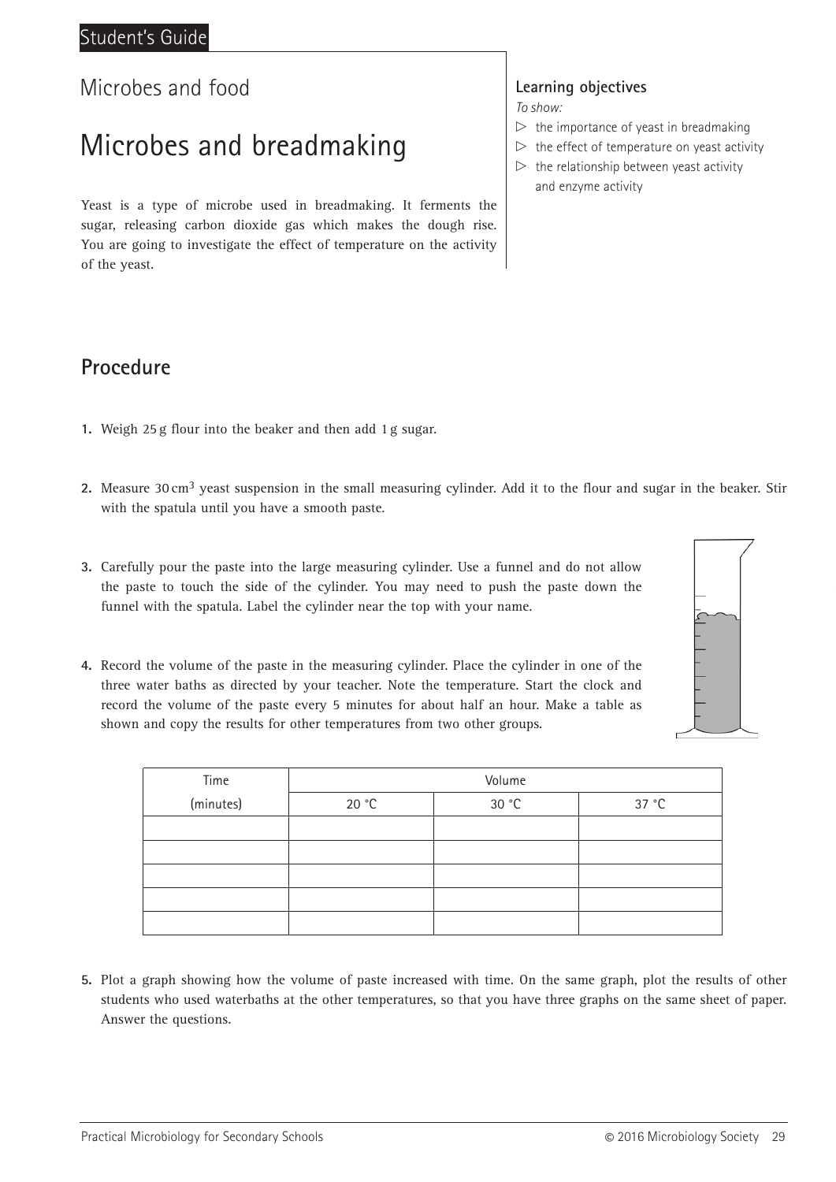Student's Guide

Microbes and food

# Microbes and breadmaking

Yeast is a type of microbe used in breadmaking. It ferments the sugar, releasing carbon dioxide gas which makes the dough rise. You are going to investigate the effect of temperature on the activity of the yeast.

### Learning objectives

*To show:*

- the importance of yeast in breadmaking
- the effect of temperature on yeast activity
- the relationship between yeast activity and enzyme activity

## Procedure

1. Weigh 25 g flour into the beaker and then add 1 g sugar.

2. Measure 30 $cm^3$ yeast suspension in the small measuring cylinder. Add it to the flour and sugar in the beaker. Stir with the spatula until you have a smooth paste.

3. Carefully pour the paste into the large measuring cylinder. Use a funnel and do not allow the paste to touch the side of the cylinder. You may need to push the paste down the funnel with the spatula. Label the cylinder near the top with your name.

4. Record the volume of the paste in the measuring cylinder. Place the cylinder in one of the three water baths as directed by your teacher. Note the temperature. Start the clock and record the volume of the paste every 5 minutes for about half an hour. Make a table as shown and copy the results for other temperatures from two other groups.

| Time | Volume | | |
|---|---|---|---|
| (minutes) | 20 °C | 30 °C | 37 °C |
| | | | |
| | | | |
| | | | |
| | | | |
| | | | |

5. Plot a graph showing how the volume of paste increased with time. On the same graph, plot the results of other students who used waterbaths at the other temperatures, so that you have three graphs on the same sheet of paper. Answer the questions.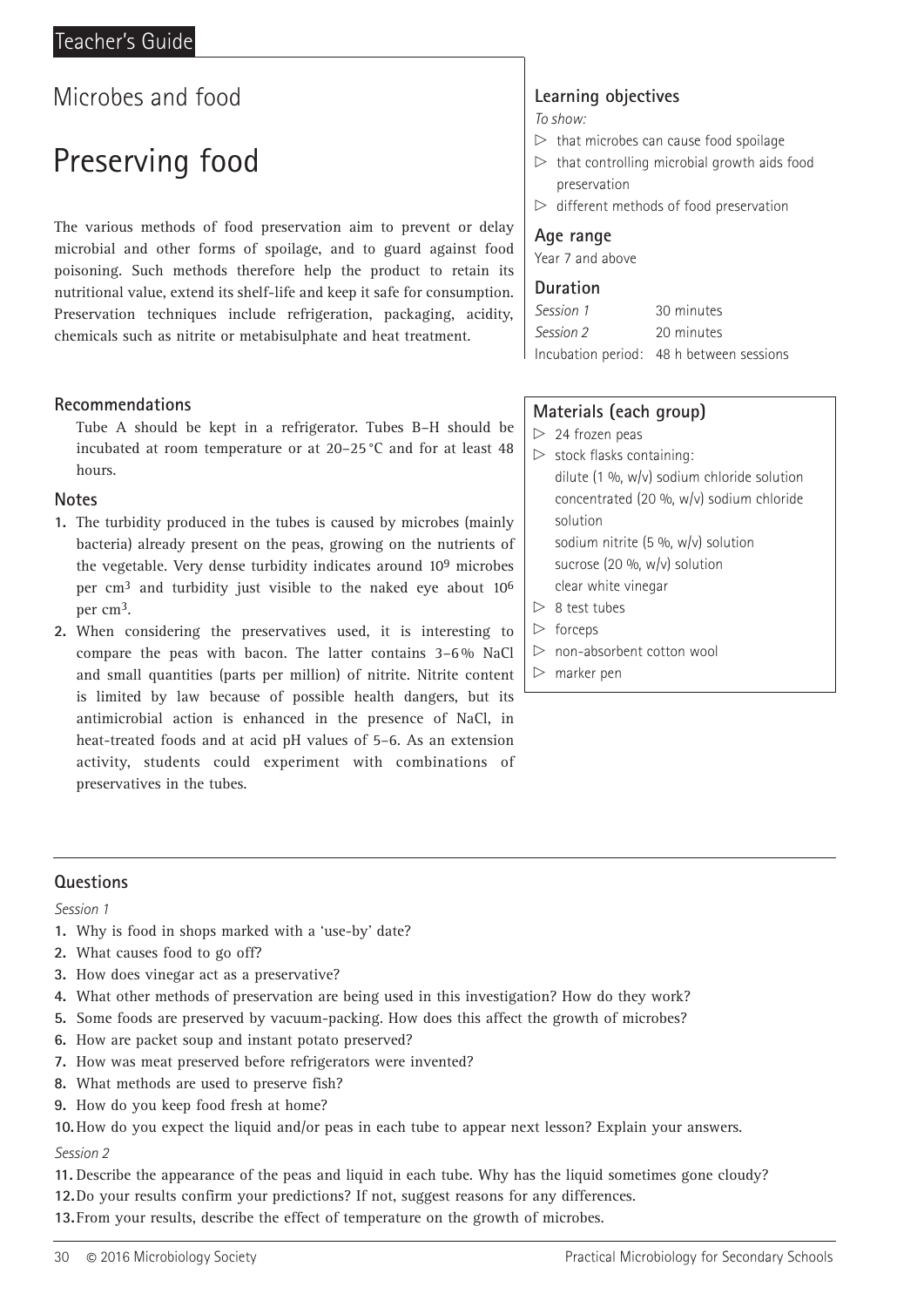## Microbes and food

# Preserving food

The various methods of food preservation aim to prevent or delay microbial and other forms of spoilage, and to guard against food poisoning. Such methods therefore help the product to retain its nutritional value, extend its shelf-life and keep it safe for consumption. Preservation techniques include refrigeration, packaging, acidity, chemicals such as nitrite or metabisulphate and heat treatment.

### Learning objectives

*To show:*

- that microbes can cause food spoilage
- that controlling microbial growth aids food preservation
- different methods of food preservation

### Age range

Year 7 and above

### Duration

| | |
|---|---|
| *Session 1* | 30 minutes |
| *Session 2* | 20 minutes |
| Incubation period: | 48 h between sessions |

### Materials (each group)

- 24 frozen peas
- stock flasks containing:
  - dilute (1 %, w/v) sodium chloride solution
  - concentrated (20 %, w/v) sodium chloride solution
  - sodium nitrite (5 %, w/v) solution
  - sucrose (20 %, w/v) solution
  - clear white vinegar
- 8 test tubes
- forceps
- non-absorbent cotton wool
- marker pen

### Recommendations

Tube A should be kept in a refrigerator. Tubes B–H should be incubated at room temperature or at 20–25 °C and for at least 48 hours.

### Notes

1. The turbidity produced in the tubes is caused by microbes (mainly bacteria) already present on the peas, growing on the nutrients of the vegetable. Very dense turbidity indicates around $10^9$ microbes per $cm^3$ and turbidity just visible to the naked eye about $10^6$ per $cm^3$.
2. When considering the preservatives used, it is interesting to compare the peas with bacon. The latter contains 3–6 % NaCl and small quantities (parts per million) of nitrite. Nitrite content is limited by law because of possible health dangers, but its antimicrobial action is enhanced in the presence of NaCl, in heat-treated foods and at acid pH values of 5–6. As an extension activity, students could experiment with combinations of preservatives in the tubes.

### Questions

*Session 1*

1. Why is food in shops marked with a 'use-by' date?
2. What causes food to go off?
3. How does vinegar act as a preservative?
4. What other methods of preservation are being used in this investigation? How do they work?
5. Some foods are preserved by vacuum-packing. How does this affect the growth of microbes?
6. How are packet soup and instant potato preserved?
7. How was meat preserved before refrigerators were invented?
8. What methods are used to preserve fish?
9. How do you keep food fresh at home?
10. How do you expect the liquid and/or peas in each tube to appear next lesson? Explain your answers.

*Session 2*

11. Describe the appearance of the peas and liquid in each tube. Why has the liquid sometimes gone cloudy?
12. Do your results confirm your predictions? If not, suggest reasons for any differences.
13. From your results, describe the effect of temperature on the growth of microbes.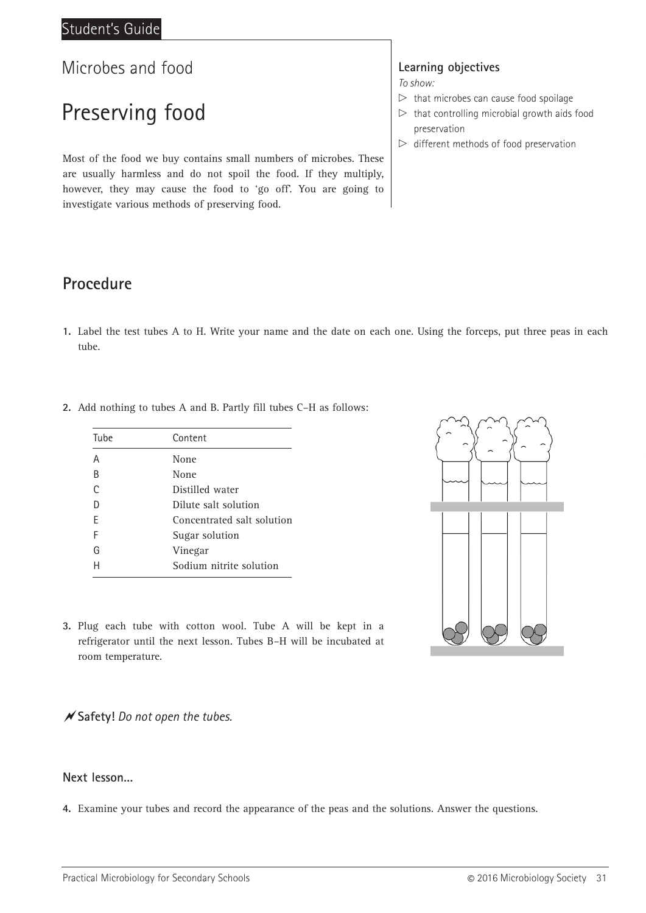Student's Guide

Microbes and food

# Preserving food

Most of the food we buy contains small numbers of microbes. These are usually harmless and do not spoil the food. If they multiply, however, they may cause the food to 'go off'. You are going to investigate various methods of preserving food.

### Learning objectives

*To show:*

- that microbes can cause food spoilage
- that controlling microbial growth aids food preservation
- different methods of food preservation

## Procedure

1. Label the test tubes A to H. Write your name and the date on each one. Using the forceps, put three peas in each tube.

2. Add nothing to tubes A and B. Partly fill tubes C–H as follows:

| Tube | Content |
|---|---|
| A | None |
| B | None |
| C | Distilled water |
| D | Dilute salt solution |
| E | Concentrated salt solution |
| F | Sugar solution |
| G | Vinegar |
| H | Sodium nitrite solution |

3. Plug each tube with cotton wool. Tube A will be kept in a refrigerator until the next lesson. Tubes B–H will be incubated at room temperature.

**Safety!** *Do not open the tubes.*

### Next lesson...

4. Examine your tubes and record the appearance of the peas and the solutions. Answer the questions.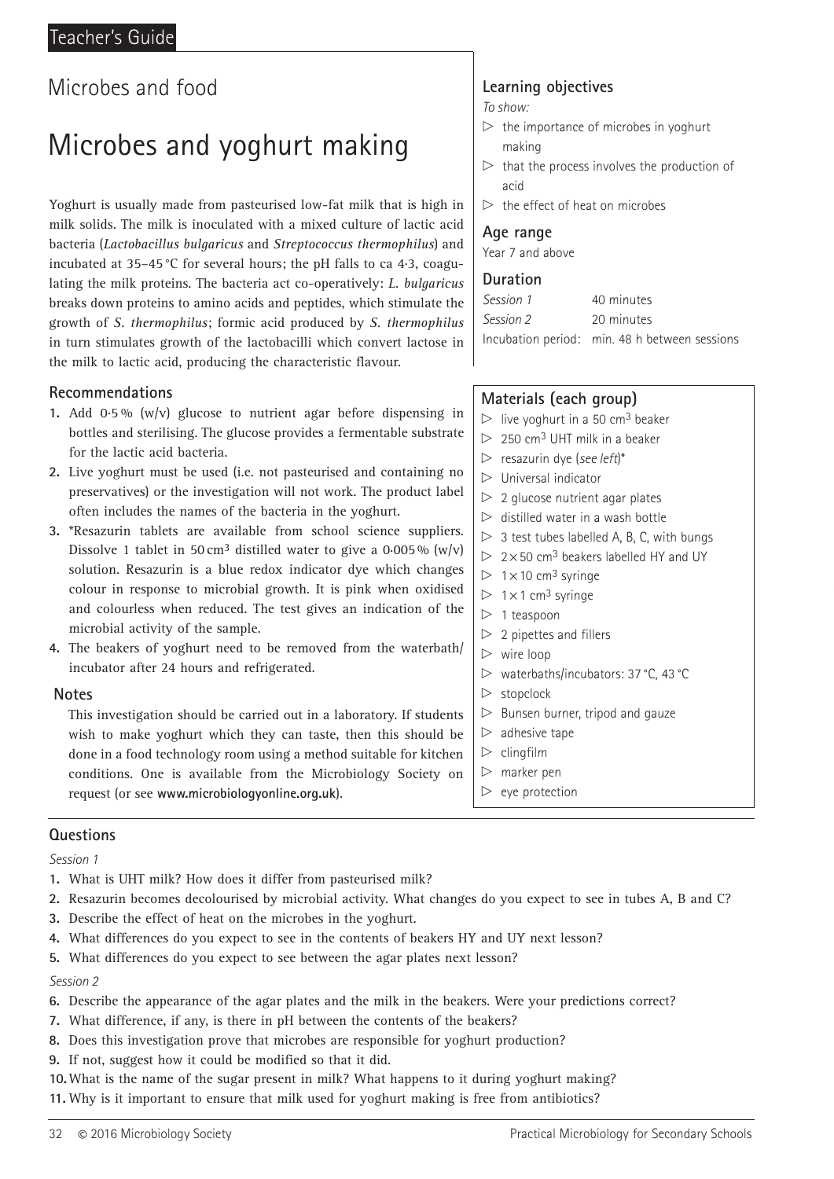# Microbes and food

## Microbes and yoghurt making

Yoghurt is usually made from pasteurised low-fat milk that is high in milk solids. The milk is inoculated with a mixed culture of lactic acid bacteria (*Lactobacillus bulgaricus* and *Streptococcus thermophilus*) and incubated at 35–45 °C for several hours; the pH falls to ca 4·3, coagulating the milk proteins. The bacteria act co-operatively: *L. bulgaricus* breaks down proteins to amino acids and peptides, which stimulate the growth of *S. thermophilus*; formic acid produced by *S. thermophilus* in turn stimulates growth of the lactobacilli which convert lactose in the milk to lactic acid, producing the characteristic flavour.

### Recommendations

1. Add 0·5 % (w/v) glucose to nutrient agar before dispensing in bottles and sterilising. The glucose provides a fermentable substrate for the lactic acid bacteria.
2. Live yoghurt must be used (i.e. not pasteurised and containing no preservatives) or the investigation will not work. The product label often includes the names of the bacteria in the yoghurt.
3. *Resazurin tablets are available from school science suppliers. Dissolve 1 tablet in 50 cm$^3$ distilled water to give a 0·005 % (w/v) solution. Resazurin is a blue redox indicator dye which changes colour in response to microbial growth. It is pink when oxidised and colourless when reduced. The test gives an indication of the microbial activity of the sample.
4. The beakers of yoghurt need to be removed from the waterbath/incubator after 24 hours and refrigerated.

### Notes

This investigation should be carried out in a laboratory. If students wish to make yoghurt which they can taste, then this should be done in a food technology room using a method suitable for kitchen conditions. One is available from the Microbiology Society on request (or see **www.microbiologyonline.org.uk**).

### Learning objectives

*To show:*

- the importance of microbes in yoghurt making
- that the process involves the production of acid
- the effect of heat on microbes

### Age range

Year 7 and above

### Duration

| | |
|---|---|
| *Session 1* | 40 minutes |
| *Session 2* | 20 minutes |
| Incubation period: | min. 48 h between sessions |

### Materials (each group)

- live yoghurt in a 50 cm$^3$ beaker
- 250 cm$^3$ UHT milk in a beaker
- resazurin dye (*see left*)*
- Universal indicator
- 2 glucose nutrient agar plates
- distilled water in a wash bottle
- 3 test tubes labelled A, B, C, with bungs
- 2 × 50 cm$^3$ beakers labelled HY and UY
- 1 × 10 cm$^3$ syringe
- 1 × 1 cm$^3$ syringe
- 1 teaspoon
- 2 pipettes and fillers
- wire loop
- waterbaths/incubators: 37 °C, 43 °C
- stopclock
- Bunsen burner, tripod and gauze
- adhesive tape
- clingfilm
- marker pen
- eye protection

### Questions

*Session 1*

1. What is UHT milk? How does it differ from pasteurised milk?
2. Resazurin becomes decolourised by microbial activity. What changes do you expect to see in tubes A, B and C?
3. Describe the effect of heat on the microbes in the yoghurt.
4. What differences do you expect to see in the contents of beakers HY and UY next lesson?
5. What differences do you expect to see between the agar plates next lesson?

*Session 2*

6. Describe the appearance of the agar plates and the milk in the beakers. Were your predictions correct?
7. What difference, if any, is there in pH between the contents of the beakers?
8. Does this investigation prove that microbes are responsible for yoghurt production?
9. If not, suggest how it could be modified so that it did.
10. What is the name of the sugar present in milk? What happens to it during yoghurt making?
11. Why is it important to ensure that milk used for yoghurt making is free from antibiotics?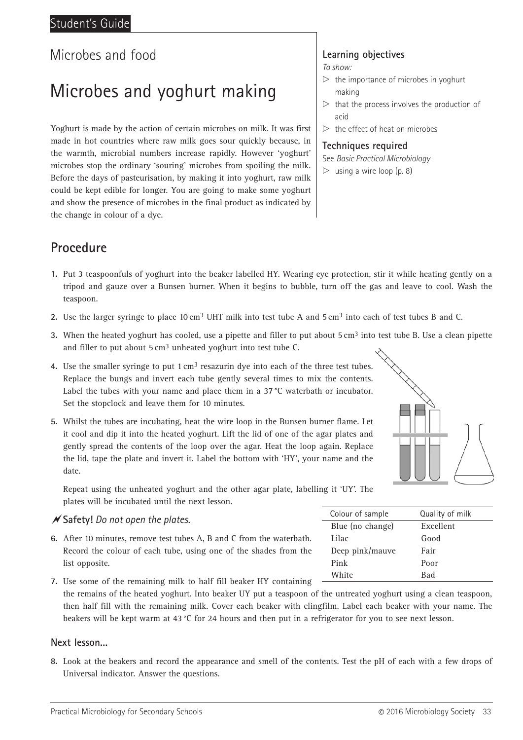Student's Guide

Microbes and food

# Microbes and yoghurt making

Yoghurt is made by the action of certain microbes on milk. It was first made in hot countries where raw milk goes sour quickly because, in the warmth, microbial numbers increase rapidly. However 'yoghurt' microbes stop the ordinary 'souring' microbes from spoiling the milk. Before the days of pasteurisation, by making it into yoghurt, raw milk could be kept edible for longer. You are going to make some yoghurt and show the presence of microbes in the final product as indicated by the change in colour of a dye.

**Learning objectives**

*To show:*

- ▷ the importance of microbes in yoghurt making
- ▷ that the process involves the production of acid
- ▷ the effect of heat on microbes

**Techniques required**

See *Basic Practical Microbiology*

- ▷ using a wire loop (p. 8)

## Procedure

1. Put 3 teaspoonfuls of yoghurt into the beaker labelled HY. Wearing eye protection, stir it while heating gently on a tripod and gauze over a Bunsen burner. When it begins to bubble, turn off the gas and leave to cool. Wash the teaspoon.
2. Use the larger syringe to place 10 $cm^3$ UHT milk into test tube A and 5 $cm^3$ into each of test tubes B and C.
3. When the heated yoghurt has cooled, use a pipette and filler to put about 5 $cm^3$ into test tube B. Use a clean pipette and filler to put about 5 $cm^3$ unheated yoghurt into test tube C.
4. Use the smaller syringe to put 1 $cm^3$ resazurin dye into each of the three test tubes. Replace the bungs and invert each tube gently several times to mix the contents. Label the tubes with your name and place them in a 37 °C waterbath or incubator. Set the stopclock and leave them for 10 minutes.
5. Whilst the tubes are incubating, heat the wire loop in the Bunsen burner flame. Let it cool and dip it into the heated yoghurt. Lift the lid of one of the agar plates and gently spread the contents of the loop over the agar. Heat the loop again. Replace the lid, tape the plate and invert it. Label the bottom with 'HY', your name and the date.

   Repeat using the unheated yoghurt and the other agar plate, labelling it 'UY'. The plates will be incubated until the next lesson.

**Safety!** *Do not open the plates.*

6. After 10 minutes, remove test tubes A, B and C from the waterbath. Record the colour of each tube, using one of the shades from the list opposite.

| Colour of sample | Quality of milk |
|---|---|
| Blue (no change) | Excellent |
| Lilac | Good |
| Deep pink/mauve | Fair |
| Pink | Poor |
| White | Bad |

7. Use some of the remaining milk to half fill beaker HY containing the remains of the heated yoghurt. Into beaker UY put a teaspoon of the untreated yoghurt using a clean teaspoon, then half fill with the remaining milk. Cover each beaker with clingfilm. Label each beaker with your name. The beakers will be kept warm at 43 °C for 24 hours and then put in a refrigerator for you to see next lesson.

### Next lesson...

8. Look at the beakers and record the appearance and smell of the contents. Test the pH of each with a few drops of Universal indicator. Answer the questions.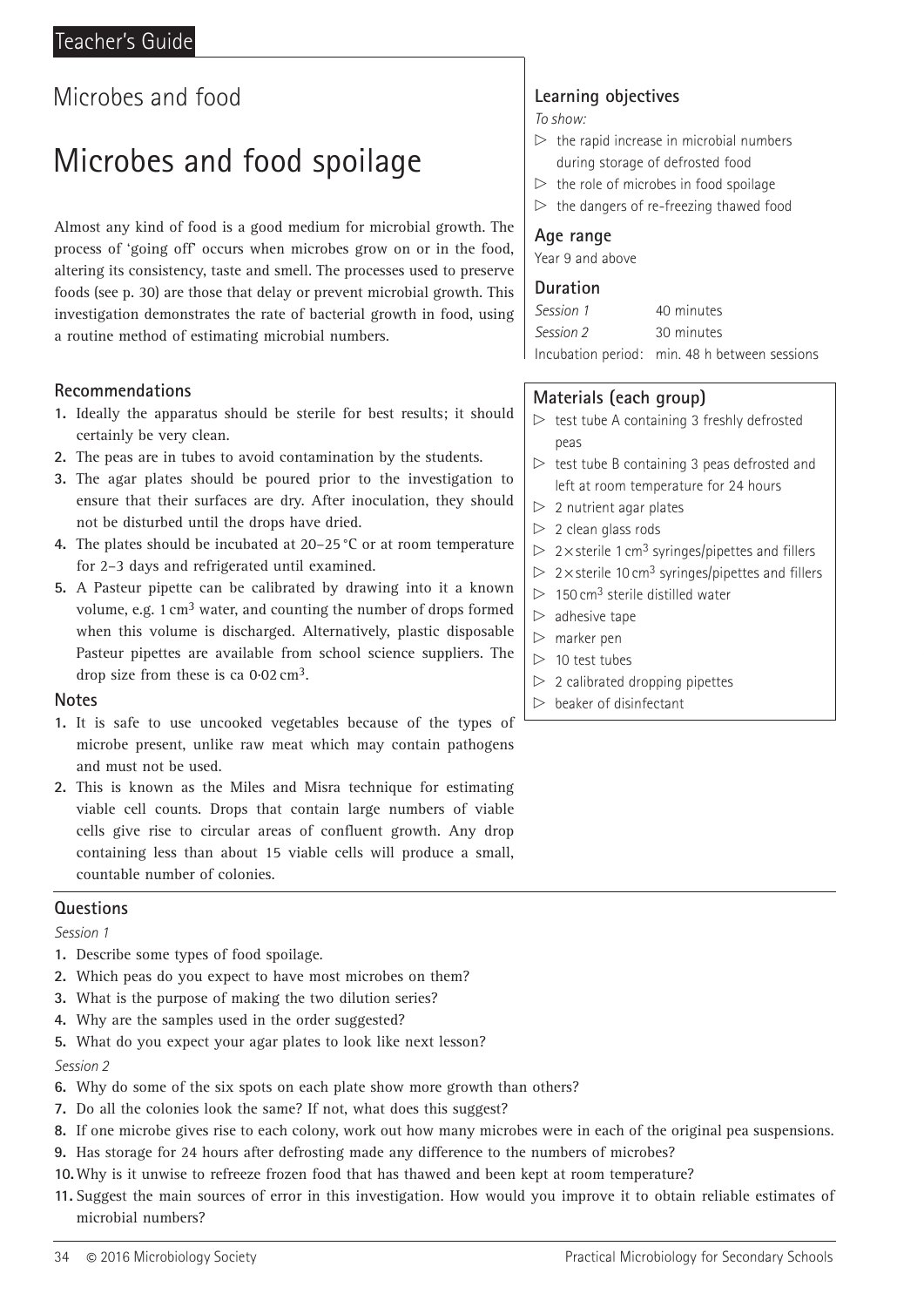Teacher's Guide

## Microbes and food

# Microbes and food spoilage

Almost any kind of food is a good medium for microbial growth. The process of 'going off' occurs when microbes grow on or in the food, altering its consistency, taste and smell. The processes used to preserve foods (see p. 30) are those that delay or prevent microbial growth. This investigation demonstrates the rate of bacterial growth in food, using a routine method of estimating microbial numbers.

### Learning objectives

*To show:*

- the rapid increase in microbial numbers during storage of defrosted food
- the role of microbes in food spoilage
- the dangers of re-freezing thawed food

### Age range

Year 9 and above

### Duration

| | |
|---|---|
| *Session 1* | 40 minutes |
| *Session 2* | 30 minutes |
| Incubation period: | min. 48 h between sessions |

### Recommendations

1. Ideally the apparatus should be sterile for best results; it should certainly be very clean.
2. The peas are in tubes to avoid contamination by the students.
3. The agar plates should be poured prior to the investigation to ensure that their surfaces are dry. After inoculation, they should not be disturbed until the drops have dried.
4. The plates should be incubated at 20–25 °C or at room temperature for 2–3 days and refrigerated until examined.
5. A Pasteur pipette can be calibrated by drawing into it a known volume, e.g. 1 $cm^3$ water, and counting the number of drops formed when this volume is discharged. Alternatively, plastic disposable Pasteur pipettes are available from school science suppliers. The drop size from these is ca 0·02 $cm^3$.

### Materials (each group)

- test tube A containing 3 freshly defrosted peas
- test tube B containing 3 peas defrosted and left at room temperature for 24 hours
- 2 nutrient agar plates
- 2 clean glass rods
- 2 × sterile 1 $cm^3$ syringes/pipettes and fillers
- 2 × sterile 10 $cm^3$ syringes/pipettes and fillers
- 150 $cm^3$ sterile distilled water
- adhesive tape
- marker pen
- 10 test tubes
- 2 calibrated dropping pipettes
- beaker of disinfectant

### Notes

1. It is safe to use uncooked vegetables because of the types of microbe present, unlike raw meat which may contain pathogens and must not be used.
2. This is known as the Miles and Misra technique for estimating viable cell counts. Drops that contain large numbers of viable cells give rise to circular areas of confluent growth. Any drop containing less than about 15 viable cells will produce a small, countable number of colonies.

### Questions

*Session 1*

1. Describe some types of food spoilage.
2. Which peas do you expect to have most microbes on them?
3. What is the purpose of making the two dilution series?
4. Why are the samples used in the order suggested?
5. What do you expect your agar plates to look like next lesson?

*Session 2*

6. Why do some of the six spots on each plate show more growth than others?
7. Do all the colonies look the same? If not, what does this suggest?
8. If one microbe gives rise to each colony, work out how many microbes were in each of the original pea suspensions.
9. Has storage for 24 hours after defrosting made any difference to the numbers of microbes?
10. Why is it unwise to refreeze frozen food that has thawed and been kept at room temperature?
11. Suggest the main sources of error in this investigation. How would you improve it to obtain reliable estimates of microbial numbers?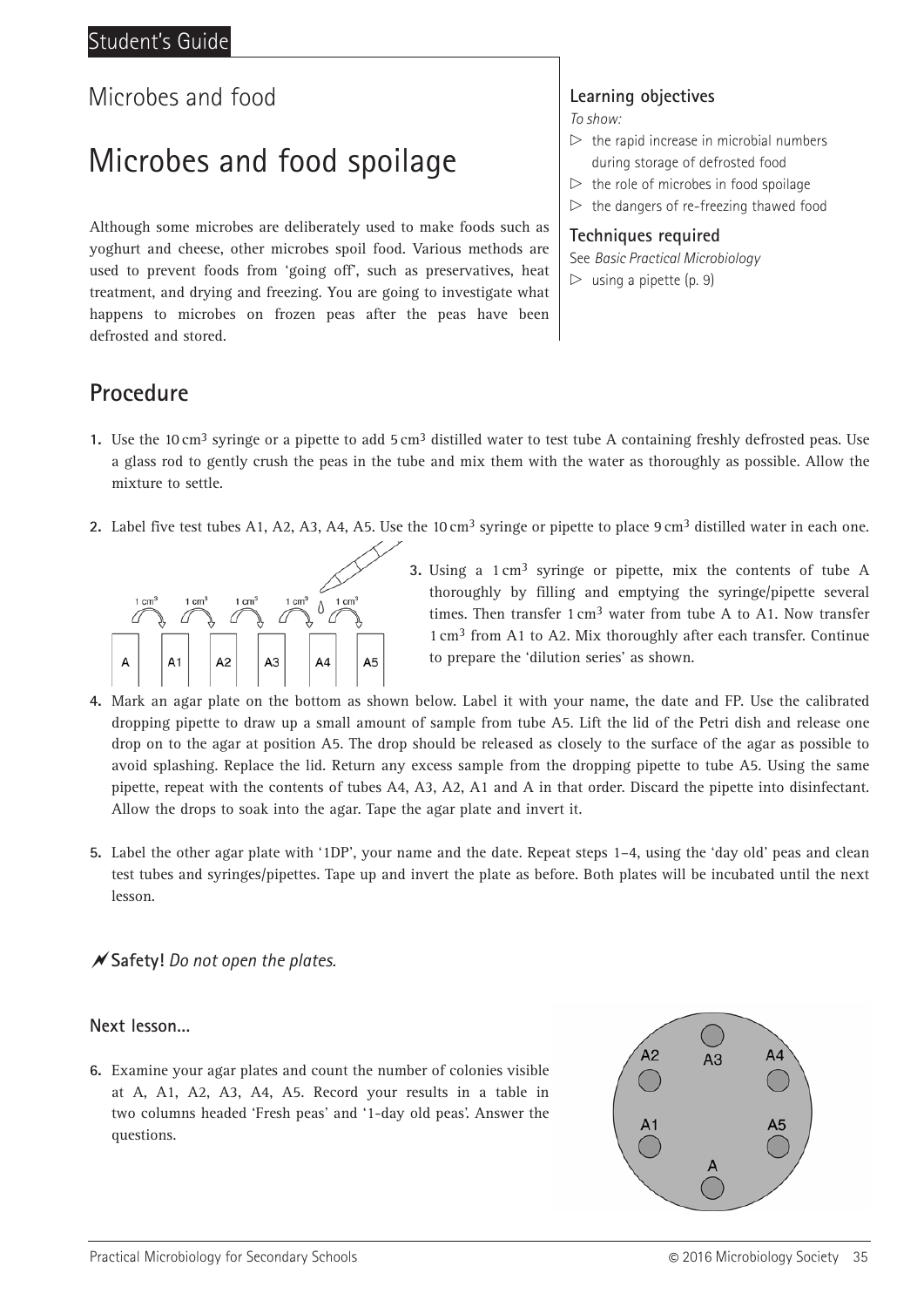# Microbes and food

## Microbes and food spoilage

Although some microbes are deliberately used to make foods such as yoghurt and cheese, other microbes spoil food. Various methods are used to prevent foods from 'going off', such as preservatives, heat treatment, and drying and freezing. You are going to investigate what happens to microbes on frozen peas after the peas have been defrosted and stored.

### Learning objectives

*To show:*

- the rapid increase in microbial numbers during storage of defrosted food
- the role of microbes in food spoilage
- the dangers of re-freezing thawed food

### Techniques required

See *Basic Practical Microbiology*

- using a pipette (p. 9)

## Procedure

1. Use the 10 $cm^3$ syringe or a pipette to add 5 $cm^3$ distilled water to test tube A containing freshly defrosted peas. Use a glass rod to gently crush the peas in the tube and mix them with the water as thoroughly as possible. Allow the mixture to settle.
2. Label five test tubes A1, A2, A3, A4, A5. Use the 10 $cm^3$ syringe or pipette to place 9 $cm^3$ distilled water in each one.
3. Using a 1 $cm^3$ syringe or pipette, mix the contents of tube A thoroughly by filling and emptying the syringe/pipette several times. Then transfer 1 $cm^3$ water from tube A to A1. Now transfer 1 $cm^3$ from A1 to A2. Mix thoroughly after each transfer. Continue to prepare the 'dilution series' as shown.
4. Mark an agar plate on the bottom as shown below. Label it with your name, the date and FP. Use the calibrated dropping pipette to draw up a small amount of sample from tube A5. Lift the lid of the Petri dish and release one drop on to the agar at position A5. The drop should be released as closely to the surface of the agar as possible to avoid splashing. Replace the lid. Return any excess sample from the dropping pipette to tube A5. Using the same pipette, repeat with the contents of tubes A4, A3, A2, A1 and A in that order. Discard the pipette into disinfectant. Allow the drops to soak into the agar. Tape the agar plate and invert it.
5. Label the other agar plate with '1DP', your name and the date. Repeat steps 1–4, using the 'day old' peas and clean test tubes and syringes/pipettes. Tape up and invert the plate as before. Both plates will be incubated until the next lesson.

**Safety!** *Do not open the plates.*

### Next lesson...

6. Examine your agar plates and count the number of colonies visible at A, A1, A2, A3, A4, A5. Record your results in a table in two columns headed 'Fresh peas' and '1-day old peas'. Answer the questions.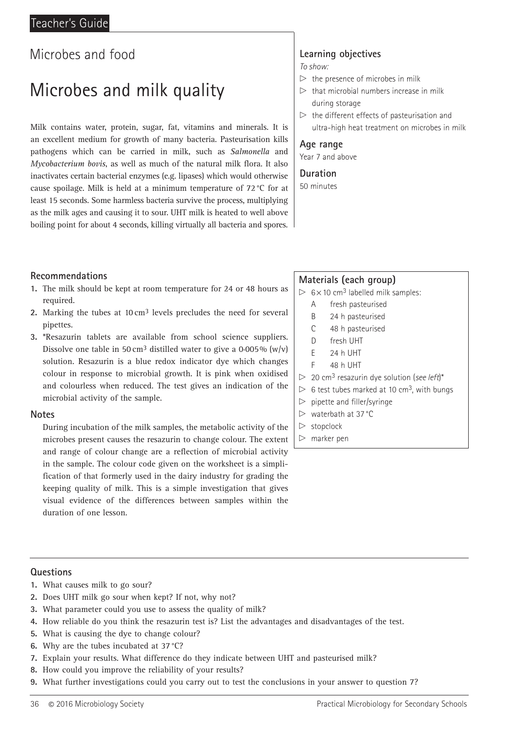Teacher's Guide

## Microbes and food

# Microbes and milk quality

Milk contains water, protein, sugar, fat, vitamins and minerals. It is an excellent medium for growth of many bacteria. Pasteurisation kills pathogens which can be carried in milk, such as *Salmonella* and *Mycobacterium bovis*, as well as much of the natural milk flora. It also inactivates certain bacterial enzymes (e.g. lipases) which would otherwise cause spoilage. Milk is held at a minimum temperature of 72 °C for at least 15 seconds. Some harmless bacteria survive the process, multiplying as the milk ages and causing it to sour. UHT milk is heated to well above boiling point for about 4 seconds, killing virtually all bacteria and spores.

### Learning objectives

*To show:*

- the presence of microbes in milk
- that microbial numbers increase in milk during storage
- the different effects of pasteurisation and ultra-high heat treatment on microbes in milk

### Age range

Year 7 and above

### Duration

50 minutes

### Recommendations

1. The milk should be kept at room temperature for 24 or 48 hours as required.
2. Marking the tubes at 10 cm$^3$ levels precludes the need for several pipettes.
3. *Resazurin tablets are available from school science suppliers. Dissolve one table in 50 cm$^3$ distilled water to give a 0·005% (w/v) solution. Resazurin is a blue redox indicator dye which changes colour in response to microbial growth. It is pink when oxidised and colourless when reduced. The test gives an indication of the microbial activity of the sample.

### Notes

During incubation of the milk samples, the metabolic activity of the microbes present causes the resazurin to change colour. The extent and range of colour change are a reflection of microbial activity in the sample. The colour code given on the worksheet is a simplification of that formerly used in the dairy industry for grading the keeping quality of milk. This is a simple investigation that gives visual evidence of the differences between samples within the duration of one lesson.

### Materials (each group)

- 6 × 10 cm$^3$ labelled milk samples:
  - A fresh pasteurised
  - B 24 h pasteurised
  - C 48 h pasteurised
  - D fresh UHT
  - E 24 h UHT
  - F 48 h UHT
- 20 cm$^3$ resazurin dye solution (*see left*)*
- 6 test tubes marked at 10 cm$^3$, with bungs
- pipette and filler/syringe
- waterbath at 37 °C
- stopclock
- marker pen

### Questions

1. What causes milk to go sour?
2. Does UHT milk go sour when kept? If not, why not?
3. What parameter could you use to assess the quality of milk?
4. How reliable do you think the resazurin test is? List the advantages and disadvantages of the test.
5. What is causing the dye to change colour?
6. Why are the tubes incubated at 37 °C?
7. Explain your results. What difference do they indicate between UHT and pasteurised milk?
8. How could you improve the reliability of your results?
9. What further investigations could you carry out to test the conclusions in your answer to question 7?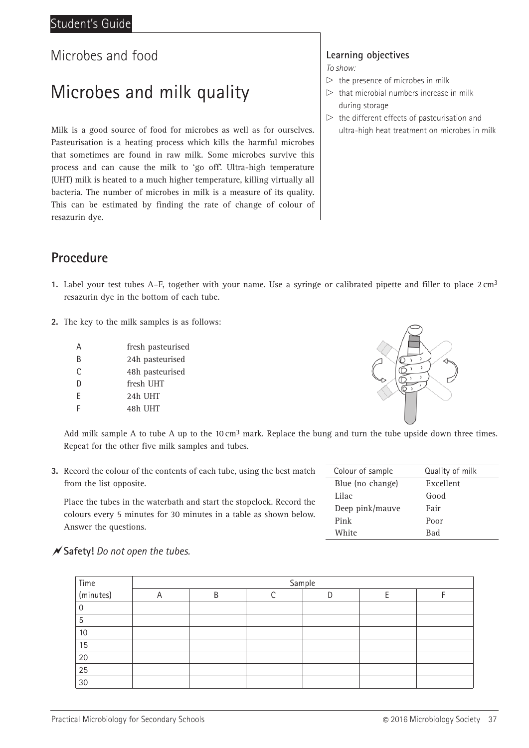Microbes and food

# Microbes and milk quality

Milk is a good source of food for microbes as well as for ourselves. Pasteurisation is a heating process which kills the harmful microbes that sometimes are found in raw milk. Some microbes survive this process and can cause the milk to 'go off'. Ultra-high temperature (UHT) milk is heated to a much higher temperature, killing virtually all bacteria. The number of microbes in milk is a measure of its quality. This can be estimated by finding the rate of change of colour of resazurin dye.

**Learning objectives**

*To show:*

- the presence of microbes in milk
- that microbial numbers increase in milk during storage
- the different effects of pasteurisation and ultra-high heat treatment on microbes in milk

## Procedure

1. Label your test tubes A–F, together with your name. Use a syringe or calibrated pipette and filler to place 2 $cm^3$ resazurin dye in the bottom of each tube.

2. The key to the milk samples is as follows:

   | | |
   |---|---|
   | A | fresh pasteurised |
   | B | 24h pasteurised |
   | C | 48h pasteurised |
   | D | fresh UHT |
   | E | 24h UHT |
   | F | 48h UHT |

   Add milk sample A to tube A up to the 10 $cm^3$ mark. Replace the bung and turn the tube upside down three times. Repeat for the other five milk samples and tubes.

3. Record the colour of the contents of each tube, using the best match from the list opposite.

   Place the tubes in the waterbath and start the stopclock. Record the colours every 5 minutes for 30 minutes in a table as shown below. Answer the questions.

| Colour of sample | Quality of milk |
|---|---|
| Blue (no change) | Excellent |
| Lilac | Good |
| Deep pink/mauve | Fair |
| Pink | Poor |
| White | Bad |

**Safety!** *Do not open the tubes.*

| Time (minutes) | Sample | | | | | |
|---|---|---|---|---|---|---|
| | A | B | C | D | E | F |
| 0 | | | | | | |
| 5 | | | | | | |
| 10 | | | | | | |
| 15 | | | | | | |
| 20 | | | | | | |
| 25 | | | | | | |
| 30 | | | | | | |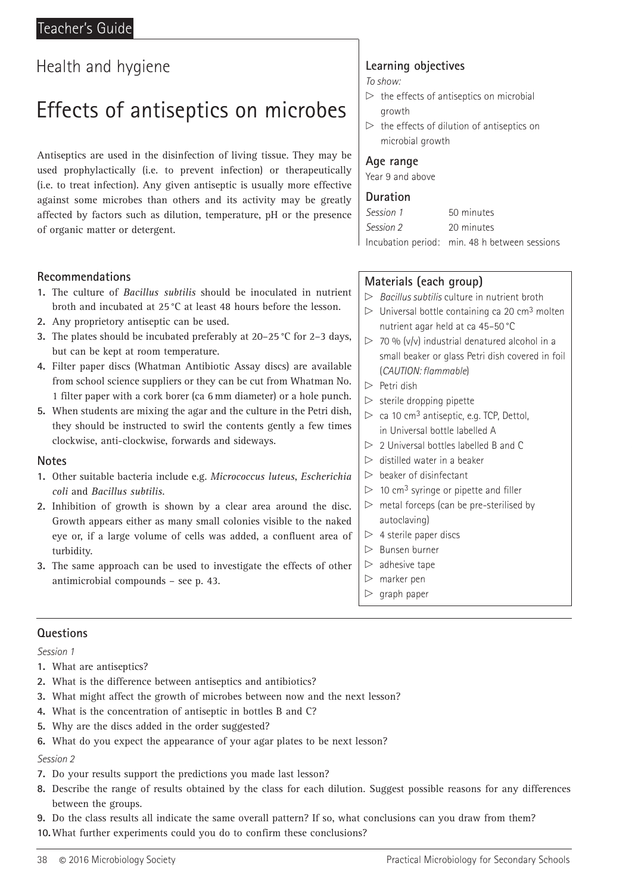## Health and hygiene

# Effects of antiseptics on microbes

Antiseptics are used in the disinfection of living tissue. They may be used prophylactically (i.e. to prevent infection) or therapeutically (i.e. to treat infection). Any given antiseptic is usually more effective against some microbes than others and its activity may be greatly affected by factors such as dilution, temperature, pH or the presence of organic matter or detergent.

### Learning objectives

*To show:*

- the effects of antiseptics on microbial growth
- the effects of dilution of antiseptics on microbial growth

### Age range

Year 9 and above

### Duration

| | |
|---|---|
| *Session 1* | 50 minutes |
| *Session 2* | 20 minutes |
| Incubation period: | min. 48 h between sessions |

### Recommendations

1. The culture of *Bacillus subtilis* should be inoculated in nutrient broth and incubated at 25 °C at least 48 hours before the lesson.
2. Any proprietary antiseptic can be used.
3. The plates should be incubated preferably at 20–25 °C for 2–3 days, but can be kept at room temperature.
4. Filter paper discs (Whatman Antibiotic Assay discs) are available from school science suppliers or they can be cut from Whatman No. 1 filter paper with a cork borer (ca 6 mm diameter) or a hole punch.
5. When students are mixing the agar and the culture in the Petri dish, they should be instructed to swirl the contents gently a few times clockwise, anti-clockwise, forwards and sideways.

### Notes

1. Other suitable bacteria include e.g. *Micrococcus luteus*, *Escherichia coli* and *Bacillus subtilis*.
2. Inhibition of growth is shown by a clear area around the disc. Growth appears either as many small colonies visible to the naked eye or, if a large volume of cells was added, a confluent area of turbidity.
3. The same approach can be used to investigate the effects of other antimicrobial compounds – see p. 43.

### Materials (each group)

- *Bacillus subtilis* culture in nutrient broth
- Universal bottle containing ca 20 cm$^3$ molten nutrient agar held at ca 45–50 °C
- 70 % (v/v) industrial denatured alcohol in a small beaker or glass Petri dish covered in foil (*CAUTION: flammable*)
- Petri dish
- sterile dropping pipette
- ca 10 cm$^3$ antiseptic, e.g. TCP, Dettol, in Universal bottle labelled A
- 2 Universal bottles labelled B and C
- distilled water in a beaker
- beaker of disinfectant
- 10 cm$^3$ syringe or pipette and filler
- metal forceps (can be pre-sterilised by autoclaving)
- 4 sterile paper discs
- Bunsen burner
- adhesive tape
- marker pen
- graph paper

### Questions

*Session 1*

1. What are antiseptics?
2. What is the difference between antiseptics and antibiotics?
3. What might affect the growth of microbes between now and the next lesson?
4. What is the concentration of antiseptic in bottles B and C?
5. Why are the discs added in the order suggested?
6. What do you expect the appearance of your agar plates to be next lesson?

*Session 2*

7. Do your results support the predictions you made last lesson?
8. Describe the range of results obtained by the class for each dilution. Suggest possible reasons for any differences between the groups.
9. Do the class results all indicate the same overall pattern? If so, what conclusions can you draw from them?
10. What further experiments could you do to confirm these conclusions?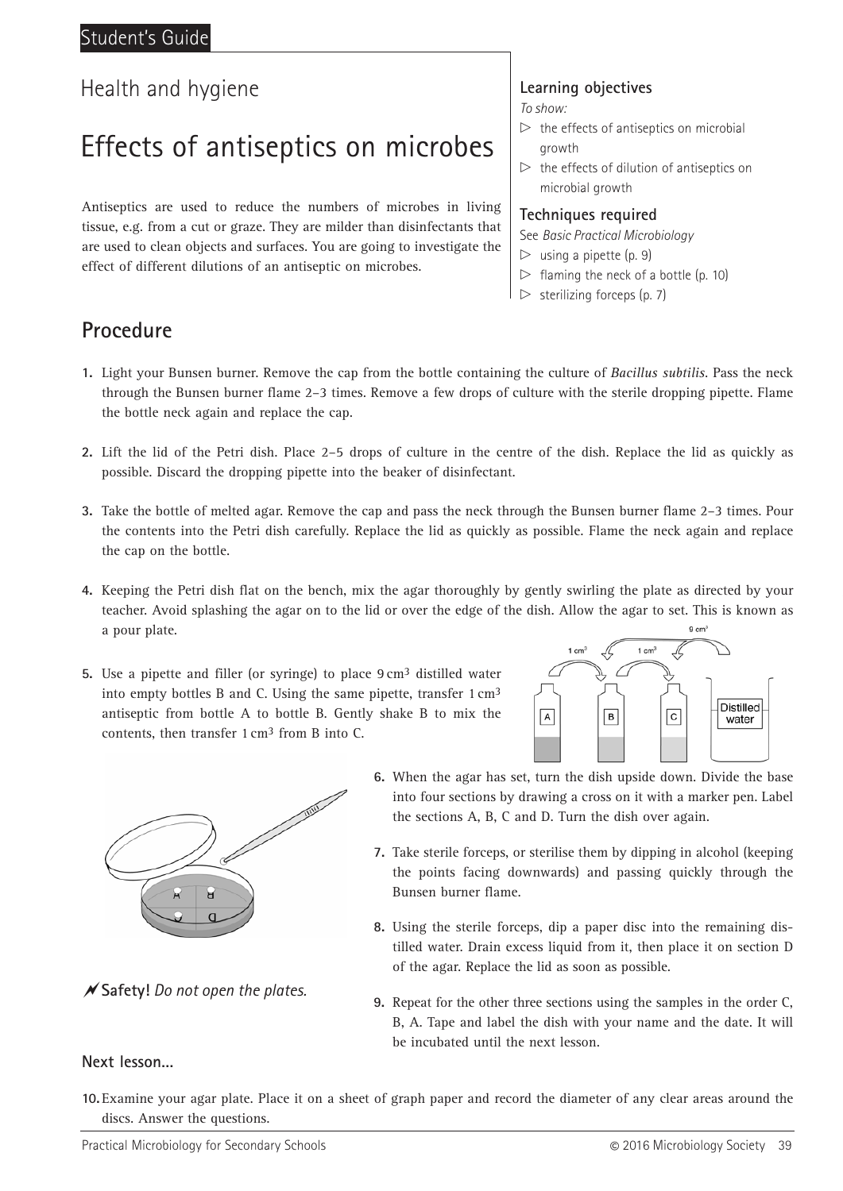Student's Guide

Health and hygiene

# Effects of antiseptics on microbes

Antiseptics are used to reduce the numbers of microbes in living tissue, e.g. from a cut or graze. They are milder than disinfectants that are used to clean objects and surfaces. You are going to investigate the effect of different dilutions of an antiseptic on microbes.

### Learning objectives

*To show:*

- ▷ the effects of antiseptics on microbial growth
- ▷ the effects of dilution of antiseptics on microbial growth

### Techniques required

See *Basic Practical Microbiology*

- ▷ using a pipette (p. 9)
- ▷ flaming the neck of a bottle (p. 10)
- ▷ sterilizing forceps (p. 7)

## Procedure

1. Light your Bunsen burner. Remove the cap from the bottle containing the culture of *Bacillus subtilis*. Pass the neck through the Bunsen burner flame 2–3 times. Remove a few drops of culture with the sterile dropping pipette. Flame the bottle neck again and replace the cap.
2. Lift the lid of the Petri dish. Place 2–5 drops of culture in the centre of the dish. Replace the lid as quickly as possible. Discard the dropping pipette into the beaker of disinfectant.
3. Take the bottle of melted agar. Remove the cap and pass the neck through the Bunsen burner flame 2–3 times. Pour the contents into the Petri dish carefully. Replace the lid as quickly as possible. Flame the neck again and replace the cap on the bottle.
4. Keeping the Petri dish flat on the bench, mix the agar thoroughly by gently swirling the plate as directed by your teacher. Avoid splashing the agar on to the lid or over the edge of the dish. Allow the agar to set. This is known as a pour plate.
5. Use a pipette and filler (or syringe) to place 9 $cm^3$ distilled water into empty bottles B and C. Using the same pipette, transfer 1 $cm^3$ antiseptic from bottle A to bottle B. Gently shake B to mix the contents, then transfer 1 $cm^3$ from B into C.
6. When the agar has set, turn the dish upside down. Divide the base into four sections by drawing a cross on it with a marker pen. Label the sections A, B, C and D. Turn the dish over again.
7. Take sterile forceps, or sterilise them by dipping in alcohol (keeping the points facing downwards) and passing quickly through the Bunsen burner flame.
8. Using the sterile forceps, dip a paper disc into the remaining distilled water. Drain excess liquid from it, then place it on section D of the agar. Replace the lid as soon as possible.
9. Repeat for the other three sections using the samples in the order C, B, A. Tape and label the dish with your name and the date. It will be incubated until the next lesson.

**Safety!** *Do not open the plates.*

### Next lesson...

10. Examine your agar plate. Place it on a sheet of graph paper and record the diameter of any clear areas around the discs. Answer the questions.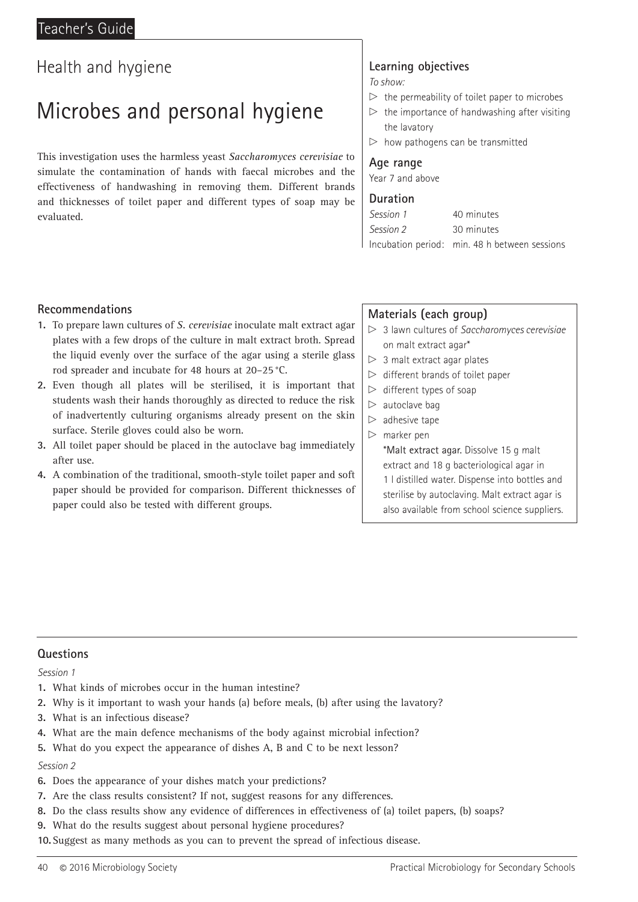Teacher's Guide

Health and hygiene

# Microbes and personal hygiene

This investigation uses the harmless yeast *Saccharomyces cerevisiae* to simulate the contamination of hands with faecal microbes and the effectiveness of handwashing in removing them. Different brands and thicknesses of toilet paper and different types of soap may be evaluated.

## Learning objectives

*To show:*

- the permeability of toilet paper to microbes
- the importance of handwashing after visiting the lavatory
- how pathogens can be transmitted

## Age range

Year 7 and above

## Duration

*Session 1* 40 minutes
*Session 2* 30 minutes
Incubation period: min. 48 h between sessions

## Recommendations

1. To prepare lawn cultures of *S. cerevisiae* inoculate malt extract agar plates with a few drops of the culture in malt extract broth. Spread the liquid evenly over the surface of the agar using a sterile glass rod spreader and incubate for 48 hours at 20–25 °C.
2. Even though all plates will be sterilised, it is important that students wash their hands thoroughly as directed to reduce the risk of inadvertently culturing organisms already present on the skin surface. Sterile gloves could also be worn.
3. All toilet paper should be placed in the autoclave bag immediately after use.
4. A combination of the traditional, smooth-style toilet paper and soft paper should be provided for comparison. Different thicknesses of paper could also be tested with different groups.

## Materials (each group)

- 3 lawn cultures of *Saccharomyces cerevisiae* on malt extract agar*
- 3 malt extract agar plates
- different brands of toilet paper
- different types of soap
- autoclave bag
- adhesive tape
- marker pen

**\*Malt extract agar.** Dissolve 15 g malt extract and 18 g bacteriological agar in 1 l distilled water. Dispense into bottles and sterilise by autoclaving. Malt extract agar is also available from school science suppliers.

## Questions

*Session 1*

1. What kinds of microbes occur in the human intestine?
2. Why is it important to wash your hands (a) before meals, (b) after using the lavatory?
3. What is an infectious disease?
4. What are the main defence mechanisms of the body against microbial infection?
5. What do you expect the appearance of dishes A, B and C to be next lesson?

*Session 2*

6. Does the appearance of your dishes match your predictions?
7. Are the class results consistent? If not, suggest reasons for any differences.
8. Do the class results show any evidence of differences in effectiveness of (a) toilet papers, (b) soaps?
9. What do the results suggest about personal hygiene procedures?
10. Suggest as many methods as you can to prevent the spread of infectious disease.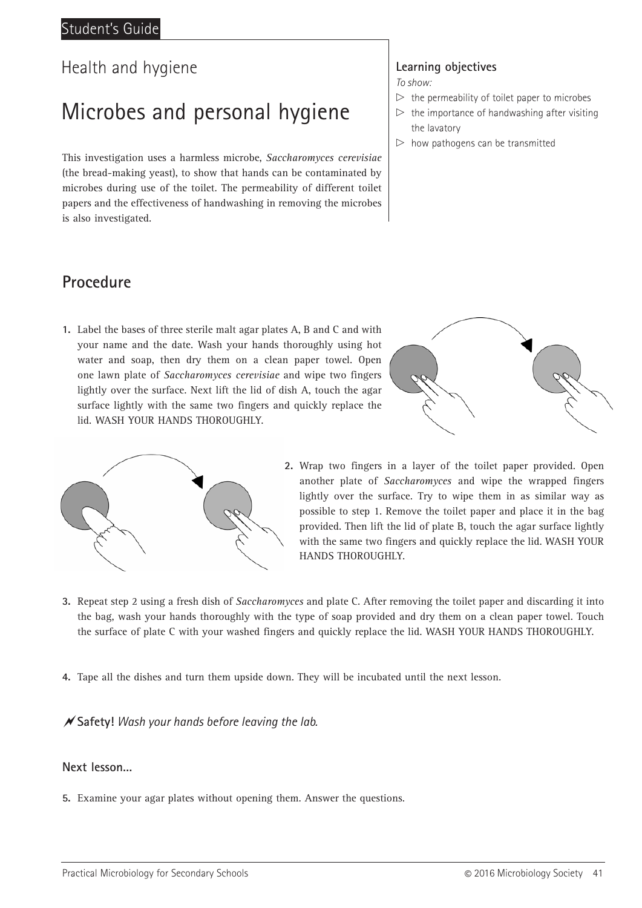Student's Guide

## Health and hygiene

# Microbes and personal hygiene

This investigation uses a harmless microbe, *Saccharomyces cerevisiae* (the bread-making yeast), to show that hands can be contaminated by microbes during use of the toilet. The permeability of different toilet papers and the effectiveness of handwashing in removing the microbes is also investigated.

### Learning objectives

*To show:*

- ▷ the permeability of toilet paper to microbes
- ▷ the importance of handwashing after visiting the lavatory
- ▷ how pathogens can be transmitted

## Procedure

1. Label the bases of three sterile malt agar plates A, B and C and with your name and the date. Wash your hands thoroughly using hot water and soap, then dry them on a clean paper towel. Open one lawn plate of *Saccharomyces cerevisiae* and wipe two fingers lightly over the surface. Next lift the lid of dish A, touch the agar surface lightly with the same two fingers and quickly replace the lid. WASH YOUR HANDS THOROUGHLY.

2. Wrap two fingers in a layer of the toilet paper provided. Open another plate of *Saccharomyces* and wipe the wrapped fingers lightly over the surface. Try to wipe them in as similar way as possible to step 1. Remove the toilet paper and place it in the bag provided. Then lift the lid of plate B, touch the agar surface lightly with the same two fingers and quickly replace the lid. WASH YOUR HANDS THOROUGHLY.

3. Repeat step 2 using a fresh dish of *Saccharomyces* and plate C. After removing the toilet paper and discarding it into the bag, wash your hands thoroughly with the type of soap provided and dry them on a clean paper towel. Touch the surface of plate C with your washed fingers and quickly replace the lid. WASH YOUR HANDS THOROUGHLY.

4. Tape all the dishes and turn them upside down. They will be incubated until the next lesson.

**Safety!** *Wash your hands before leaving the lab.*

### Next lesson...

5. Examine your agar plates without opening them. Answer the questions.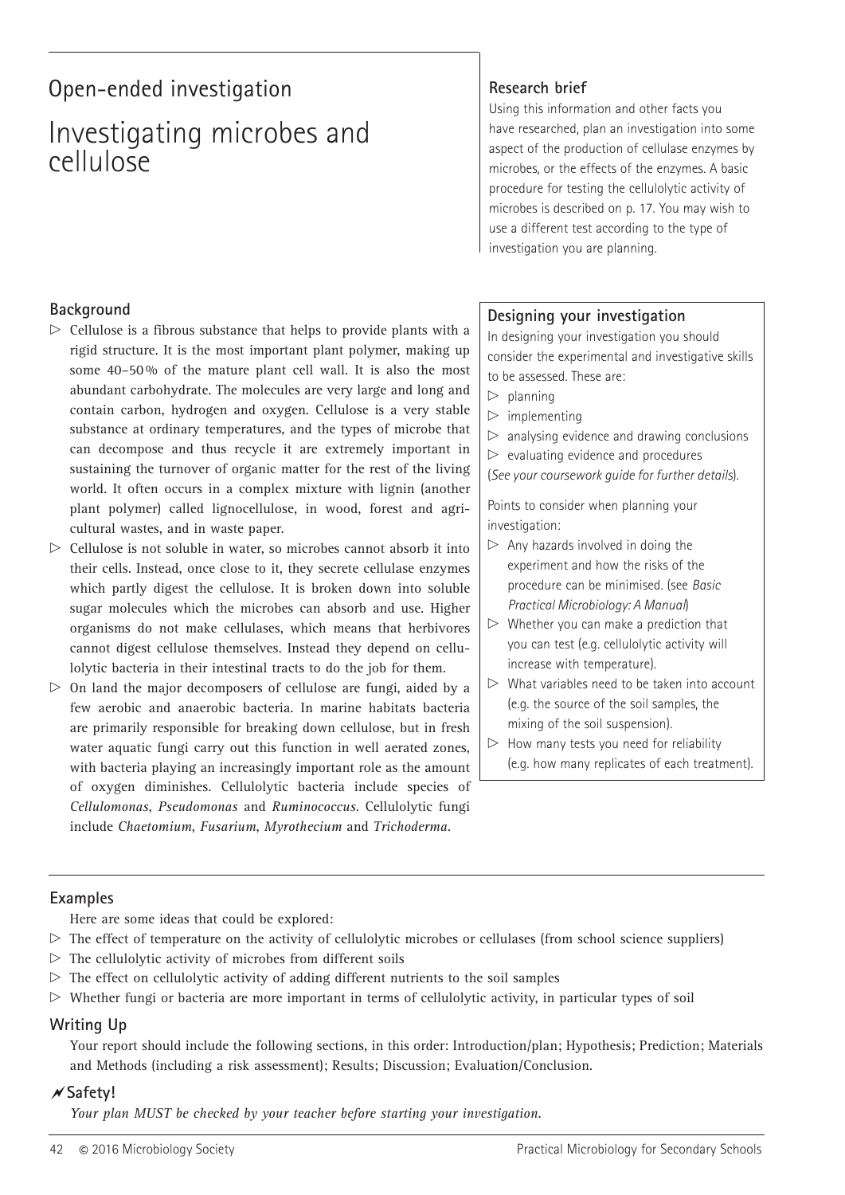Open-ended investigation

# Investigating microbes and cellulose

## Research brief

Using this information and other facts you have researched, plan an investigation into some aspect of the production of cellulase enzymes by microbes, or the effects of the enzymes. A basic procedure for testing the cellulolytic activity of microbes is described on p. 17. You may wish to use a different test according to the type of investigation you are planning.

## Background

- Cellulose is a fibrous substance that helps to provide plants with a rigid structure. It is the most important plant polymer, making up some 40–50% of the mature plant cell wall. It is also the most abundant carbohydrate. The molecules are very large and long and contain carbon, hydrogen and oxygen. Cellulose is a very stable substance at ordinary temperatures, and the types of microbe that can decompose and thus recycle it are extremely important in sustaining the turnover of organic matter for the rest of the living world. It often occurs in a complex mixture with lignin (another plant polymer) called lignocellulose, in wood, forest and agricultural wastes, and in waste paper.
- Cellulose is not soluble in water, so microbes cannot absorb it into their cells. Instead, once close to it, they secrete cellulase enzymes which partly digest the cellulose. It is broken down into soluble sugar molecules which the microbes can absorb and use. Higher organisms do not make cellulases, which means that herbivores cannot digest cellulose themselves. Instead they depend on cellulolytic bacteria in their intestinal tracts to do the job for them.
- On land the major decomposers of cellulose are fungi, aided by a few aerobic and anaerobic bacteria. In marine habitats bacteria are primarily responsible for breaking down cellulose, but in fresh water aquatic fungi carry out this function in well aerated zones, with bacteria playing an increasingly important role as the amount of oxygen diminishes. Cellulolytic bacteria include species of *Cellulomonas*, *Pseudomonas* and *Ruminococcus*. Cellulolytic fungi include *Chaetomium*, *Fusarium*, *Myrothecium* and *Trichoderma*.

## Designing your investigation

In designing your investigation you should consider the experimental and investigative skills to be assessed. These are:

- planning
- implementing
- analysing evidence and drawing conclusions
- evaluating evidence and procedures

(*See your coursework guide for further details*).

Points to consider when planning your investigation:

- Any hazards involved in doing the experiment and how the risks of the procedure can be minimised. (see *Basic Practical Microbiology: A Manual*)
- Whether you can make a prediction that you can test (e.g. cellulolytic activity will increase with temperature).
- What variables need to be taken into account (e.g. the source of the soil samples, the mixing of the soil suspension).
- How many tests you need for reliability (e.g. how many replicates of each treatment).

## Examples

Here are some ideas that could be explored:

- The effect of temperature on the activity of cellulolytic microbes or cellulases (from school science suppliers)
- The cellulolytic activity of microbes from different soils
- The effect on cellulolytic activity of adding different nutrients to the soil samples
- Whether fungi or bacteria are more important in terms of cellulolytic activity, in particular types of soil

## Writing Up

Your report should include the following sections, in this order: Introduction/plan; Hypothesis; Prediction; Materials and Methods (including a risk assessment); Results; Discussion; Evaluation/Conclusion.

## Safety!

*Your plan MUST be checked by your teacher before starting your investigation.*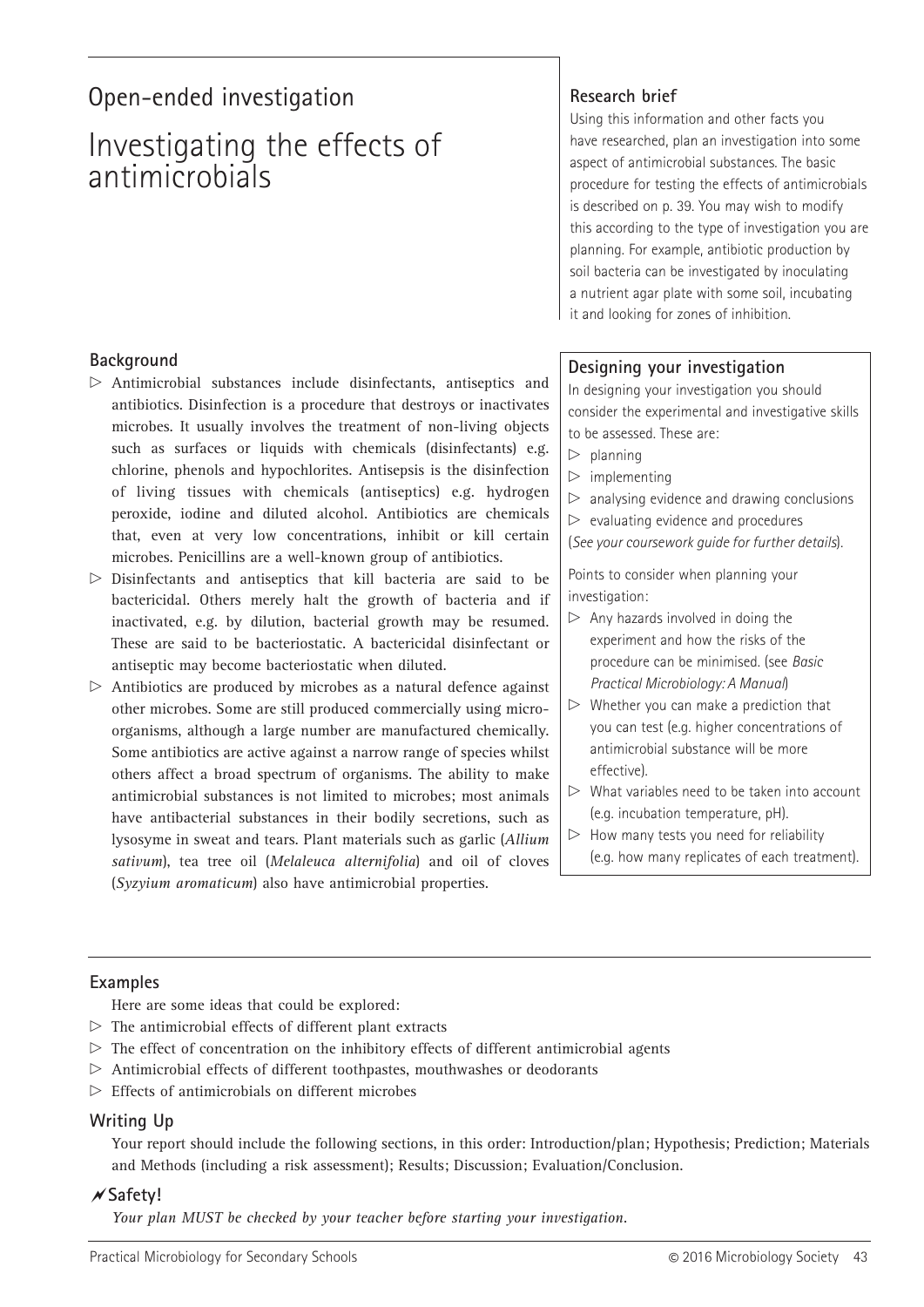Open-ended investigation

# Investigating the effects of antimicrobials

## Research brief

Using this information and other facts you have researched, plan an investigation into some aspect of antimicrobial substances. The basic procedure for testing the effects of antimicrobials is described on p. 39. You may wish to modify this according to the type of investigation you are planning. For example, antibiotic production by soil bacteria can be investigated by inoculating a nutrient agar plate with some soil, incubating it and looking for zones of inhibition.

## Background

- Antimicrobial substances include disinfectants, antiseptics and antibiotics. Disinfection is a procedure that destroys or inactivates microbes. It usually involves the treatment of non-living objects such as surfaces or liquids with chemicals (disinfectants) e.g. chlorine, phenols and hypochlorites. Antisepsis is the disinfection of living tissues with chemicals (antiseptics) e.g. hydrogen peroxide, iodine and diluted alcohol. Antibiotics are chemicals that, even at very low concentrations, inhibit or kill certain microbes. Penicillins are a well-known group of antibiotics.
- Disinfectants and antiseptics that kill bacteria are said to be bactericidal. Others merely halt the growth of bacteria and if inactivated, e.g. by dilution, bacterial growth may be resumed. These are said to be bacteriostatic. A bactericidal disinfectant or antiseptic may become bacteriostatic when diluted.
- Antibiotics are produced by microbes as a natural defence against other microbes. Some are still produced commercially using micro-organisms, although a large number are manufactured chemically. Some antibiotics are active against a narrow range of species whilst others affect a broad spectrum of organisms. The ability to make antimicrobial substances is not limited to microbes; most animals have antibacterial substances in their bodily secretions, such as lysosyme in sweat and tears. Plant materials such as garlic (*Allium sativum*), tea tree oil (*Melaleuca alternifolia*) and oil of cloves (*Syzyium aromaticum*) also have antimicrobial properties.

## Designing your investigation

In designing your investigation you should consider the experimental and investigative skills to be assessed. These are:

- planning
- implementing
- analysing evidence and drawing conclusions
- evaluating evidence and procedures

(*See your coursework guide for further details*).

Points to consider when planning your investigation:

- Any hazards involved in doing the experiment and how the risks of the procedure can be minimised. (see *Basic Practical Microbiology: A Manual*)
- Whether you can make a prediction that you can test (e.g. higher concentrations of antimicrobial substance will be more effective).
- What variables need to be taken into account (e.g. incubation temperature, pH).
- How many tests you need for reliability (e.g. how many replicates of each treatment).

## Examples

Here are some ideas that could be explored:

- The antimicrobial effects of different plant extracts
- The effect of concentration on the inhibitory effects of different antimicrobial agents
- Antimicrobial effects of different toothpastes, mouthwashes or deodorants
- Effects of antimicrobials on different microbes

## Writing Up

Your report should include the following sections, in this order: Introduction/plan; Hypothesis; Prediction; Materials and Methods (including a risk assessment); Results; Discussion; Evaluation/Conclusion.

## Safety!

*Your plan MUST be checked by your teacher before starting your investigation.*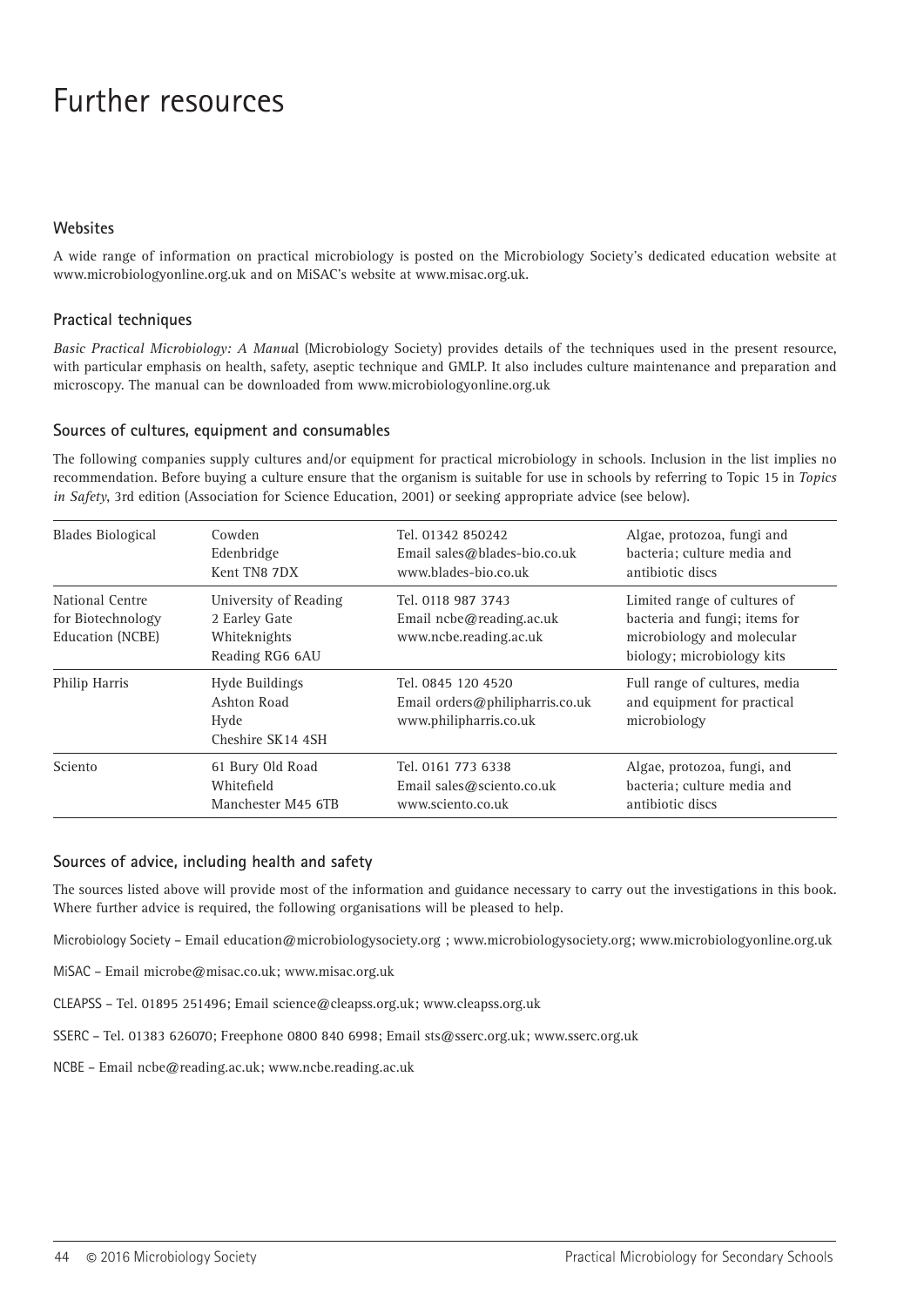# Further resources

### Websites

A wide range of information on practical microbiology is posted on the Microbiology Society's dedicated education website at www.microbiologyonline.org.uk and on MiSAC's website at www.misac.org.uk.

### Practical techniques

*Basic Practical Microbiology: A Manua*l (Microbiology Society) provides details of the techniques used in the present resource, with particular emphasis on health, safety, aseptic technique and GMLP. It also includes culture maintenance and preparation and microscopy. The manual can be downloaded from www.microbiologyonline.org.uk

### Sources of cultures, equipment and consumables

The following companies supply cultures and/or equipment for practical microbiology in schools. Inclusion in the list implies no recommendation. Before buying a culture ensure that the organism is suitable for use in schools by referring to Topic 15 in *Topics in Safety*, 3rd edition (Association for Science Education, 2001) or seeking appropriate advice (see below).

| | | | |
|---|---|---|---|
| Blades Biological | Cowden<br>Edenbridge<br>Kent TN8 7DX | Tel. 01342 850242<br>Email sales@blades-bio.co.uk<br>www.blades-bio.co.uk | Algae, protozoa, fungi and bacteria; culture media and antibiotic discs |
| National Centre for Biotechnology Education (NCBE) | University of Reading<br>2 Earley Gate<br>Whiteknights<br>Reading RG6 6AU | Tel. 0118 987 3743<br>Email ncbe@reading.ac.uk<br>www.ncbe.reading.ac.uk | Limited range of cultures of bacteria and fungi; items for microbiology and molecular biology; microbiology kits |
| Philip Harris | Hyde Buildings<br>Ashton Road<br>Hyde<br>Cheshire SK14 4SH | Tel. 0845 120 4520<br>Email orders@philipharris.co.uk<br>www.philipharris.co.uk | Full range of cultures, media and equipment for practical microbiology |
| Sciento | 61 Bury Old Road<br>Whitefield<br>Manchester M45 6TB | Tel. 0161 773 6338<br>Email sales@sciento.co.uk<br>www.sciento.co.uk | Algae, protozoa, fungi, and bacteria; culture media and antibiotic discs |

### Sources of advice, including health and safety

The sources listed above will provide most of the information and guidance necessary to carry out the investigations in this book. Where further advice is required, the following organisations will be pleased to help.

Microbiology Society – Email education@microbiologysociety.org ; www.microbiologysociety.org; www.microbiologyonline.org.uk

MiSAC – Email microbe@misac.co.uk; www.misac.org.uk

CLEAPSS – Tel. 01895 251496; Email science@cleapss.org.uk; www.cleapss.org.uk

SSERC – Tel. 01383 626070; Freephone 0800 840 6998; Email sts@sserc.org.uk; www.sserc.org.uk

NCBE – Email ncbe@reading.ac.uk; www.ncbe.reading.ac.uk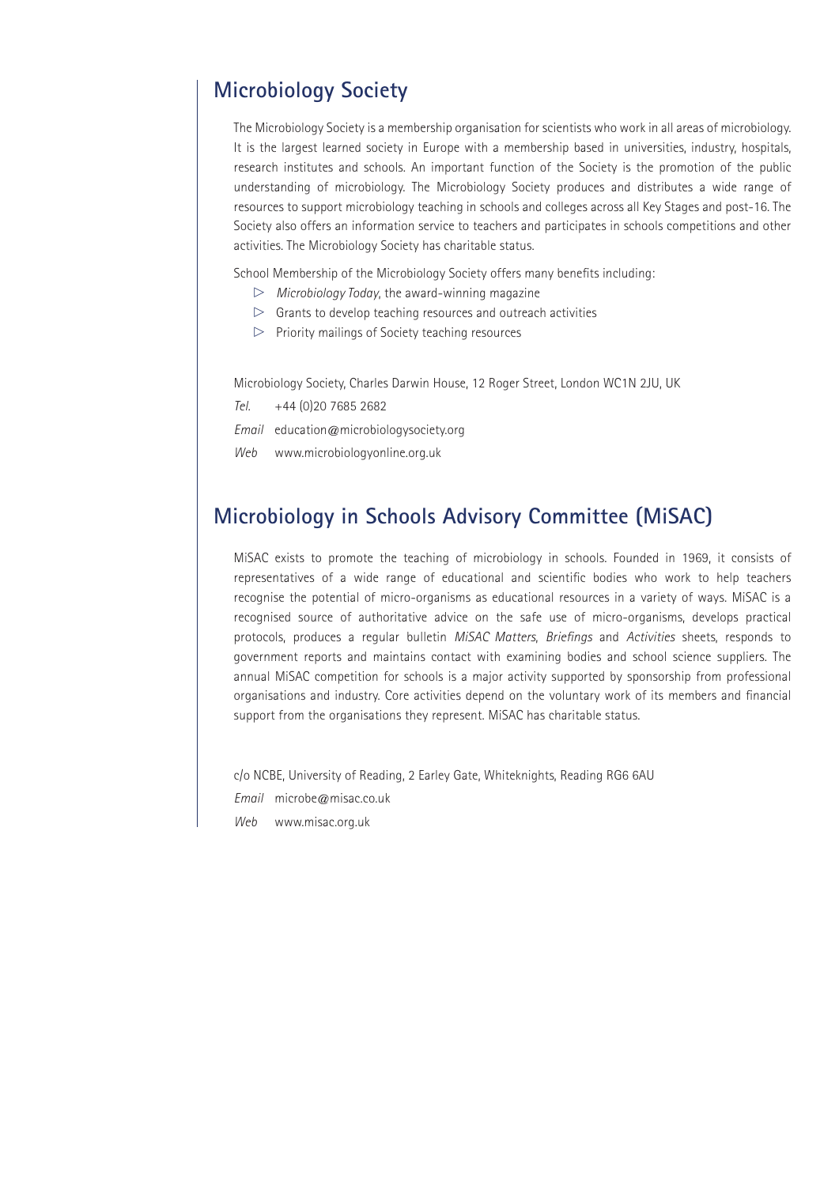## Microbiology Society

The Microbiology Society is a membership organisation for scientists who work in all areas of microbiology. It is the largest learned society in Europe with a membership based in universities, industry, hospitals, research institutes and schools. An important function of the Society is the promotion of the public understanding of microbiology. The Microbiology Society produces and distributes a wide range of resources to support microbiology teaching in schools and colleges across all Key Stages and post-16. The Society also offers an information service to teachers and participates in schools competitions and other activities. The Microbiology Society has charitable status.

School Membership of the Microbiology Society offers many benefits including:

- *Microbiology Today*, the award-winning magazine
- Grants to develop teaching resources and outreach activities
- Priority mailings of Society teaching resources

Microbiology Society, Charles Darwin House, 12 Roger Street, London WC1N 2JU, UK

*Tel.* +44 (0)20 7685 2682

*Email* education@microbiologysociety.org

*Web* www.microbiologyonline.org.uk

## Microbiology in Schools Advisory Committee (MiSAC)

MiSAC exists to promote the teaching of microbiology in schools. Founded in 1969, it consists of representatives of a wide range of educational and scientific bodies who work to help teachers recognise the potential of micro-organisms as educational resources in a variety of ways. MiSAC is a recognised source of authoritative advice on the safe use of micro-organisms, develops practical protocols, produces a regular bulletin *MiSAC Matters*, *Briefings* and *Activities* sheets, responds to government reports and maintains contact with examining bodies and school science suppliers. The annual MiSAC competition for schools is a major activity supported by sponsorship from professional organisations and industry. Core activities depend on the voluntary work of its members and financial support from the organisations they represent. MiSAC has charitable status.

c/o NCBE, University of Reading, 2 Earley Gate, Whiteknights, Reading RG6 6AU

*Email* microbe@misac.co.uk

*Web* www.misac.org.uk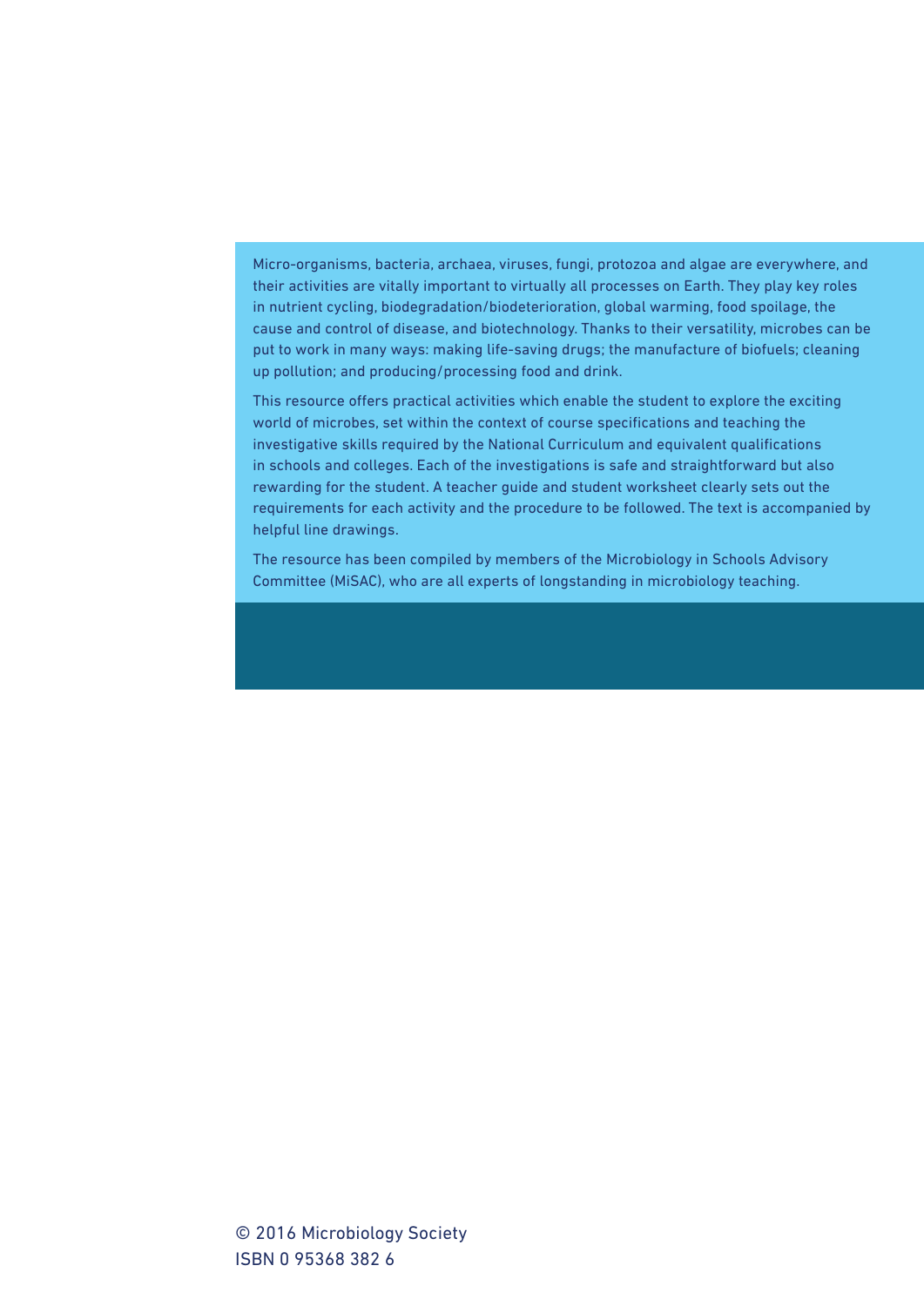Micro-organisms, bacteria, archaea, viruses, fungi, protozoa and algae are everywhere, and their activities are vitally important to virtually all processes on Earth. They play key roles in nutrient cycling, biodegradation/biodeterioration, global warming, food spoilage, the cause and control of disease, and biotechnology. Thanks to their versatility, microbes can be put to work in many ways: making life-saving drugs; the manufacture of biofuels; cleaning up pollution; and producing/processing food and drink.

This resource offers practical activities which enable the student to explore the exciting world of microbes, set within the context of course specifications and teaching the investigative skills required by the National Curriculum and equivalent qualifications in schools and colleges. Each of the investigations is safe and straightforward but also rewarding for the student. A teacher guide and student worksheet clearly sets out the requirements for each activity and the procedure to be followed. The text is accompanied by helpful line drawings.

The resource has been compiled by members of the Microbiology in Schools Advisory Committee (MiSAC), who are all experts of longstanding in microbiology teaching.

© 2016 Microbiology Society
ISBN 0 95368 382 6